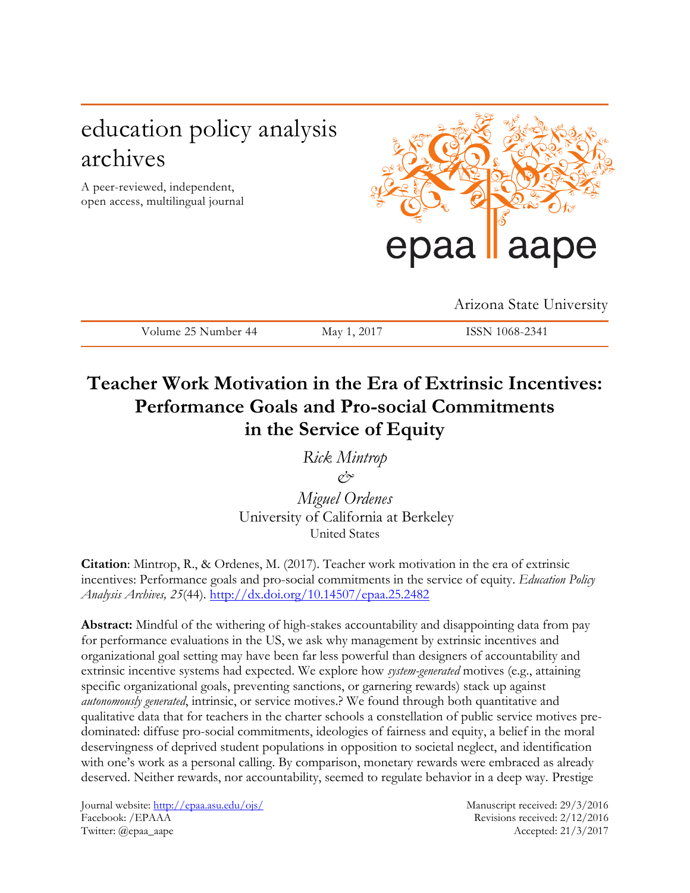# education policy analysis archives

A peer-reviewed, independent, open access, multilingual journal

epaa aape

Arizona State University

Volume 25 Number 44 | May 1, 2017 | ISSN 1068-2341

## Teacher Work Motivation in the Era of Extrinsic Incentives: Performance Goals and Pro-social Commitments in the Service of Equity

*Rick Mintrop*
*&*
*Miguel Ordenes*
University of California at Berkeley
United States

**Citation**: Mintrop, R., & Ordenes, M. (2017). Teacher work motivation in the era of extrinsic incentives: Performance goals and pro-social commitments in the service of equity. *Education Policy Analysis Archives, 25*(44). http://dx.doi.org/10.14507/epaa.25.2482

**Abstract:** Mindful of the withering of high-stakes accountability and disappointing data from pay for performance evaluations in the US, we ask why management by extrinsic incentives and organizational goal setting may have been far less powerful than designers of accountability and extrinsic incentive systems had expected. We explore how *system-generated* motives (e.g., attaining specific organizational goals, preventing sanctions, or garnering rewards) stack up against *autonomously generated*, intrinsic, or service motives.? We found through both quantitative and qualitative data that for teachers in the charter schools a constellation of public service motives predominated: diffuse pro-social commitments, ideologies of fairness and equity, a belief in the moral deservingness of deprived student populations in opposition to societal neglect, and identification with one's work as a personal calling. By comparison, monetary rewards were embraced as already deserved. Neither rewards, nor accountability, seemed to regulate behavior in a deep way. Prestige

Journal website: http://epaa.asu.edu/ojs/
Facebook: /EPAAA
Twitter: @epaa_aape

Manuscript received: 29/3/2016
Revisions received: 2/12/2016
Accepted: 21/3/2017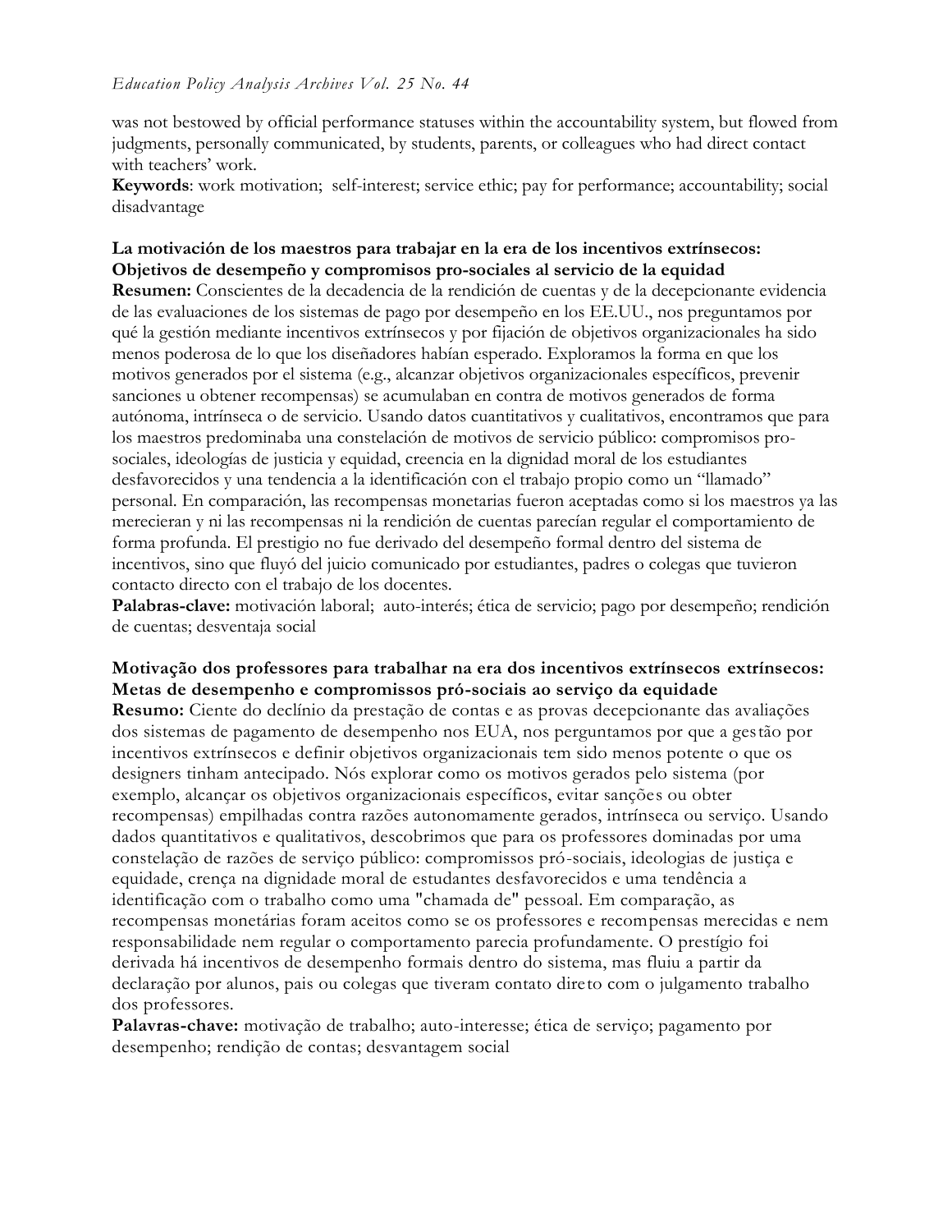was not bestowed by official performance statuses within the accountability system, but flowed from judgments, personally communicated, by students, parents, or colleagues who had direct contact with teachers' work.

**Keywords**: work motivation; self-interest; service ethic; pay for performance; accountability; social disadvantage

**La motivación de los maestros para trabajar en la era de los incentivos extrínsecos: Objetivos de desempeño y compromisos pro-sociales al servicio de la equidad**

**Resumen:** Conscientes de la decadencia de la rendición de cuentas y de la decepcionante evidencia de las evaluaciones de los sistemas de pago por desempeño en los EE.UU., nos preguntamos por qué la gestión mediante incentivos extrínsecos y por fijación de objetivos organizacionales ha sido menos poderosa de lo que los diseñadores habían esperado. Exploramos la forma en que los motivos generados por el sistema (e.g., alcanzar objetivos organizacionales específicos, prevenir sanciones u obtener recompensas) se acumulaban en contra de motivos generados de forma autónoma, intrínseca o de servicio. Usando datos cuantitativos y cualitativos, encontramos que para los maestros predominaba una constelación de motivos de servicio público: compromisos pro-sociales, ideologías de justicia y equidad, creencia en la dignidad moral de los estudiantes desfavorecidos y una tendencia a la identificación con el trabajo propio como un "llamado" personal. En comparación, las recompensas monetarias fueron aceptadas como si los maestros ya las merecieran y ni las recompensas ni la rendición de cuentas parecían regular el comportamiento de forma profunda. El prestigio no fue derivado del desempeño formal dentro del sistema de incentivos, sino que fluyó del juicio comunicado por estudiantes, padres o colegas que tuvieron contacto directo con el trabajo de los docentes.

**Palabras-clave:** motivación laboral; auto-interés; ética de servicio; pago por desempeño; rendición de cuentas; desventaja social

**Motivação dos professores para trabalhar na era dos incentivos extrínsecos extrínsecos: Metas de desempenho e compromissos pró-sociais ao serviço da equidade**

**Resumo:** Ciente do declínio da prestação de contas e as provas decepcionante das avaliações dos sistemas de pagamento de desempenho nos EUA, nos perguntamos por que a gestão por incentivos extrínsecos e definir objetivos organizacionais tem sido menos potente o que os designers tinham antecipado. Nós explorar como os motivos gerados pelo sistema (por exemplo, alcançar os objetivos organizacionais específicos, evitar sanções ou obter recompensas) empilhadas contra razões autonomamente gerados, intrínseca ou serviço. Usando dados quantitativos e qualitativos, descobrimos que para os professores dominadas por uma constelação de razões de serviço público: compromissos pró-sociais, ideologias de justiça e equidade, crença na dignidade moral de estudantes desfavorecidos e uma tendência a identificação com o trabalho como uma "chamada de" pessoal. Em comparação, as recompensas monetárias foram aceitos como se os professores e recompensas merecidas e nem responsabilidade nem regular o comportamento parecia profundamente. O prestígio foi derivada há incentivos de desempenho formais dentro do sistema, mas fluiu a partir da declaração por alunos, pais ou colegas que tiveram contato direto com o julgamento trabalho dos professores.

**Palavras-chave:** motivação de trabalho; auto-interesse; ética de serviço; pagamento por desempenho; rendição de contas; desvantagem social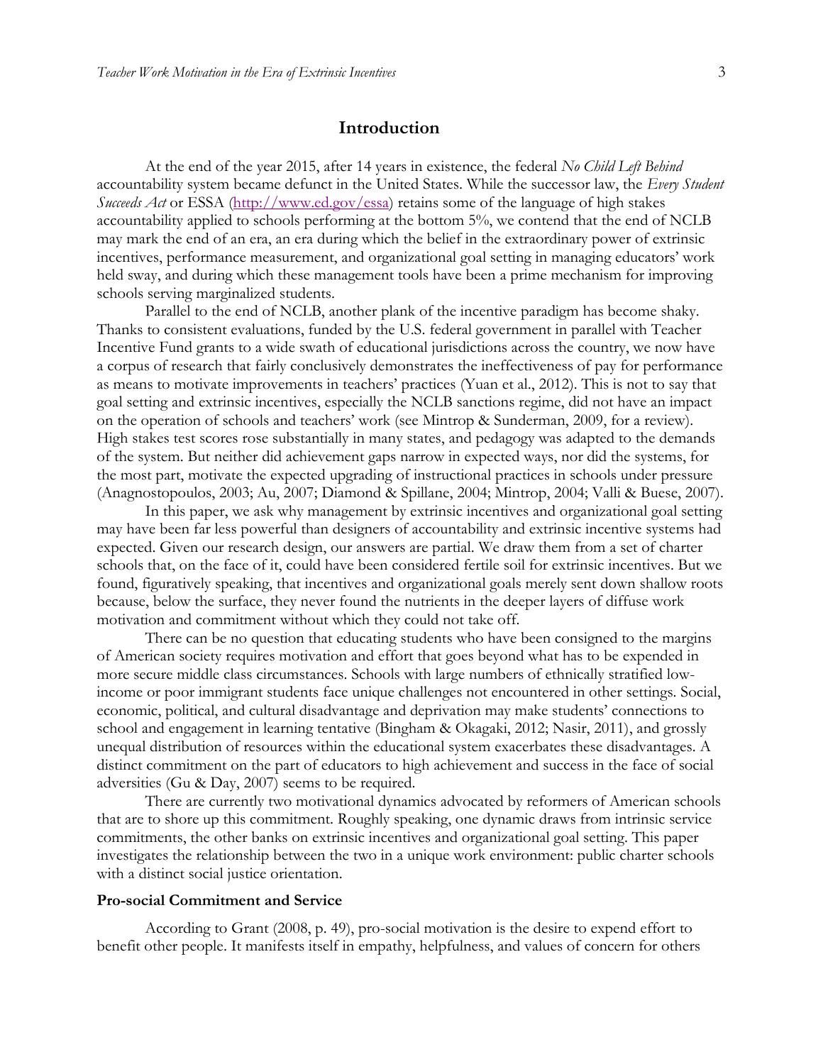## Introduction

At the end of the year 2015, after 14 years in existence, the federal *No Child Left Behind* accountability system became defunct in the United States. While the successor law, the *Every Student Succeeds Act* or ESSA (http://www.ed.gov/essa) retains some of the language of high stakes accountability applied to schools performing at the bottom 5%, we contend that the end of NCLB may mark the end of an era, an era during which the belief in the extraordinary power of extrinsic incentives, performance measurement, and organizational goal setting in managing educators' work held sway, and during which these management tools have been a prime mechanism for improving schools serving marginalized students.

Parallel to the end of NCLB, another plank of the incentive paradigm has become shaky. Thanks to consistent evaluations, funded by the U.S. federal government in parallel with Teacher Incentive Fund grants to a wide swath of educational jurisdictions across the country, we now have a corpus of research that fairly conclusively demonstrates the ineffectiveness of pay for performance as means to motivate improvements in teachers' practices (Yuan et al., 2012). This is not to say that goal setting and extrinsic incentives, especially the NCLB sanctions regime, did not have an impact on the operation of schools and teachers' work (see Mintrop & Sunderman, 2009, for a review). High stakes test scores rose substantially in many states, and pedagogy was adapted to the demands of the system. But neither did achievement gaps narrow in expected ways, nor did the systems, for the most part, motivate the expected upgrading of instructional practices in schools under pressure (Anagnostopoulos, 2003; Au, 2007; Diamond & Spillane, 2004; Mintrop, 2004; Valli & Buese, 2007).

In this paper, we ask why management by extrinsic incentives and organizational goal setting may have been far less powerful than designers of accountability and extrinsic incentive systems had expected. Given our research design, our answers are partial. We draw them from a set of charter schools that, on the face of it, could have been considered fertile soil for extrinsic incentives. But we found, figuratively speaking, that incentives and organizational goals merely sent down shallow roots because, below the surface, they never found the nutrients in the deeper layers of diffuse work motivation and commitment without which they could not take off.

There can be no question that educating students who have been consigned to the margins of American society requires motivation and effort that goes beyond what has to be expended in more secure middle class circumstances. Schools with large numbers of ethnically stratified low-income or poor immigrant students face unique challenges not encountered in other settings. Social, economic, political, and cultural disadvantage and deprivation may make students' connections to school and engagement in learning tentative (Bingham & Okagaki, 2012; Nasir, 2011), and grossly unequal distribution of resources within the educational system exacerbates these disadvantages. A distinct commitment on the part of educators to high achievement and success in the face of social adversities (Gu & Day, 2007) seems to be required.

There are currently two motivational dynamics advocated by reformers of American schools that are to shore up this commitment. Roughly speaking, one dynamic draws from intrinsic service commitments, the other banks on extrinsic incentives and organizational goal setting. This paper investigates the relationship between the two in a unique work environment: public charter schools with a distinct social justice orientation.

### Pro-social Commitment and Service

According to Grant (2008, p. 49), pro-social motivation is the desire to expend effort to benefit other people. It manifests itself in empathy, helpfulness, and values of concern for others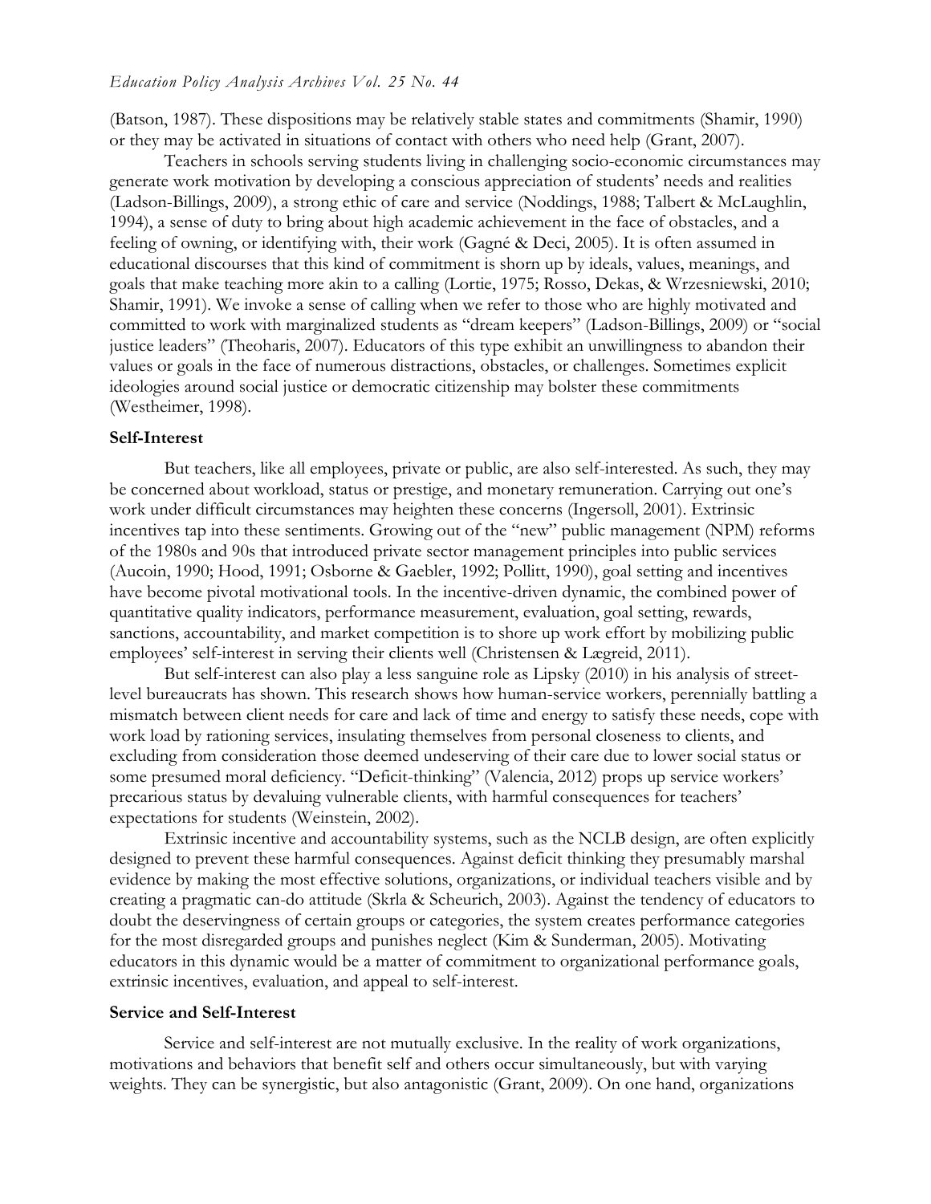(Batson, 1987). These dispositions may be relatively stable states and commitments (Shamir, 1990) or they may be activated in situations of contact with others who need help (Grant, 2007).

Teachers in schools serving students living in challenging socio-economic circumstances may generate work motivation by developing a conscious appreciation of students' needs and realities (Ladson-Billings, 2009), a strong ethic of care and service (Noddings, 1988; Talbert & McLaughlin, 1994), a sense of duty to bring about high academic achievement in the face of obstacles, and a feeling of owning, or identifying with, their work (Gagné & Deci, 2005). It is often assumed in educational discourses that this kind of commitment is shorn up by ideals, values, meanings, and goals that make teaching more akin to a calling (Lortie, 1975; Rosso, Dekas, & Wrzesniewski, 2010; Shamir, 1991). We invoke a sense of calling when we refer to those who are highly motivated and committed to work with marginalized students as "dream keepers" (Ladson-Billings, 2009) or "social justice leaders" (Theoharis, 2007). Educators of this type exhibit an unwillingness to abandon their values or goals in the face of numerous distractions, obstacles, or challenges. Sometimes explicit ideologies around social justice or democratic citizenship may bolster these commitments (Westheimer, 1998).

### Self-Interest

But teachers, like all employees, private or public, are also self-interested. As such, they may be concerned about workload, status or prestige, and monetary remuneration. Carrying out one's work under difficult circumstances may heighten these concerns (Ingersoll, 2001). Extrinsic incentives tap into these sentiments. Growing out of the "new" public management (NPM) reforms of the 1980s and 90s that introduced private sector management principles into public services (Aucoin, 1990; Hood, 1991; Osborne & Gaebler, 1992; Pollitt, 1990), goal setting and incentives have become pivotal motivational tools. In the incentive-driven dynamic, the combined power of quantitative quality indicators, performance measurement, evaluation, goal setting, rewards, sanctions, accountability, and market competition is to shore up work effort by mobilizing public employees' self-interest in serving their clients well (Christensen & Lægreid, 2011).

But self-interest can also play a less sanguine role as Lipsky (2010) in his analysis of street-level bureaucrats has shown. This research shows how human-service workers, perennially battling a mismatch between client needs for care and lack of time and energy to satisfy these needs, cope with work load by rationing services, insulating themselves from personal closeness to clients, and excluding from consideration those deemed undeserving of their care due to lower social status or some presumed moral deficiency. "Deficit-thinking" (Valencia, 2012) props up service workers' precarious status by devaluing vulnerable clients, with harmful consequences for teachers' expectations for students (Weinstein, 2002).

Extrinsic incentive and accountability systems, such as the NCLB design, are often explicitly designed to prevent these harmful consequences. Against deficit thinking they presumably marshal evidence by making the most effective solutions, organizations, or individual teachers visible and by creating a pragmatic can-do attitude (Skrla & Scheurich, 2003). Against the tendency of educators to doubt the deservingness of certain groups or categories, the system creates performance categories for the most disregarded groups and punishes neglect (Kim & Sunderman, 2005). Motivating educators in this dynamic would be a matter of commitment to organizational performance goals, extrinsic incentives, evaluation, and appeal to self-interest.

### Service and Self-Interest

Service and self-interest are not mutually exclusive. In the reality of work organizations, motivations and behaviors that benefit self and others occur simultaneously, but with varying weights. They can be synergistic, but also antagonistic (Grant, 2009). On one hand, organizations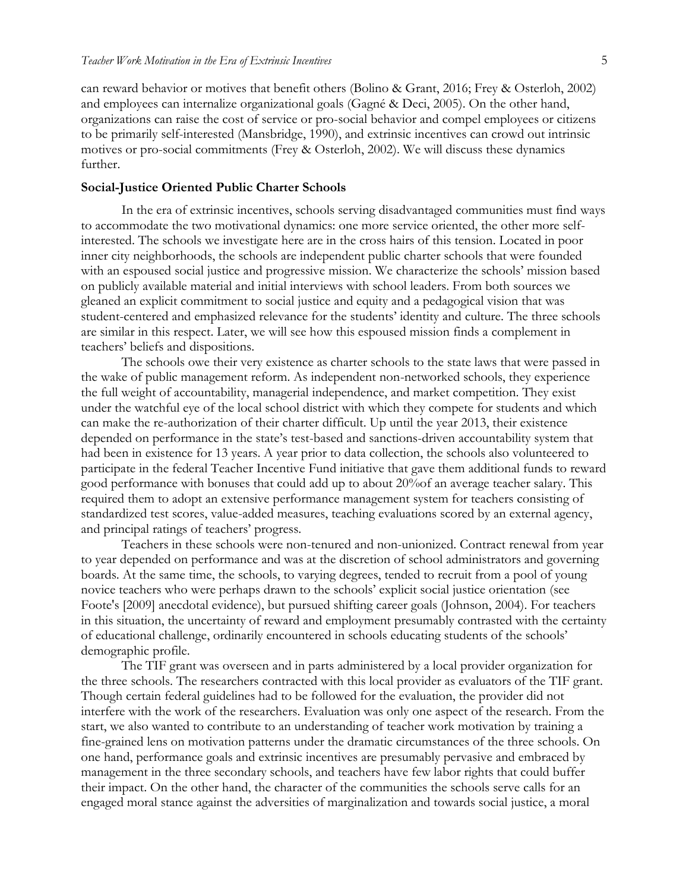can reward behavior or motives that benefit others (Bolino & Grant, 2016; Frey & Osterloh, 2002) and employees can internalize organizational goals (Gagné & Deci, 2005). On the other hand, organizations can raise the cost of service or pro-social behavior and compel employees or citizens to be primarily self-interested (Mansbridge, 1990), and extrinsic incentives can crowd out intrinsic motives or pro-social commitments (Frey & Osterloh, 2002). We will discuss these dynamics further.

### Social-Justice Oriented Public Charter Schools

In the era of extrinsic incentives, schools serving disadvantaged communities must find ways to accommodate the two motivational dynamics: one more service oriented, the other more self-interested. The schools we investigate here are in the cross hairs of this tension. Located in poor inner city neighborhoods, the schools are independent public charter schools that were founded with an espoused social justice and progressive mission. We characterize the schools' mission based on publicly available material and initial interviews with school leaders. From both sources we gleaned an explicit commitment to social justice and equity and a pedagogical vision that was student-centered and emphasized relevance for the students' identity and culture. The three schools are similar in this respect. Later, we will see how this espoused mission finds a complement in teachers' beliefs and dispositions.

The schools owe their very existence as charter schools to the state laws that were passed in the wake of public management reform. As independent non-networked schools, they experience the full weight of accountability, managerial independence, and market competition. They exist under the watchful eye of the local school district with which they compete for students and which can make the re-authorization of their charter difficult. Up until the year 2013, their existence depended on performance in the state's test-based and sanctions-driven accountability system that had been in existence for 13 years. A year prior to data collection, the schools also volunteered to participate in the federal Teacher Incentive Fund initiative that gave them additional funds to reward good performance with bonuses that could add up to about 20%of an average teacher salary. This required them to adopt an extensive performance management system for teachers consisting of standardized test scores, value-added measures, teaching evaluations scored by an external agency, and principal ratings of teachers' progress.

Teachers in these schools were non-tenured and non-unionized. Contract renewal from year to year depended on performance and was at the discretion of school administrators and governing boards. At the same time, the schools, to varying degrees, tended to recruit from a pool of young novice teachers who were perhaps drawn to the schools' explicit social justice orientation (see Foote's [2009] anecdotal evidence), but pursued shifting career goals (Johnson, 2004). For teachers in this situation, the uncertainty of reward and employment presumably contrasted with the certainty of educational challenge, ordinarily encountered in schools educating students of the schools' demographic profile.

The TIF grant was overseen and in parts administered by a local provider organization for the three schools. The researchers contracted with this local provider as evaluators of the TIF grant. Though certain federal guidelines had to be followed for the evaluation, the provider did not interfere with the work of the researchers. Evaluation was only one aspect of the research. From the start, we also wanted to contribute to an understanding of teacher work motivation by training a fine-grained lens on motivation patterns under the dramatic circumstances of the three schools. On one hand, performance goals and extrinsic incentives are presumably pervasive and embraced by management in the three secondary schools, and teachers have few labor rights that could buffer their impact. On the other hand, the character of the communities the schools serve calls for an engaged moral stance against the adversities of marginalization and towards social justice, a moral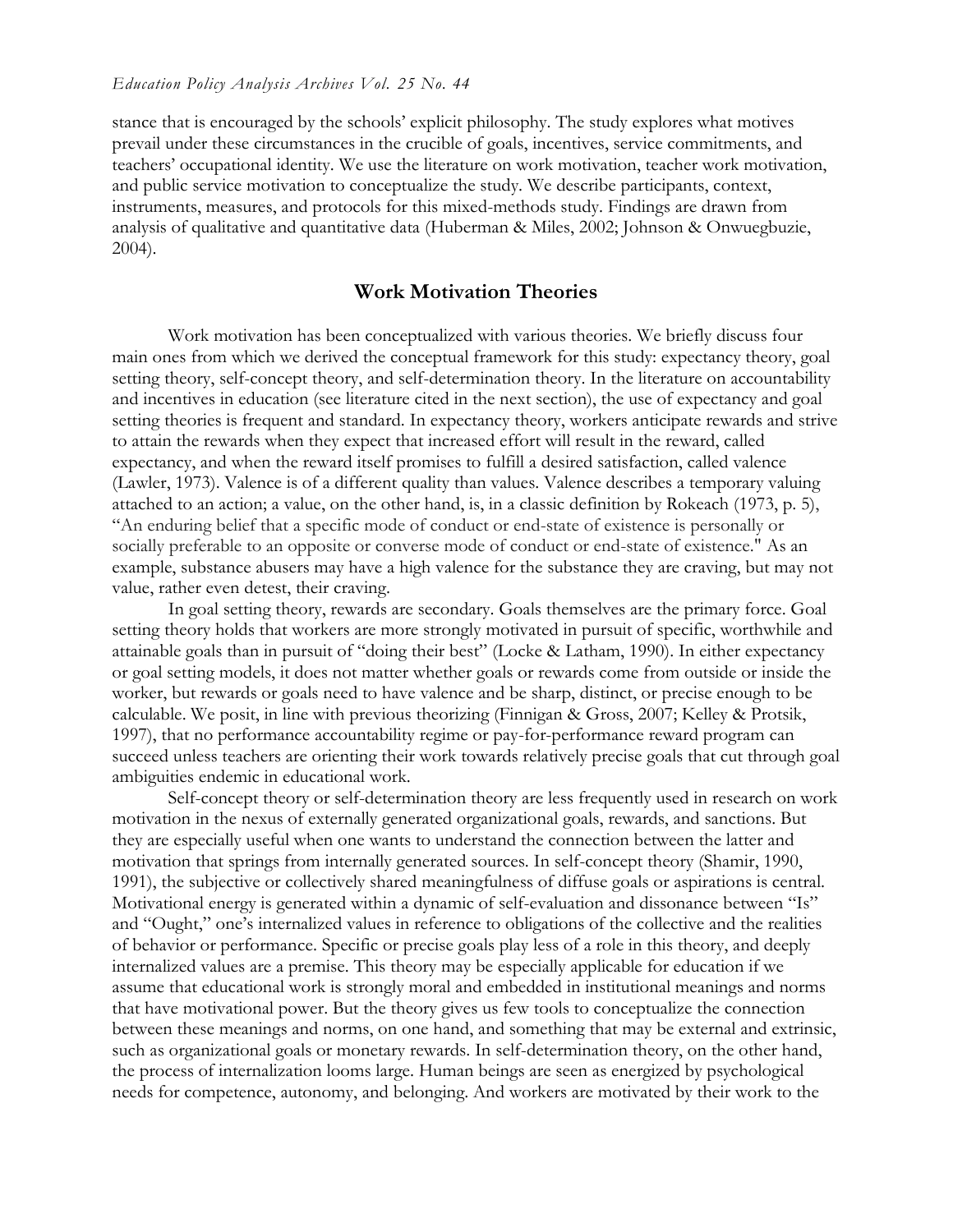stance that is encouraged by the schools' explicit philosophy. The study explores what motives prevail under these circumstances in the crucible of goals, incentives, service commitments, and teachers' occupational identity. We use the literature on work motivation, teacher work motivation, and public service motivation to conceptualize the study. We describe participants, context, instruments, measures, and protocols for this mixed-methods study. Findings are drawn from analysis of qualitative and quantitative data (Huberman & Miles, 2002; Johnson & Onwuegbuzie, 2004).

## Work Motivation Theories

Work motivation has been conceptualized with various theories. We briefly discuss four main ones from which we derived the conceptual framework for this study: expectancy theory, goal setting theory, self-concept theory, and self-determination theory. In the literature on accountability and incentives in education (see literature cited in the next section), the use of expectancy and goal setting theories is frequent and standard. In expectancy theory, workers anticipate rewards and strive to attain the rewards when they expect that increased effort will result in the reward, called expectancy, and when the reward itself promises to fulfill a desired satisfaction, called valence (Lawler, 1973). Valence is of a different quality than values. Valence describes a temporary valuing attached to an action; a value, on the other hand, is, in a classic definition by Rokeach (1973, p. 5), "An enduring belief that a specific mode of conduct or end-state of existence is personally or socially preferable to an opposite or converse mode of conduct or end-state of existence." As an example, substance abusers may have a high valence for the substance they are craving, but may not value, rather even detest, their craving.

In goal setting theory, rewards are secondary. Goals themselves are the primary force. Goal setting theory holds that workers are more strongly motivated in pursuit of specific, worthwhile and attainable goals than in pursuit of "doing their best" (Locke & Latham, 1990). In either expectancy or goal setting models, it does not matter whether goals or rewards come from outside or inside the worker, but rewards or goals need to have valence and be sharp, distinct, or precise enough to be calculable. We posit, in line with previous theorizing (Finnigan & Gross, 2007; Kelley & Protsik, 1997), that no performance accountability regime or pay-for-performance reward program can succeed unless teachers are orienting their work towards relatively precise goals that cut through goal ambiguities endemic in educational work.

Self-concept theory or self-determination theory are less frequently used in research on work motivation in the nexus of externally generated organizational goals, rewards, and sanctions. But they are especially useful when one wants to understand the connection between the latter and motivation that springs from internally generated sources. In self-concept theory (Shamir, 1990, 1991), the subjective or collectively shared meaningfulness of diffuse goals or aspirations is central. Motivational energy is generated within a dynamic of self-evaluation and dissonance between "Is" and "Ought," one's internalized values in reference to obligations of the collective and the realities of behavior or performance. Specific or precise goals play less of a role in this theory, and deeply internalized values are a premise. This theory may be especially applicable for education if we assume that educational work is strongly moral and embedded in institutional meanings and norms that have motivational power. But the theory gives us few tools to conceptualize the connection between these meanings and norms, on one hand, and something that may be external and extrinsic, such as organizational goals or monetary rewards. In self-determination theory, on the other hand, the process of internalization looms large. Human beings are seen as energized by psychological needs for competence, autonomy, and belonging. And workers are motivated by their work to the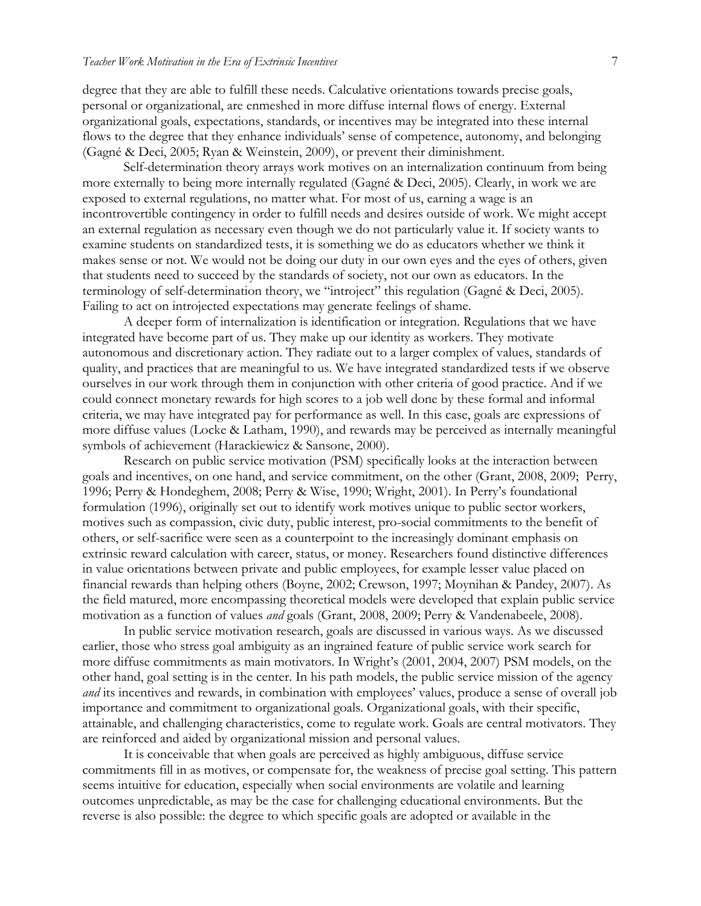degree that they are able to fulfill these needs. Calculative orientations towards precise goals, personal or organizational, are enmeshed in more diffuse internal flows of energy. External organizational goals, expectations, standards, or incentives may be integrated into these internal flows to the degree that they enhance individuals' sense of competence, autonomy, and belonging (Gagné & Deci, 2005; Ryan & Weinstein, 2009), or prevent their diminishment.

Self-determination theory arrays work motives on an internalization continuum from being more externally to being more internally regulated (Gagné & Deci, 2005). Clearly, in work we are exposed to external regulations, no matter what. For most of us, earning a wage is an incontrovertible contingency in order to fulfill needs and desires outside of work. We might accept an external regulation as necessary even though we do not particularly value it. If society wants to examine students on standardized tests, it is something we do as educators whether we think it makes sense or not. We would not be doing our duty in our own eyes and the eyes of others, given that students need to succeed by the standards of society, not our own as educators. In the terminology of self-determination theory, we "introject" this regulation (Gagné & Deci, 2005). Failing to act on introjected expectations may generate feelings of shame.

A deeper form of internalization is identification or integration. Regulations that we have integrated have become part of us. They make up our identity as workers. They motivate autonomous and discretionary action. They radiate out to a larger complex of values, standards of quality, and practices that are meaningful to us. We have integrated standardized tests if we observe ourselves in our work through them in conjunction with other criteria of good practice. And if we could connect monetary rewards for high scores to a job well done by these formal and informal criteria, we may have integrated pay for performance as well. In this case, goals are expressions of more diffuse values (Locke & Latham, 1990), and rewards may be perceived as internally meaningful symbols of achievement (Harackiewicz & Sansone, 2000).

Research on public service motivation (PSM) specifically looks at the interaction between goals and incentives, on one hand, and service commitment, on the other (Grant, 2008, 2009; Perry, 1996; Perry & Hondeghem, 2008; Perry & Wise, 1990; Wright, 2001). In Perry's foundational formulation (1996), originally set out to identify work motives unique to public sector workers, motives such as compassion, civic duty, public interest, pro-social commitments to the benefit of others, or self-sacrifice were seen as a counterpoint to the increasingly dominant emphasis on extrinsic reward calculation with career, status, or money. Researchers found distinctive differences in value orientations between private and public employees, for example lesser value placed on financial rewards than helping others (Boyne, 2002; Crewson, 1997; Moynihan & Pandey, 2007). As the field matured, more encompassing theoretical models were developed that explain public service motivation as a function of values *and* goals (Grant, 2008, 2009; Perry & Vandenabeele, 2008).

In public service motivation research, goals are discussed in various ways. As we discussed earlier, those who stress goal ambiguity as an ingrained feature of public service work search for more diffuse commitments as main motivators. In Wright's (2001, 2004, 2007) PSM models, on the other hand, goal setting is in the center. In his path models, the public service mission of the agency *and* its incentives and rewards, in combination with employees' values, produce a sense of overall job importance and commitment to organizational goals. Organizational goals, with their specific, attainable, and challenging characteristics, come to regulate work. Goals are central motivators. They are reinforced and aided by organizational mission and personal values.

It is conceivable that when goals are perceived as highly ambiguous, diffuse service commitments fill in as motives, or compensate for, the weakness of precise goal setting. This pattern seems intuitive for education, especially when social environments are volatile and learning outcomes unpredictable, as may be the case for challenging educational environments. But the reverse is also possible: the degree to which specific goals are adopted or available in the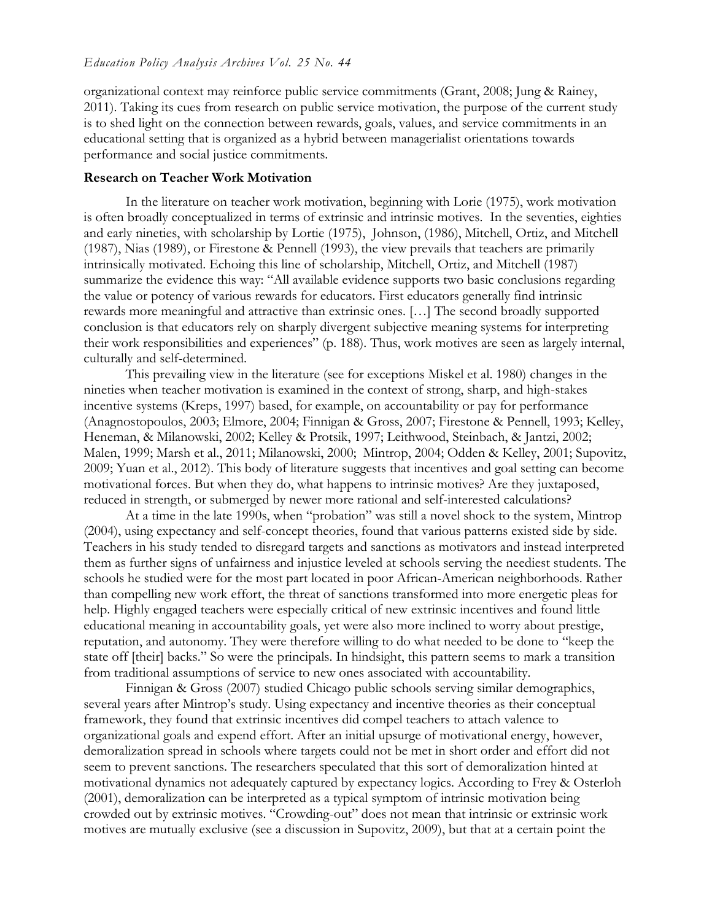organizational context may reinforce public service commitments (Grant, 2008; Jung & Rainey, 2011). Taking its cues from research on public service motivation, the purpose of the current study is to shed light on the connection between rewards, goals, values, and service commitments in an educational setting that is organized as a hybrid between managerialist orientations towards performance and social justice commitments.

### Research on Teacher Work Motivation

In the literature on teacher work motivation, beginning with Lorie (1975), work motivation is often broadly conceptualized in terms of extrinsic and intrinsic motives. In the seventies, eighties and early nineties, with scholarship by Lortie (1975), Johnson, (1986), Mitchell, Ortiz, and Mitchell (1987), Nias (1989), or Firestone & Pennell (1993), the view prevails that teachers are primarily intrinsically motivated. Echoing this line of scholarship, Mitchell, Ortiz, and Mitchell (1987) summarize the evidence this way: "All available evidence supports two basic conclusions regarding the value or potency of various rewards for educators. First educators generally find intrinsic rewards more meaningful and attractive than extrinsic ones. […] The second broadly supported conclusion is that educators rely on sharply divergent subjective meaning systems for interpreting their work responsibilities and experiences" (p. 188). Thus, work motives are seen as largely internal, culturally and self-determined.

This prevailing view in the literature (see for exceptions Miskel et al. 1980) changes in the nineties when teacher motivation is examined in the context of strong, sharp, and high-stakes incentive systems (Kreps, 1997) based, for example, on accountability or pay for performance (Anagnostopoulos, 2003; Elmore, 2004; Finnigan & Gross, 2007; Firestone & Pennell, 1993; Kelley, Heneman, & Milanowski, 2002; Kelley & Protsik, 1997; Leithwood, Steinbach, & Jantzi, 2002; Malen, 1999; Marsh et al., 2011; Milanowski, 2000; Mintrop, 2004; Odden & Kelley, 2001; Supovitz, 2009; Yuan et al., 2012). This body of literature suggests that incentives and goal setting can become motivational forces. But when they do, what happens to intrinsic motives? Are they juxtaposed, reduced in strength, or submerged by newer more rational and self-interested calculations?

At a time in the late 1990s, when "probation" was still a novel shock to the system, Mintrop (2004), using expectancy and self-concept theories, found that various patterns existed side by side. Teachers in his study tended to disregard targets and sanctions as motivators and instead interpreted them as further signs of unfairness and injustice leveled at schools serving the neediest students. The schools he studied were for the most part located in poor African-American neighborhoods. Rather than compelling new work effort, the threat of sanctions transformed into more energetic pleas for help. Highly engaged teachers were especially critical of new extrinsic incentives and found little educational meaning in accountability goals, yet were also more inclined to worry about prestige, reputation, and autonomy. They were therefore willing to do what needed to be done to "keep the state off [their] backs." So were the principals. In hindsight, this pattern seems to mark a transition from traditional assumptions of service to new ones associated with accountability.

Finnigan & Gross (2007) studied Chicago public schools serving similar demographics, several years after Mintrop's study. Using expectancy and incentive theories as their conceptual framework, they found that extrinsic incentives did compel teachers to attach valence to organizational goals and expend effort. After an initial upsurge of motivational energy, however, demoralization spread in schools where targets could not be met in short order and effort did not seem to prevent sanctions. The researchers speculated that this sort of demoralization hinted at motivational dynamics not adequately captured by expectancy logics. According to Frey & Osterloh (2001), demoralization can be interpreted as a typical symptom of intrinsic motivation being crowded out by extrinsic motives. "Crowding-out" does not mean that intrinsic or extrinsic work motives are mutually exclusive (see a discussion in Supovitz, 2009), but that at a certain point the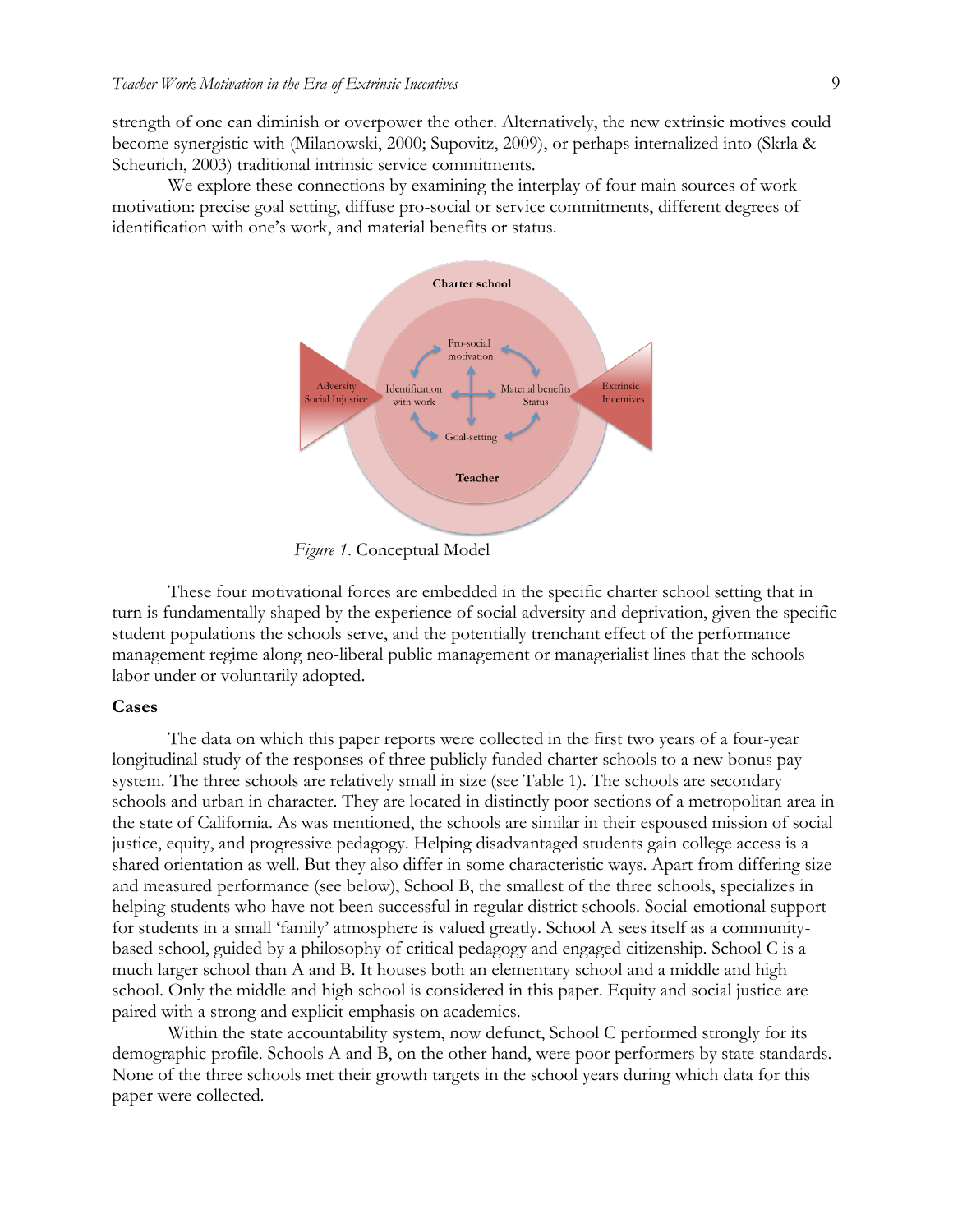strength of one can diminish or overpower the other. Alternatively, the new extrinsic motives could become synergistic with (Milanowski, 2000; Supovitz, 2009), or perhaps internalized into (Skrla & Scheurich, 2003) traditional intrinsic service commitments.

We explore these connections by examining the interplay of four main sources of work motivation: precise goal setting, diffuse pro-social or service commitments, different degrees of identification with one's work, and material benefits or status.

*Figure 1*. Conceptual Model

These four motivational forces are embedded in the specific charter school setting that in turn is fundamentally shaped by the experience of social adversity and deprivation, given the specific student populations the schools serve, and the potentially trenchant effect of the performance management regime along neo-liberal public management or managerialist lines that the schools labor under or voluntarily adopted.

**Cases**

The data on which this paper reports were collected in the first two years of a four-year longitudinal study of the responses of three publicly funded charter schools to a new bonus pay system. The three schools are relatively small in size (see Table 1). The schools are secondary schools and urban in character. They are located in distinctly poor sections of a metropolitan area in the state of California. As was mentioned, the schools are similar in their espoused mission of social justice, equity, and progressive pedagogy. Helping disadvantaged students gain college access is a shared orientation as well. But they also differ in some characteristic ways. Apart from differing size and measured performance (see below), School B, the smallest of the three schools, specializes in helping students who have not been successful in regular district schools. Social-emotional support for students in a small 'family' atmosphere is valued greatly. School A sees itself as a community-based school, guided by a philosophy of critical pedagogy and engaged citizenship. School C is a much larger school than A and B. It houses both an elementary school and a middle and high school. Only the middle and high school is considered in this paper. Equity and social justice are paired with a strong and explicit emphasis on academics.

Within the state accountability system, now defunct, School C performed strongly for its demographic profile. Schools A and B, on the other hand, were poor performers by state standards. None of the three schools met their growth targets in the school years during which data for this paper were collected.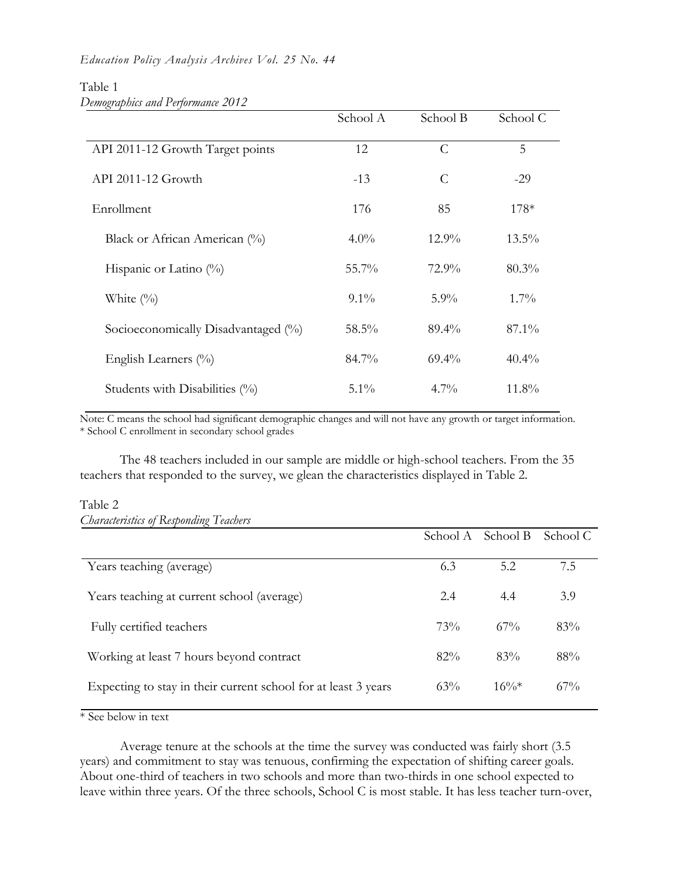Table 1
*Demographics and Performance 2012*

| | School A | School B | School C |
|---|---|---|---|
| API 2011-12 Growth Target points | 12 | C | 5 |
| API 2011-12 Growth | -13 | C | -29 |
| Enrollment | 176 | 85 | 178* |
| Black or African American (%) | 4.0% | 12.9% | 13.5% |
| Hispanic or Latino (%) | 55.7% | 72.9% | 80.3% |
| White (%) | 9.1% | 5.9% | 1.7% |
| Socioeconomically Disadvantaged (%) | 58.5% | 89.4% | 87.1% |
| English Learners (%) | 84.7% | 69.4% | 40.4% |
| Students with Disabilities (%) | 5.1% | 4.7% | 11.8% |

Note: C means the school had significant demographic changes and will not have any growth or target information.
* School C enrollment in secondary school grades

The 48 teachers included in our sample are middle or high-school teachers. From the 35 teachers that responded to the survey, we glean the characteristics displayed in Table 2.

Table 2
*Characteristics of Responding Teachers*

| | School A | School B | School C |
|---|---|---|---|
| Years teaching (average) | 6.3 | 5.2 | 7.5 |
| Years teaching at current school (average) | 2.4 | 4.4 | 3.9 |
| Fully certified teachers | 73% | 67% | 83% |
| Working at least 7 hours beyond contract | 82% | 83% | 88% |
| Expecting to stay in their current school for at least 3 years | 63% | 16%* | 67% |

* See below in text

Average tenure at the schools at the time the survey was conducted was fairly short (3.5 years) and commitment to stay was tenuous, confirming the expectation of shifting career goals. About one-third of teachers in two schools and more than two-thirds in one school expected to leave within three years. Of the three schools, School C is most stable. It has less teacher turn-over,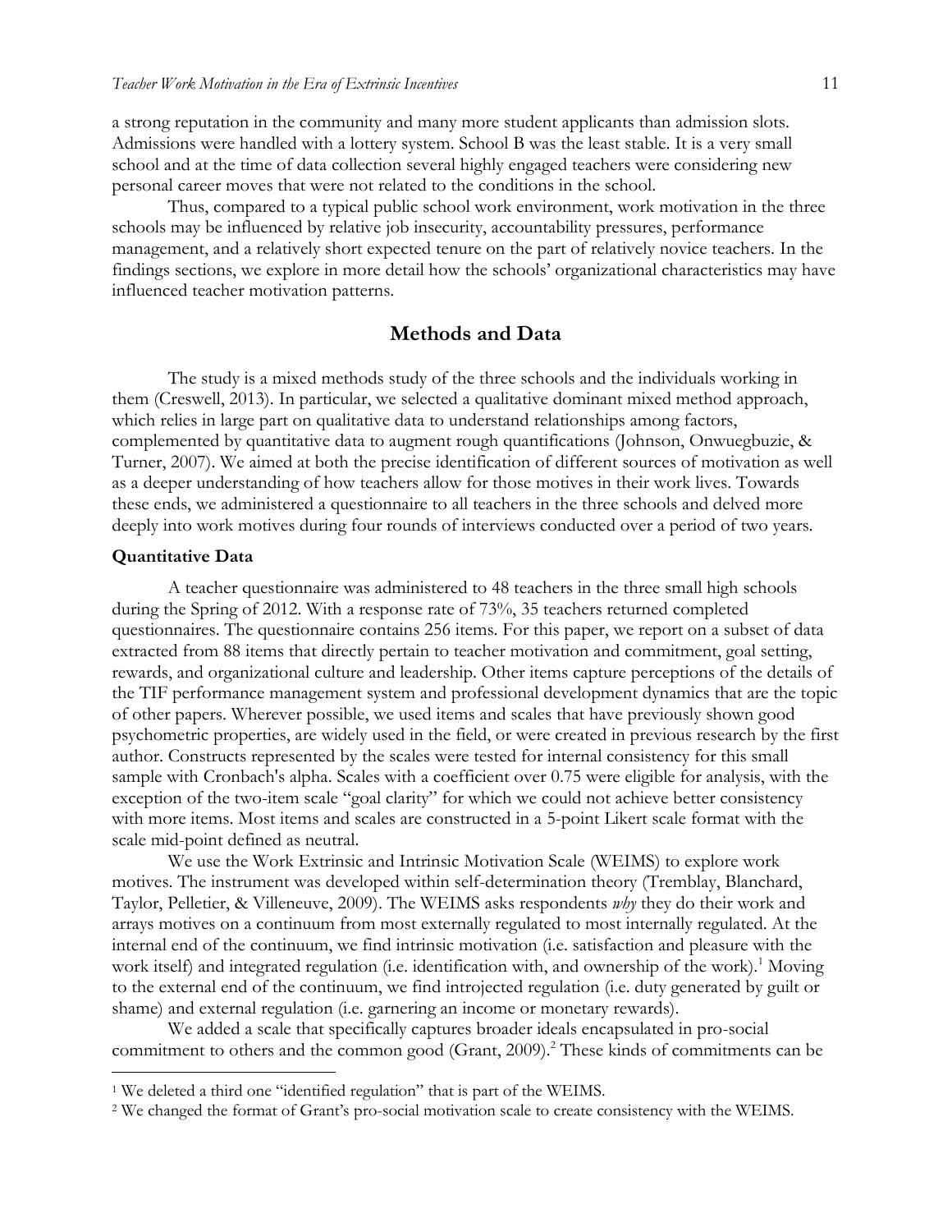a strong reputation in the community and many more student applicants than admission slots. Admissions were handled with a lottery system. School B was the least stable. It is a very small school and at the time of data collection several highly engaged teachers were considering new personal career moves that were not related to the conditions in the school.

Thus, compared to a typical public school work environment, work motivation in the three schools may be influenced by relative job insecurity, accountability pressures, performance management, and a relatively short expected tenure on the part of relatively novice teachers. In the findings sections, we explore in more detail how the schools' organizational characteristics may have influenced teacher motivation patterns.

## Methods and Data

The study is a mixed methods study of the three schools and the individuals working in them (Creswell, 2013). In particular, we selected a qualitative dominant mixed method approach, which relies in large part on qualitative data to understand relationships among factors, complemented by quantitative data to augment rough quantifications (Johnson, Onwuegbuzie, & Turner, 2007). We aimed at both the precise identification of different sources of motivation as well as a deeper understanding of how teachers allow for those motives in their work lives. Towards these ends, we administered a questionnaire to all teachers in the three schools and delved more deeply into work motives during four rounds of interviews conducted over a period of two years.

### Quantitative Data

A teacher questionnaire was administered to 48 teachers in the three small high schools during the Spring of 2012. With a response rate of 73%, 35 teachers returned completed questionnaires. The questionnaire contains 256 items. For this paper, we report on a subset of data extracted from 88 items that directly pertain to teacher motivation and commitment, goal setting, rewards, and organizational culture and leadership. Other items capture perceptions of the details of the TIF performance management system and professional development dynamics that are the topic of other papers. Wherever possible, we used items and scales that have previously shown good psychometric properties, are widely used in the field, or were created in previous research by the first author. Constructs represented by the scales were tested for internal consistency for this small sample with Cronbach's alpha. Scales with a coefficient over 0.75 were eligible for analysis, with the exception of the two-item scale "goal clarity" for which we could not achieve better consistency with more items. Most items and scales are constructed in a 5-point Likert scale format with the scale mid-point defined as neutral.

We use the Work Extrinsic and Intrinsic Motivation Scale (WEIMS) to explore work motives. The instrument was developed within self-determination theory (Tremblay, Blanchard, Taylor, Pelletier, & Villeneuve, 2009). The WEIMS asks respondents *why* they do their work and arrays motives on a continuum from most externally regulated to most internally regulated. At the internal end of the continuum, we find intrinsic motivation (i.e. satisfaction and pleasure with the work itself) and integrated regulation (i.e. identification with, and ownership of the work).[1] Moving to the external end of the continuum, we find introjected regulation (i.e. duty generated by guilt or shame) and external regulation (i.e. garnering an income or monetary rewards).

We added a scale that specifically captures broader ideals encapsulated in pro-social commitment to others and the common good (Grant, 2009).[2] These kinds of commitments can be

---

[1] We deleted a third one "identified regulation" that is part of the WEIMS.

[2] We changed the format of Grant's pro-social motivation scale to create consistency with the WEIMS.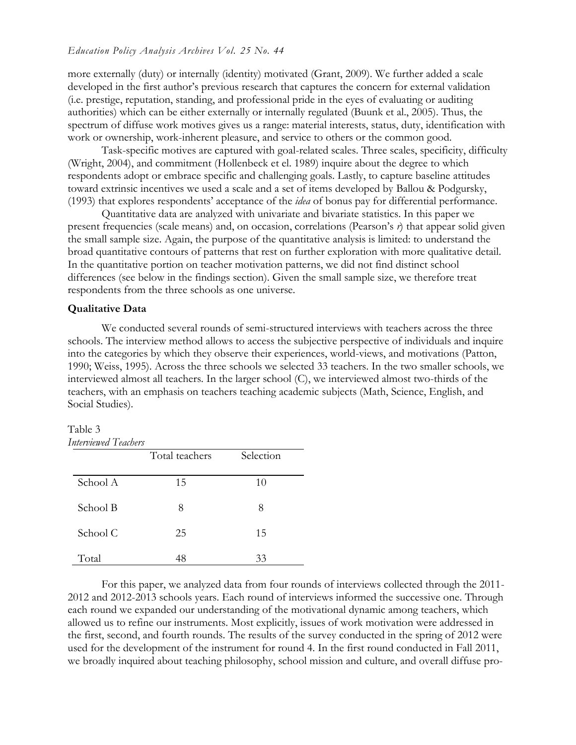more externally (duty) or internally (identity) motivated (Grant, 2009). We further added a scale developed in the first author's previous research that captures the concern for external validation (i.e. prestige, reputation, standing, and professional pride in the eyes of evaluating or auditing authorities) which can be either externally or internally regulated (Buunk et al., 2005). Thus, the spectrum of diffuse work motives gives us a range: material interests, status, duty, identification with work or ownership, work-inherent pleasure, and service to others or the common good.

Task-specific motives are captured with goal-related scales. Three scales, specificity, difficulty (Wright, 2004), and commitment (Hollenbeck et el. 1989) inquire about the degree to which respondents adopt or embrace specific and challenging goals. Lastly, to capture baseline attitudes toward extrinsic incentives we used a scale and a set of items developed by Ballou & Podgursky, (1993) that explores respondents' acceptance of the *idea* of bonus pay for differential performance.

Quantitative data are analyzed with univariate and bivariate statistics. In this paper we present frequencies (scale means) and, on occasion, correlations (Pearson's *r*) that appear solid given the small sample size. Again, the purpose of the quantitative analysis is limited: to understand the broad quantitative contours of patterns that rest on further exploration with more qualitative detail. In the quantitative portion on teacher motivation patterns, we did not find distinct school differences (see below in the findings section). Given the small sample size, we therefore treat respondents from the three schools as one universe.

**Qualitative Data**

We conducted several rounds of semi-structured interviews with teachers across the three schools. The interview method allows to access the subjective perspective of individuals and inquire into the categories by which they observe their experiences, world-views, and motivations (Patton, 1990; Weiss, 1995). Across the three schools we selected 33 teachers. In the two smaller schools, we interviewed almost all teachers. In the larger school (C), we interviewed almost two-thirds of the teachers, with an emphasis on teachers teaching academic subjects (Math, Science, English, and Social Studies).

Table 3
*Interviewed Teachers*

| | Total teachers | Selection |
|---|---|---|
| School A | 15 | 10 |
| School B | 8 | 8 |
| School C | 25 | 15 |
| Total | 48 | 33 |

For this paper, we analyzed data from four rounds of interviews collected through the 2011-2012 and 2012-2013 schools years. Each round of interviews informed the successive one. Through each round we expanded our understanding of the motivational dynamic among teachers, which allowed us to refine our instruments. Most explicitly, issues of work motivation were addressed in the first, second, and fourth rounds. The results of the survey conducted in the spring of 2012 were used for the development of the instrument for round 4. In the first round conducted in Fall 2011, we broadly inquired about teaching philosophy, school mission and culture, and overall diffuse pro-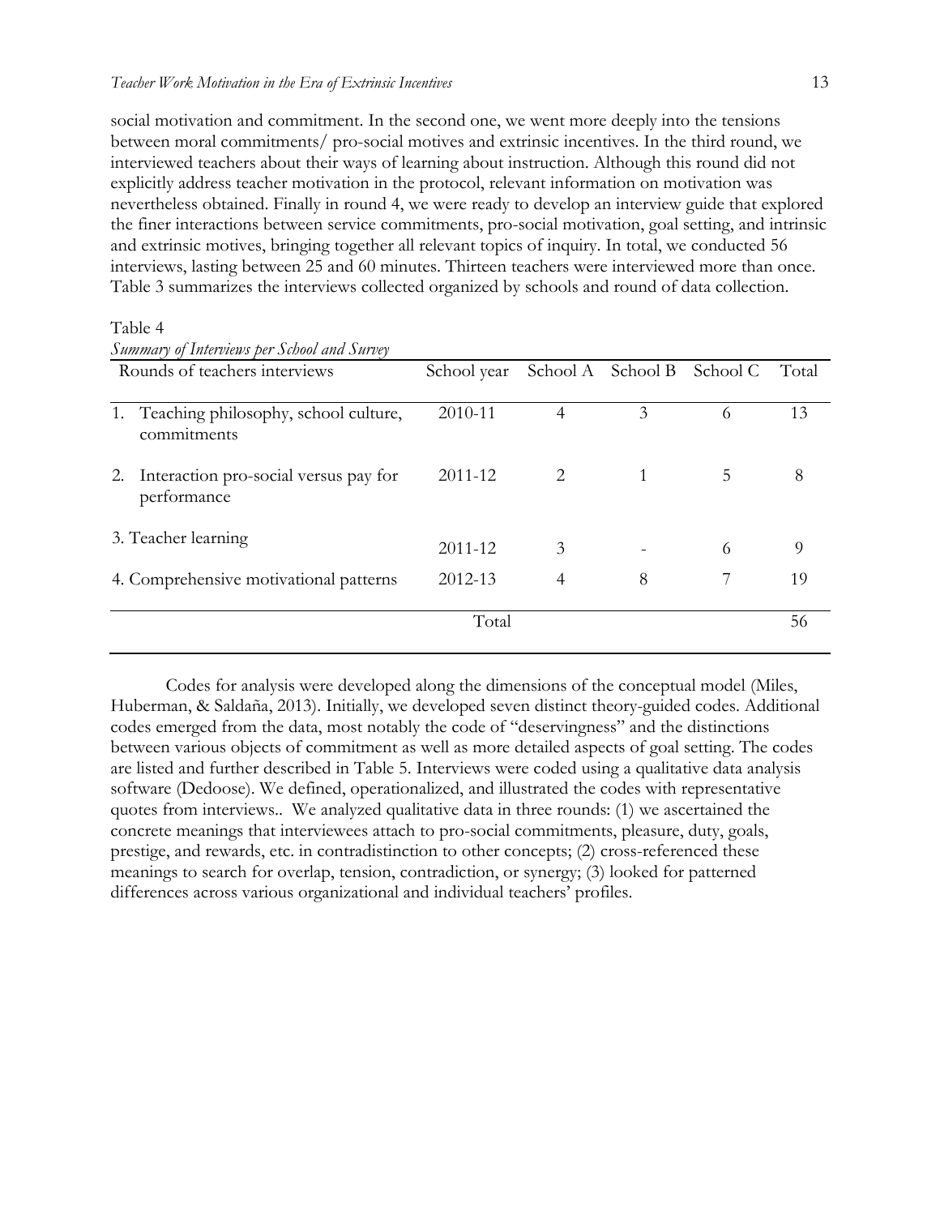social motivation and commitment. In the second one, we went more deeply into the tensions between moral commitments/ pro-social motives and extrinsic incentives. In the third round, we interviewed teachers about their ways of learning about instruction. Although this round did not explicitly address teacher motivation in the protocol, relevant information on motivation was nevertheless obtained. Finally in round 4, we were ready to develop an interview guide that explored the finer interactions between service commitments, pro-social motivation, goal setting, and intrinsic and extrinsic motives, bringing together all relevant topics of inquiry. In total, we conducted 56 interviews, lasting between 25 and 60 minutes. Thirteen teachers were interviewed more than once. Table 3 summarizes the interviews collected organized by schools and round of data collection.

Table 4

*Summary of Interviews per School and Survey*

| Rounds of teachers interviews | School year | School A | School B | School C | Total |
|---|---|---|---|---|---|
| 1. Teaching philosophy, school culture, commitments | 2010-11 | 4 | 3 | 6 | 13 |
| 2. Interaction pro-social versus pay for performance | 2011-12 | 2 | 1 | 5 | 8 |
| 3. Teacher learning | 2011-12 | 3 | - | 6 | 9 |
| 4. Comprehensive motivational patterns | 2012-13 | 4 | 8 | 7 | 19 |
| | Total | | | | 56 |

Codes for analysis were developed along the dimensions of the conceptual model (Miles, Huberman, & Saldaña, 2013). Initially, we developed seven distinct theory-guided codes. Additional codes emerged from the data, most notably the code of "deservingness" and the distinctions between various objects of commitment as well as more detailed aspects of goal setting. The codes are listed and further described in Table 5. Interviews were coded using a qualitative data analysis software (Dedoose). We defined, operationalized, and illustrated the codes with representative quotes from interviews.. We analyzed qualitative data in three rounds: (1) we ascertained the concrete meanings that interviewees attach to pro-social commitments, pleasure, duty, goals, prestige, and rewards, etc. in contradistinction to other concepts; (2) cross-referenced these meanings to search for overlap, tension, contradiction, or synergy; (3) looked for patterned differences across various organizational and individual teachers' profiles.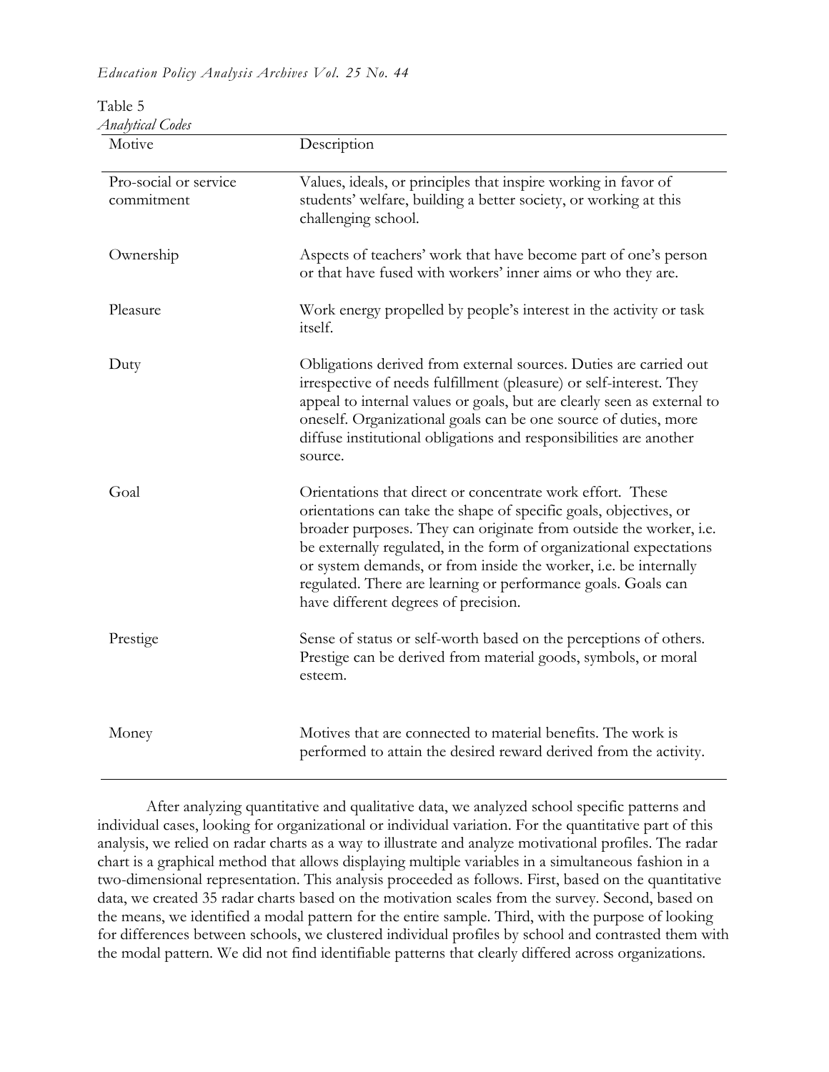Table 5
*Analytical Codes*

| Motive | Description |
|---|---|
| Pro-social or service commitment | Values, ideals, or principles that inspire working in favor of students' welfare, building a better society, or working at this challenging school. |
| Ownership | Aspects of teachers' work that have become part of one's person or that have fused with workers' inner aims or who they are. |
| Pleasure | Work energy propelled by people's interest in the activity or task itself. |
| Duty | Obligations derived from external sources. Duties are carried out irrespective of needs fulfillment (pleasure) or self-interest. They appeal to internal values or goals, but are clearly seen as external to oneself. Organizational goals can be one source of duties, more diffuse institutional obligations and responsibilities are another source. |
| Goal | Orientations that direct or concentrate work effort. These orientations can take the shape of specific goals, objectives, or broader purposes. They can originate from outside the worker, i.e. be externally regulated, in the form of organizational expectations or system demands, or from inside the worker, i.e. be internally regulated. There are learning or performance goals. Goals can have different degrees of precision. |
| Prestige | Sense of status or self-worth based on the perceptions of others. Prestige can be derived from material goods, symbols, or moral esteem. |
| Money | Motives that are connected to material benefits. The work is performed to attain the desired reward derived from the activity. |

After analyzing quantitative and qualitative data, we analyzed school specific patterns and individual cases, looking for organizational or individual variation. For the quantitative part of this analysis, we relied on radar charts as a way to illustrate and analyze motivational profiles. The radar chart is a graphical method that allows displaying multiple variables in a simultaneous fashion in a two-dimensional representation. This analysis proceeded as follows. First, based on the quantitative data, we created 35 radar charts based on the motivation scales from the survey. Second, based on the means, we identified a modal pattern for the entire sample. Third, with the purpose of looking for differences between schools, we clustered individual profiles by school and contrasted them with the modal pattern. We did not find identifiable patterns that clearly differed across organizations.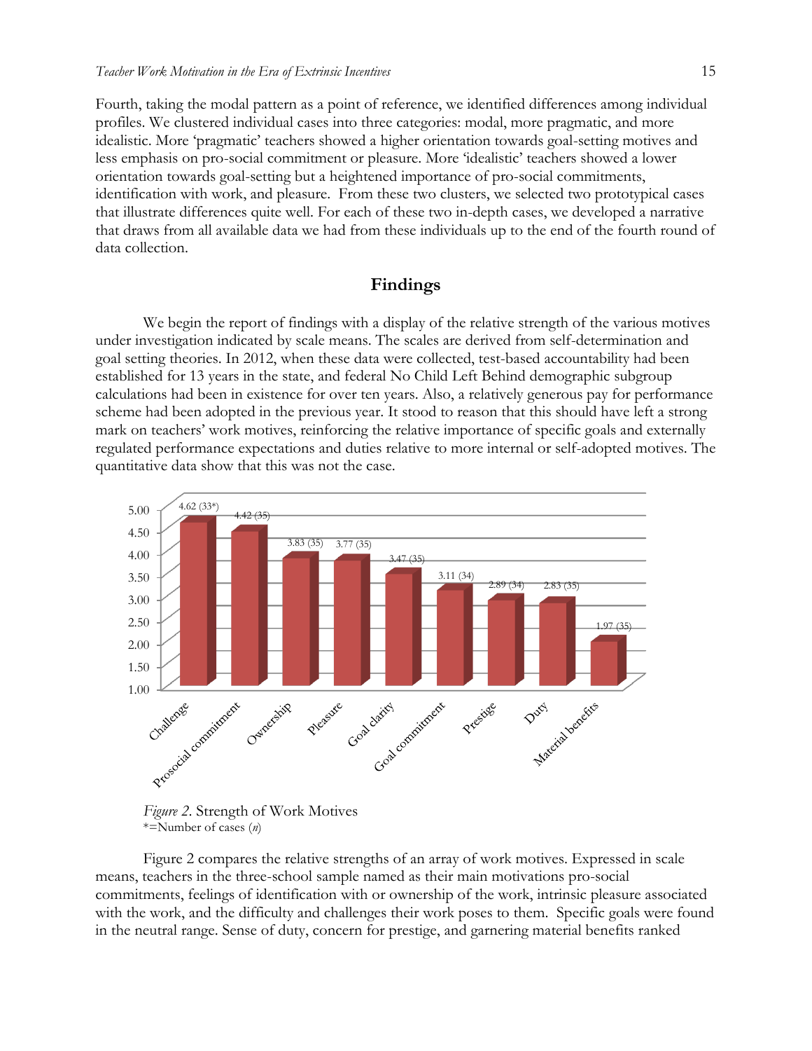Fourth, taking the modal pattern as a point of reference, we identified differences among individual profiles. We clustered individual cases into three categories: modal, more pragmatic, and more idealistic. More 'pragmatic' teachers showed a higher orientation towards goal-setting motives and less emphasis on pro-social commitment or pleasure. More 'idealistic' teachers showed a lower orientation towards goal-setting but a heightened importance of pro-social commitments, identification with work, and pleasure. From these two clusters, we selected two prototypical cases that illustrate differences quite well. For each of these two in-depth cases, we developed a narrative that draws from all available data we had from these individuals up to the end of the fourth round of data collection.

## Findings

We begin the report of findings with a display of the relative strength of the various motives under investigation indicated by scale means. The scales are derived from self-determination and goal setting theories. In 2012, when these data were collected, test-based accountability had been established for 13 years in the state, and federal No Child Left Behind demographic subgroup calculations had been in existence for over ten years. Also, a relatively generous pay for performance scheme had been adopted in the previous year. It stood to reason that this should have left a strong mark on teachers' work motives, reinforcing the relative importance of specific goals and externally regulated performance expectations and duties relative to more internal or self-adopted motives. The quantitative data show that this was not the case.

| Motive | Scale mean (n) |
|---|---|
| Challenge | 4.62 (33*) |
| Prosocial commitment | 4.42 (35) |
| Ownership | 3.83 (35) |
| Pleasure | 3.77 (35) |
| Goal clarity | 3.47 (35) |
| Goal commitment | 3.11 (34) |
| Prestige | 2.89 (34) |
| Duty | 2.83 (35) |
| Material benefits | 1.97 (35) |

*Figure 2*. Strength of Work Motives
*=Number of cases (*n*)

Figure 2 compares the relative strengths of an array of work motives. Expressed in scale means, teachers in the three-school sample named as their main motivations pro-social commitments, feelings of identification with or ownership of the work, intrinsic pleasure associated with the work, and the difficulty and challenges their work poses to them. Specific goals were found in the neutral range. Sense of duty, concern for prestige, and garnering material benefits ranked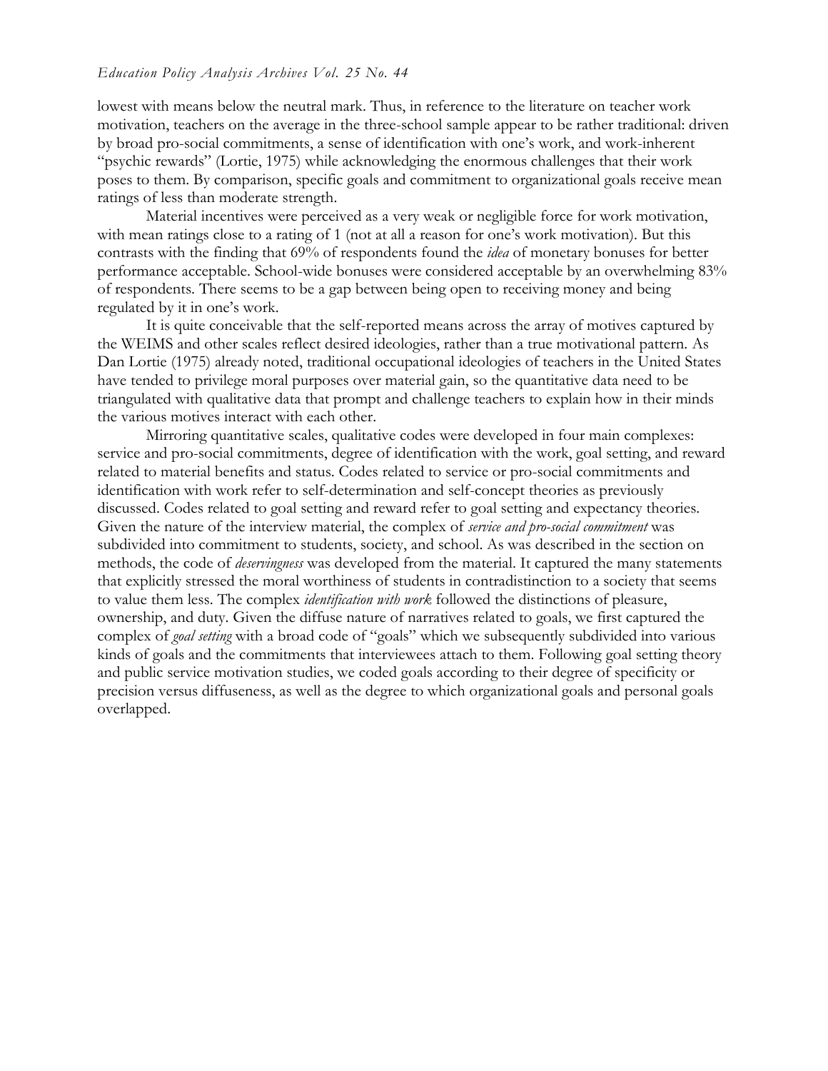lowest with means below the neutral mark. Thus, in reference to the literature on teacher work motivation, teachers on the average in the three-school sample appear to be rather traditional: driven by broad pro-social commitments, a sense of identification with one's work, and work-inherent "psychic rewards" (Lortie, 1975) while acknowledging the enormous challenges that their work poses to them. By comparison, specific goals and commitment to organizational goals receive mean ratings of less than moderate strength.

Material incentives were perceived as a very weak or negligible force for work motivation, with mean ratings close to a rating of 1 (not at all a reason for one's work motivation). But this contrasts with the finding that 69% of respondents found the *idea* of monetary bonuses for better performance acceptable. School-wide bonuses were considered acceptable by an overwhelming 83% of respondents. There seems to be a gap between being open to receiving money and being regulated by it in one's work.

It is quite conceivable that the self-reported means across the array of motives captured by the WEIMS and other scales reflect desired ideologies, rather than a true motivational pattern. As Dan Lortie (1975) already noted, traditional occupational ideologies of teachers in the United States have tended to privilege moral purposes over material gain, so the quantitative data need to be triangulated with qualitative data that prompt and challenge teachers to explain how in their minds the various motives interact with each other.

Mirroring quantitative scales, qualitative codes were developed in four main complexes: service and pro-social commitments, degree of identification with the work, goal setting, and reward related to material benefits and status. Codes related to service or pro-social commitments and identification with work refer to self-determination and self-concept theories as previously discussed. Codes related to goal setting and reward refer to goal setting and expectancy theories. Given the nature of the interview material, the complex of *service and pro-social commitment* was subdivided into commitment to students, society, and school. As was described in the section on methods, the code of *deservingness* was developed from the material. It captured the many statements that explicitly stressed the moral worthiness of students in contradistinction to a society that seems to value them less. The complex *identification with work* followed the distinctions of pleasure, ownership, and duty. Given the diffuse nature of narratives related to goals, we first captured the complex of *goal setting* with a broad code of "goals" which we subsequently subdivided into various kinds of goals and the commitments that interviewees attach to them. Following goal setting theory and public service motivation studies, we coded goals according to their degree of specificity or precision versus diffuseness, as well as the degree to which organizational goals and personal goals overlapped.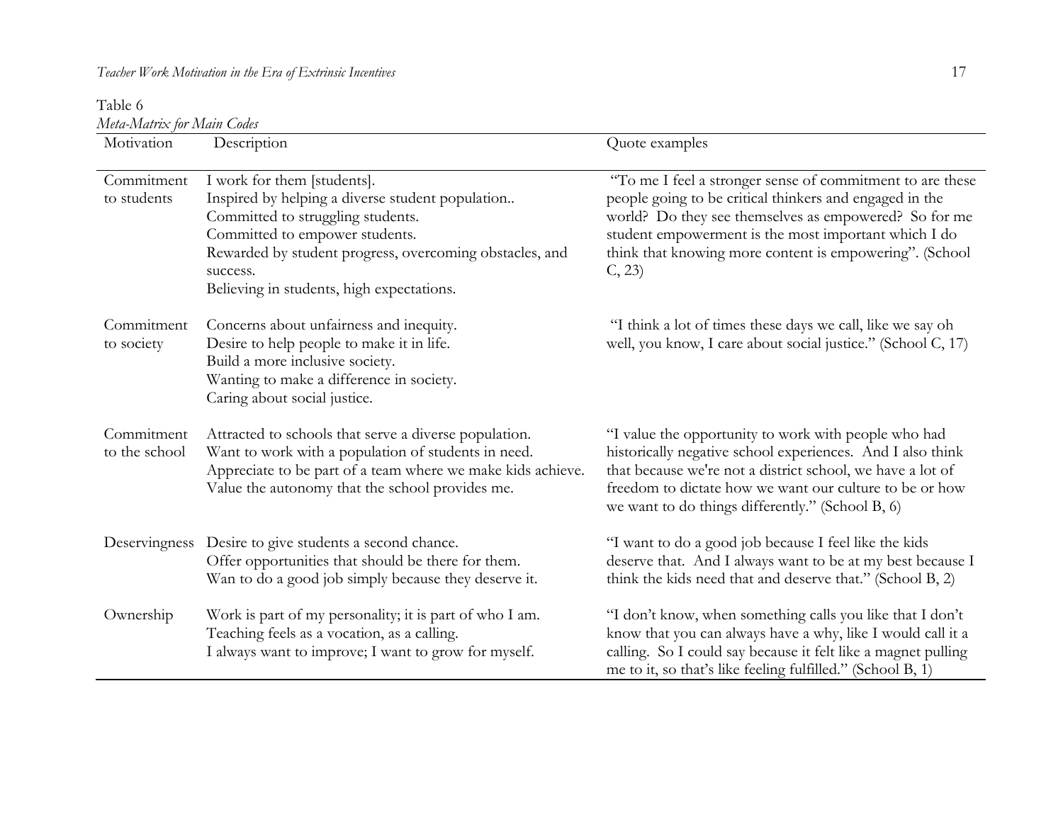Table 6

*Meta-Matrix for Main Codes*

| Motivation | Description | Quote examples |
|---|---|---|
| Commitment to students | I work for them [students].<br>Inspired by helping a diverse student population..<br>Committed to struggling students.<br>Committed to empower students.<br>Rewarded by student progress, overcoming obstacles, and success.<br>Believing in students, high expectations. | "To me I feel a stronger sense of commitment to are these people going to be critical thinkers and engaged in the world? Do they see themselves as empowered? So for me student empowerment is the most important which I do think that knowing more content is empowering". (School C, 23) |
| Commitment to society | Concerns about unfairness and inequity.<br>Desire to help people to make it in life.<br>Build a more inclusive society.<br>Wanting to make a difference in society.<br>Caring about social justice. | "I think a lot of times these days we call, like we say oh well, you know, I care about social justice." (School C, 17) |
| Commitment to the school | Attracted to schools that serve a diverse population.<br>Want to work with a population of students in need.<br>Appreciate to be part of a team where we make kids achieve.<br>Value the autonomy that the school provides me. | "I value the opportunity to work with people who had historically negative school experiences. And I also think that because we're not a district school, we have a lot of freedom to dictate how we want our culture to be or how we want to do things differently." (School B, 6) |
| Deservingness | Desire to give students a second chance.<br>Offer opportunities that should be there for them.<br>Wan to do a good job simply because they deserve it. | "I want to do a good job because I feel like the kids deserve that. And I always want to be at my best because I think the kids need that and deserve that." (School B, 2) |
| Ownership | Work is part of my personality; it is part of who I am.<br>Teaching feels as a vocation, as a calling.<br>I always want to improve; I want to grow for myself. | "I don't know, when something calls you like that I don't know that you can always have a why, like I would call it a calling. So I could say because it felt like a magnet pulling me to it, so that's like feeling fulfilled." (School B, 1) |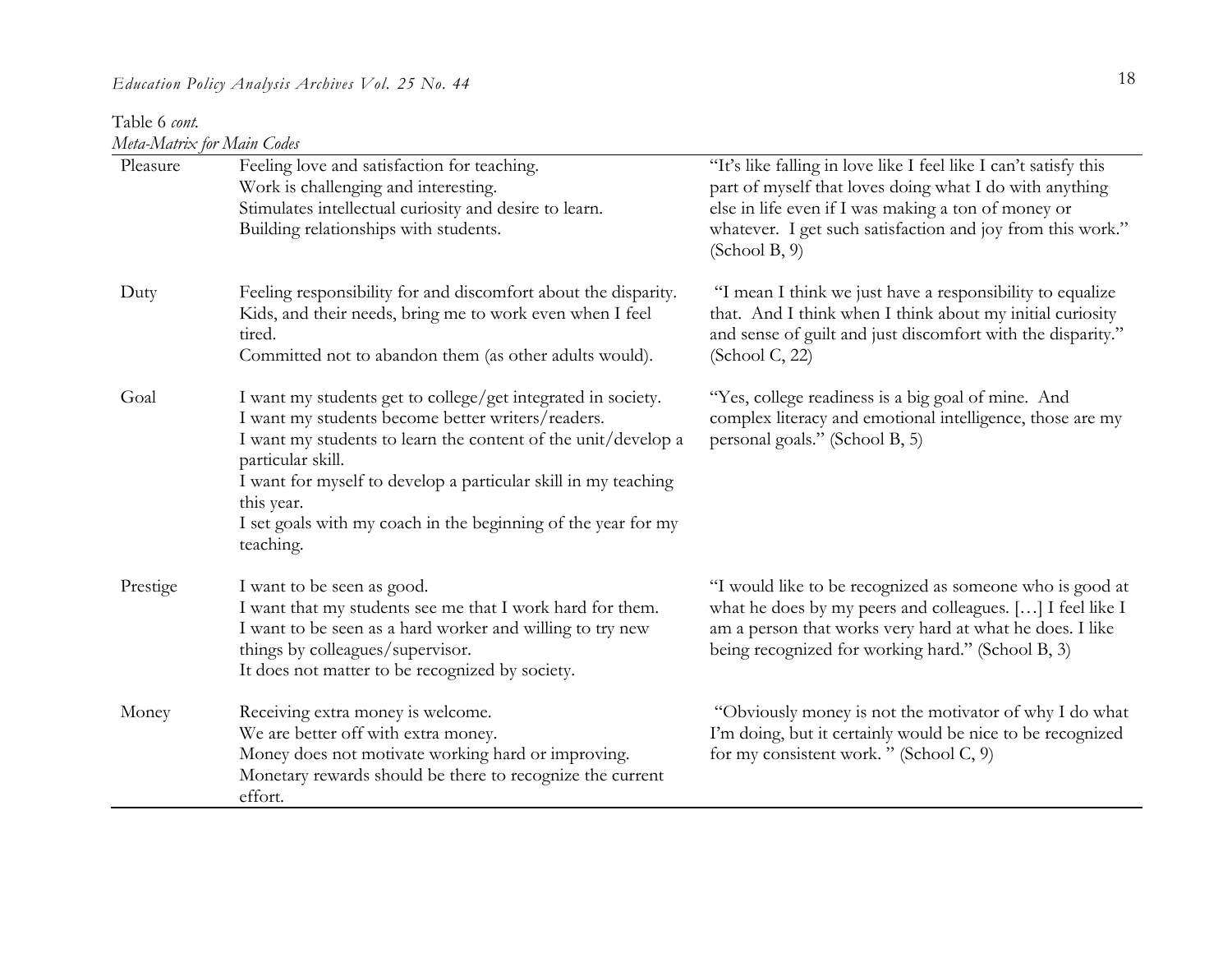Table 6 *cont.*
*Meta-Matrix for Main Codes*

| | | |
|---|---|---|
| Pleasure | Feeling love and satisfaction for teaching.<br>Work is challenging and interesting.<br>Stimulates intellectual curiosity and desire to learn.<br>Building relationships with students. | "It's like falling in love like I feel like I can't satisfy this part of myself that loves doing what I do with anything else in life even if I was making a ton of money or whatever. I get such satisfaction and joy from this work." (School B, 9) |
| Duty | Feeling responsibility for and discomfort about the disparity.<br>Kids, and their needs, bring me to work even when I feel tired.<br>Committed not to abandon them (as other adults would). | "I mean I think we just have a responsibility to equalize that. And I think when I think about my initial curiosity and sense of guilt and just discomfort with the disparity." (School C, 22) |
| Goal | I want my students get to college/get integrated in society.<br>I want my students become better writers/readers.<br>I want my students to learn the content of the unit/develop a particular skill.<br>I want for myself to develop a particular skill in my teaching this year.<br>I set goals with my coach in the beginning of the year for my teaching. | "Yes, college readiness is a big goal of mine. And complex literacy and emotional intelligence, those are my personal goals." (School B, 5) |
| Prestige | I want to be seen as good.<br>I want that my students see me that I work hard for them.<br>I want to be seen as a hard worker and willing to try new things by colleagues/supervisor.<br>It does not matter to be recognized by society. | "I would like to be recognized as someone who is good at what he does by my peers and colleagues. […] I feel like I am a person that works very hard at what he does. I like being recognized for working hard." (School B, 3) |
| Money | Receiving extra money is welcome.<br>We are better off with extra money.<br>Money does not motivate working hard or improving.<br>Monetary rewards should be there to recognize the current effort. | "Obviously money is not the motivator of why I do what I'm doing, but it certainly would be nice to be recognized for my consistent work. " (School C, 9) |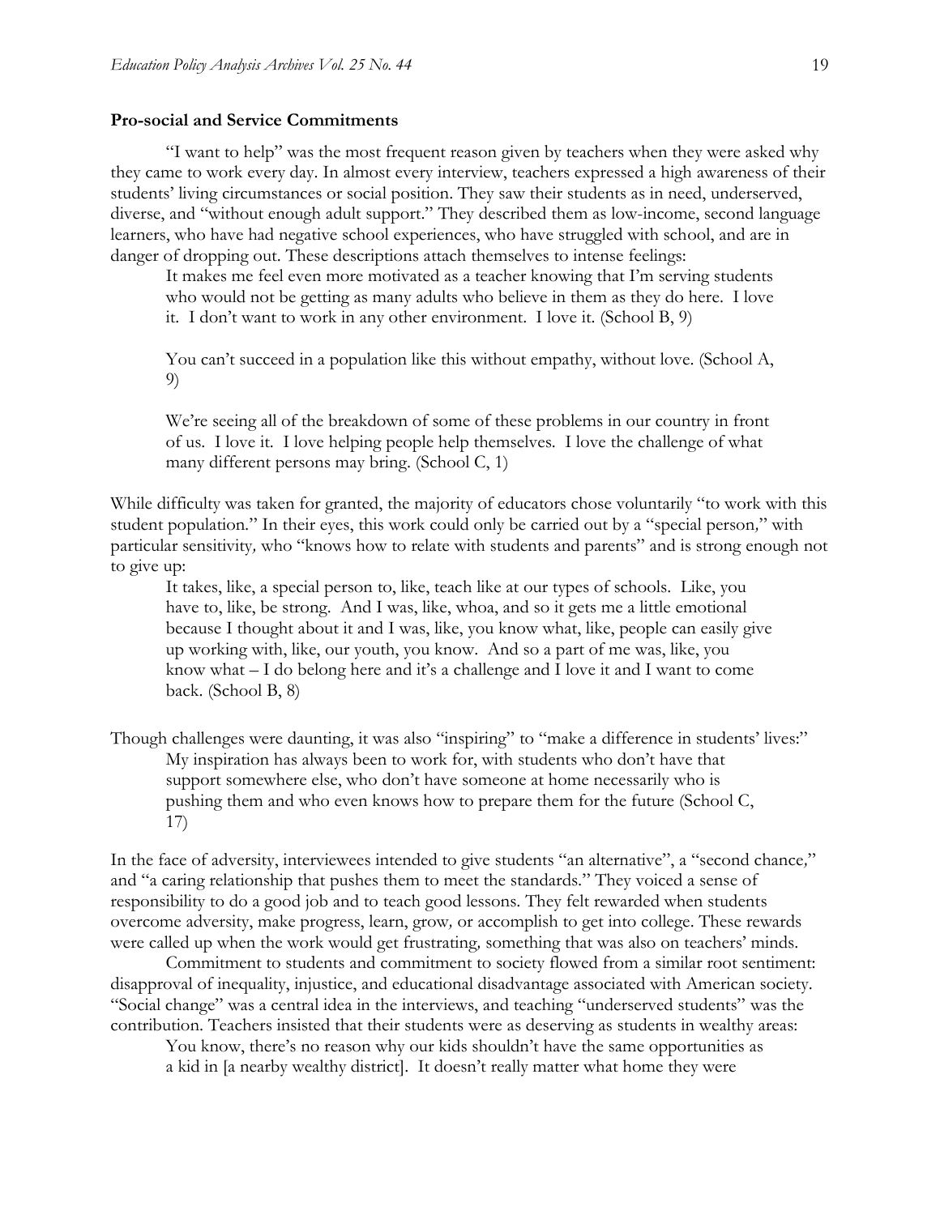**Pro-social and Service Commitments**

"I want to help" was the most frequent reason given by teachers when they were asked why they came to work every day. In almost every interview, teachers expressed a high awareness of their students' living circumstances or social position. They saw their students as in need, underserved, diverse, and "without enough adult support." They described them as low-income, second language learners, who have had negative school experiences, who have struggled with school, and are in danger of dropping out. These descriptions attach themselves to intense feelings:

> It makes me feel even more motivated as a teacher knowing that I'm serving students who would not be getting as many adults who believe in them as they do here. I love it. I don't want to work in any other environment. I love it. (School B, 9)
>
> You can't succeed in a population like this without empathy, without love. (School A, 9)
>
> We're seeing all of the breakdown of some of these problems in our country in front of us. I love it. I love helping people help themselves. I love the challenge of what many different persons may bring. (School C, 1)

While difficulty was taken for granted, the majority of educators chose voluntarily "to work with this student population." In their eyes, this work could only be carried out by a "special person," with particular sensitivity, who "knows how to relate with students and parents" and is strong enough not to give up:

> It takes, like, a special person to, like, teach like at our types of schools. Like, you have to, like, be strong. And I was, like, whoa, and so it gets me a little emotional because I thought about it and I was, like, you know what, like, people can easily give up working with, like, our youth, you know. And so a part of me was, like, you know what – I do belong here and it's a challenge and I love it and I want to come back. (School B, 8)

Though challenges were daunting, it was also "inspiring" to "make a difference in students' lives:"

> My inspiration has always been to work for, with students who don't have that support somewhere else, who don't have someone at home necessarily who is pushing them and who even knows how to prepare them for the future (School C, 17)

In the face of adversity, interviewees intended to give students "an alternative", a "second chance," and "a caring relationship that pushes them to meet the standards." They voiced a sense of responsibility to do a good job and to teach good lessons. They felt rewarded when students overcome adversity, make progress, learn, grow, or accomplish to get into college. These rewards were called up when the work would get frustrating, something that was also on teachers' minds.

Commitment to students and commitment to society flowed from a similar root sentiment: disapproval of inequality, injustice, and educational disadvantage associated with American society. "Social change" was a central idea in the interviews, and teaching "underserved students" was the contribution. Teachers insisted that their students were as deserving as students in wealthy areas:

> You know, there's no reason why our kids shouldn't have the same opportunities as a kid in [a nearby wealthy district]. It doesn't really matter what home they were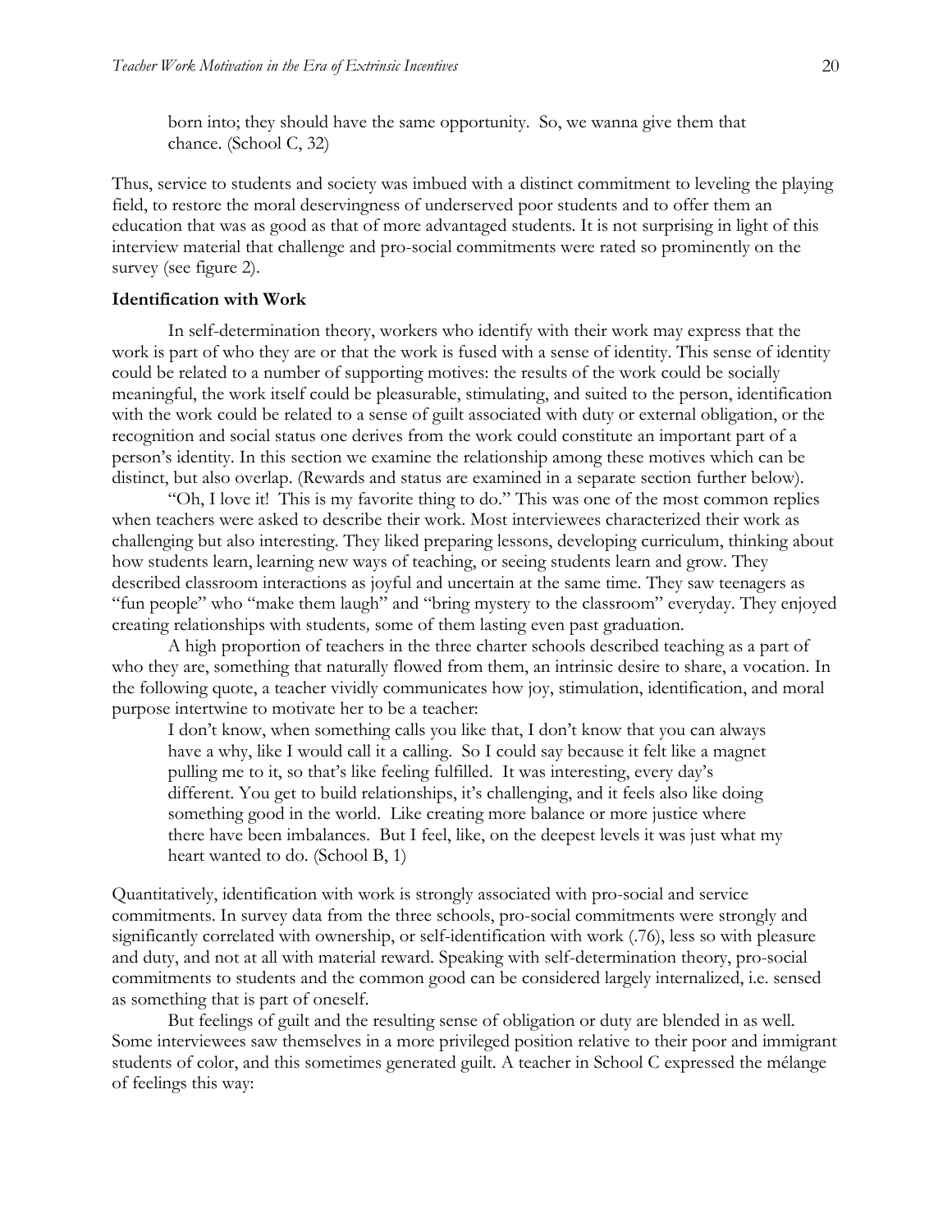> born into; they should have the same opportunity. So, we wanna give them that chance. (School C, 32)

Thus, service to students and society was imbued with a distinct commitment to leveling the playing field, to restore the moral deservingness of underserved poor students and to offer them an education that was as good as that of more advantaged students. It is not surprising in light of this interview material that challenge and pro-social commitments were rated so prominently on the survey (see figure 2).

**Identification with Work**

In self-determination theory, workers who identify with their work may express that the work is part of who they are or that the work is fused with a sense of identity. This sense of identity could be related to a number of supporting motives: the results of the work could be socially meaningful, the work itself could be pleasurable, stimulating, and suited to the person, identification with the work could be related to a sense of guilt associated with duty or external obligation, or the recognition and social status one derives from the work could constitute an important part of a person's identity. In this section we examine the relationship among these motives which can be distinct, but also overlap. (Rewards and status are examined in a separate section further below).

"Oh, I love it! This is my favorite thing to do." This was one of the most common replies when teachers were asked to describe their work. Most interviewees characterized their work as challenging but also interesting. They liked preparing lessons, developing curriculum, thinking about how students learn, learning new ways of teaching, or seeing students learn and grow. They described classroom interactions as joyful and uncertain at the same time. They saw teenagers as "fun people" who "make them laugh" and "bring mystery to the classroom" everyday. They enjoyed creating relationships with students*,* some of them lasting even past graduation.

A high proportion of teachers in the three charter schools described teaching as a part of who they are, something that naturally flowed from them, an intrinsic desire to share, a vocation. In the following quote, a teacher vividly communicates how joy, stimulation, identification, and moral purpose intertwine to motivate her to be a teacher:

> I don't know, when something calls you like that, I don't know that you can always have a why, like I would call it a calling. So I could say because it felt like a magnet pulling me to it, so that's like feeling fulfilled. It was interesting, every day's different. You get to build relationships, it's challenging, and it feels also like doing something good in the world. Like creating more balance or more justice where there have been imbalances. But I feel, like, on the deepest levels it was just what my heart wanted to do. (School B, 1)

Quantitatively, identification with work is strongly associated with pro-social and service commitments. In survey data from the three schools, pro-social commitments were strongly and significantly correlated with ownership, or self-identification with work (.76), less so with pleasure and duty, and not at all with material reward. Speaking with self-determination theory, pro-social commitments to students and the common good can be considered largely internalized, i.e. sensed as something that is part of oneself.

But feelings of guilt and the resulting sense of obligation or duty are blended in as well. Some interviewees saw themselves in a more privileged position relative to their poor and immigrant students of color, and this sometimes generated guilt. A teacher in School C expressed the mélange of feelings this way: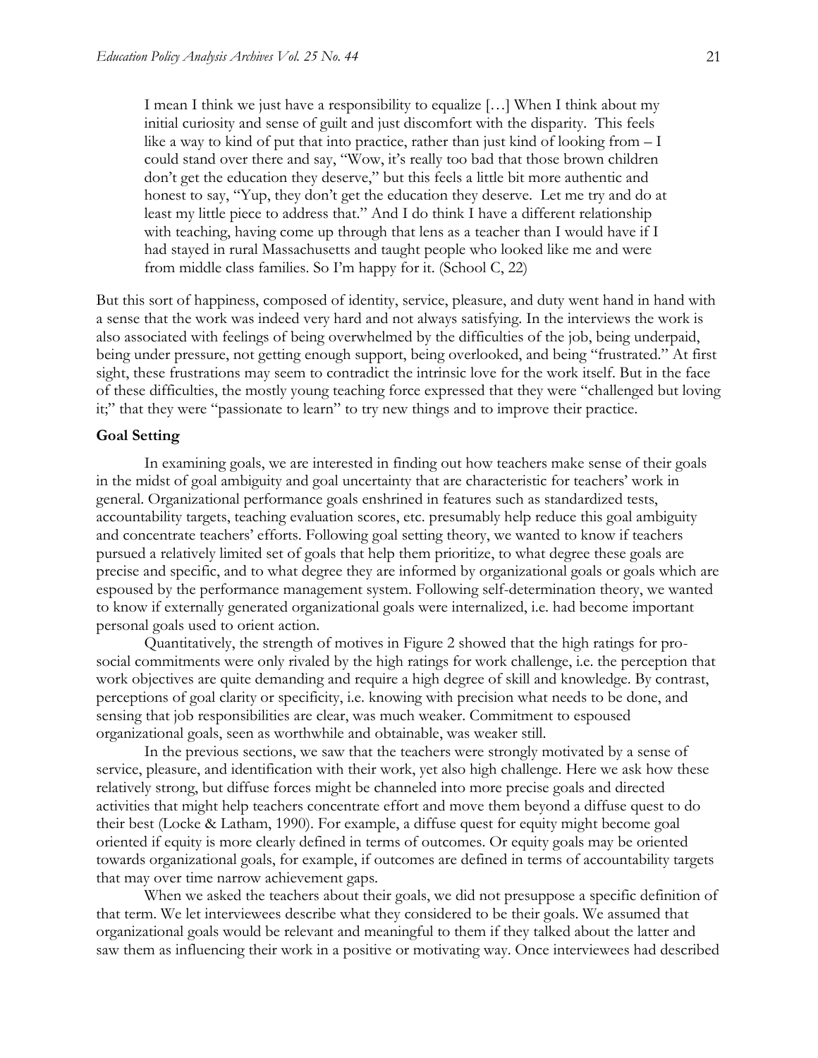> I mean I think we just have a responsibility to equalize […] When I think about my initial curiosity and sense of guilt and just discomfort with the disparity. This feels like a way to kind of put that into practice, rather than just kind of looking from – I could stand over there and say, "Wow, it's really too bad that those brown children don't get the education they deserve," but this feels a little bit more authentic and honest to say, "Yup, they don't get the education they deserve. Let me try and do at least my little piece to address that." And I do think I have a different relationship with teaching, having come up through that lens as a teacher than I would have if I had stayed in rural Massachusetts and taught people who looked like me and were from middle class families. So I'm happy for it. (School C, 22)

But this sort of happiness, composed of identity, service, pleasure, and duty went hand in hand with a sense that the work was indeed very hard and not always satisfying. In the interviews the work is also associated with feelings of being overwhelmed by the difficulties of the job, being underpaid, being under pressure, not getting enough support, being overlooked, and being "frustrated." At first sight, these frustrations may seem to contradict the intrinsic love for the work itself. But in the face of these difficulties, the mostly young teaching force expressed that they were "challenged but loving it;" that they were "passionate to learn" to try new things and to improve their practice.

**Goal Setting**

In examining goals, we are interested in finding out how teachers make sense of their goals in the midst of goal ambiguity and goal uncertainty that are characteristic for teachers' work in general. Organizational performance goals enshrined in features such as standardized tests, accountability targets, teaching evaluation scores, etc. presumably help reduce this goal ambiguity and concentrate teachers' efforts. Following goal setting theory, we wanted to know if teachers pursued a relatively limited set of goals that help them prioritize, to what degree these goals are precise and specific, and to what degree they are informed by organizational goals or goals which are espoused by the performance management system. Following self-determination theory, we wanted to know if externally generated organizational goals were internalized, i.e. had become important personal goals used to orient action.

Quantitatively, the strength of motives in Figure 2 showed that the high ratings for pro-social commitments were only rivaled by the high ratings for work challenge, i.e. the perception that work objectives are quite demanding and require a high degree of skill and knowledge. By contrast, perceptions of goal clarity or specificity, i.e. knowing with precision what needs to be done, and sensing that job responsibilities are clear, was much weaker. Commitment to espoused organizational goals, seen as worthwhile and obtainable, was weaker still.

In the previous sections, we saw that the teachers were strongly motivated by a sense of service, pleasure, and identification with their work, yet also high challenge. Here we ask how these relatively strong, but diffuse forces might be channeled into more precise goals and directed activities that might help teachers concentrate effort and move them beyond a diffuse quest to do their best (Locke & Latham, 1990). For example, a diffuse quest for equity might become goal oriented if equity is more clearly defined in terms of outcomes. Or equity goals may be oriented towards organizational goals, for example, if outcomes are defined in terms of accountability targets that may over time narrow achievement gaps.

When we asked the teachers about their goals, we did not presuppose a specific definition of that term. We let interviewees describe what they considered to be their goals. We assumed that organizational goals would be relevant and meaningful to them if they talked about the latter and saw them as influencing their work in a positive or motivating way. Once interviewees had described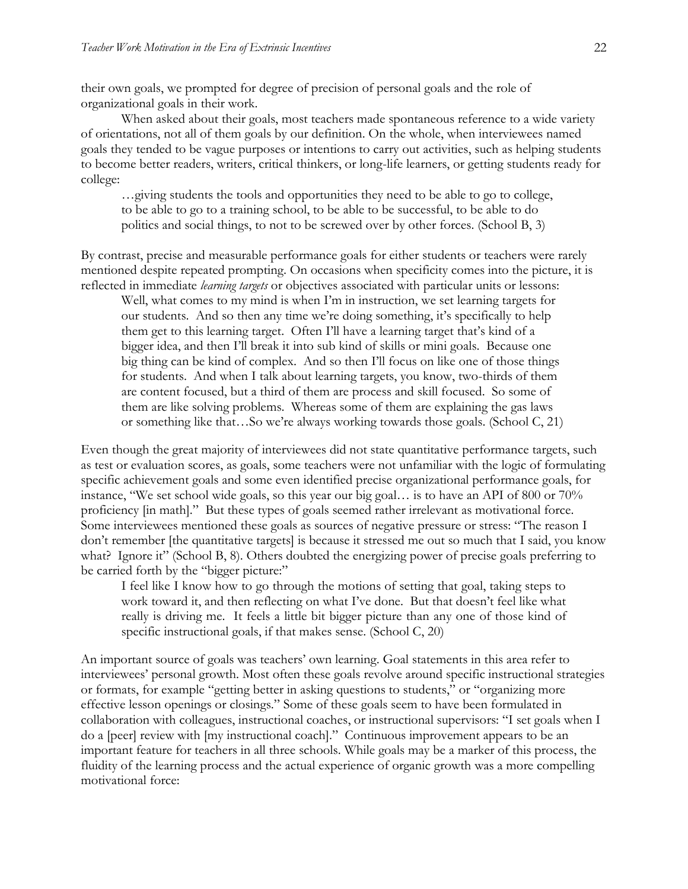their own goals, we prompted for degree of precision of personal goals and the role of organizational goals in their work.

When asked about their goals, most teachers made spontaneous reference to a wide variety of orientations, not all of them goals by our definition. On the whole, when interviewees named goals they tended to be vague purposes or intentions to carry out activities, such as helping students to become better readers, writers, critical thinkers, or long-life learners, or getting students ready for college:

> …giving students the tools and opportunities they need to be able to go to college, to be able to go to a training school, to be able to be successful, to be able to do politics and social things, to not to be screwed over by other forces. (School B, 3)

By contrast, precise and measurable performance goals for either students or teachers were rarely mentioned despite repeated prompting. On occasions when specificity comes into the picture, it is reflected in immediate *learning targets* or objectives associated with particular units or lessons:

> Well, what comes to my mind is when I'm in instruction, we set learning targets for our students. And so then any time we're doing something, it's specifically to help them get to this learning target. Often I'll have a learning target that's kind of a bigger idea, and then I'll break it into sub kind of skills or mini goals. Because one big thing can be kind of complex. And so then I'll focus on like one of those things for students. And when I talk about learning targets, you know, two-thirds of them are content focused, but a third of them are process and skill focused. So some of them are like solving problems. Whereas some of them are explaining the gas laws or something like that…So we're always working towards those goals. (School C, 21)

Even though the great majority of interviewees did not state quantitative performance targets, such as test or evaluation scores, as goals, some teachers were not unfamiliar with the logic of formulating specific achievement goals and some even identified precise organizational performance goals, for instance, "We set school wide goals, so this year our big goal… is to have an API of 800 or 70% proficiency [in math]." But these types of goals seemed rather irrelevant as motivational force. Some interviewees mentioned these goals as sources of negative pressure or stress: "The reason I don't remember [the quantitative targets] is because it stressed me out so much that I said, you know what? Ignore it" (School B, 8). Others doubted the energizing power of precise goals preferring to be carried forth by the "bigger picture:"

> I feel like I know how to go through the motions of setting that goal, taking steps to work toward it, and then reflecting on what I've done. But that doesn't feel like what really is driving me. It feels a little bit bigger picture than any one of those kind of specific instructional goals, if that makes sense. (School C, 20)

An important source of goals was teachers' own learning. Goal statements in this area refer to interviewees' personal growth. Most often these goals revolve around specific instructional strategies or formats, for example "getting better in asking questions to students," or "organizing more effective lesson openings or closings." Some of these goals seem to have been formulated in collaboration with colleagues, instructional coaches, or instructional supervisors: "I set goals when I do a [peer] review with [my instructional coach]." Continuous improvement appears to be an important feature for teachers in all three schools. While goals may be a marker of this process, the fluidity of the learning process and the actual experience of organic growth was a more compelling motivational force: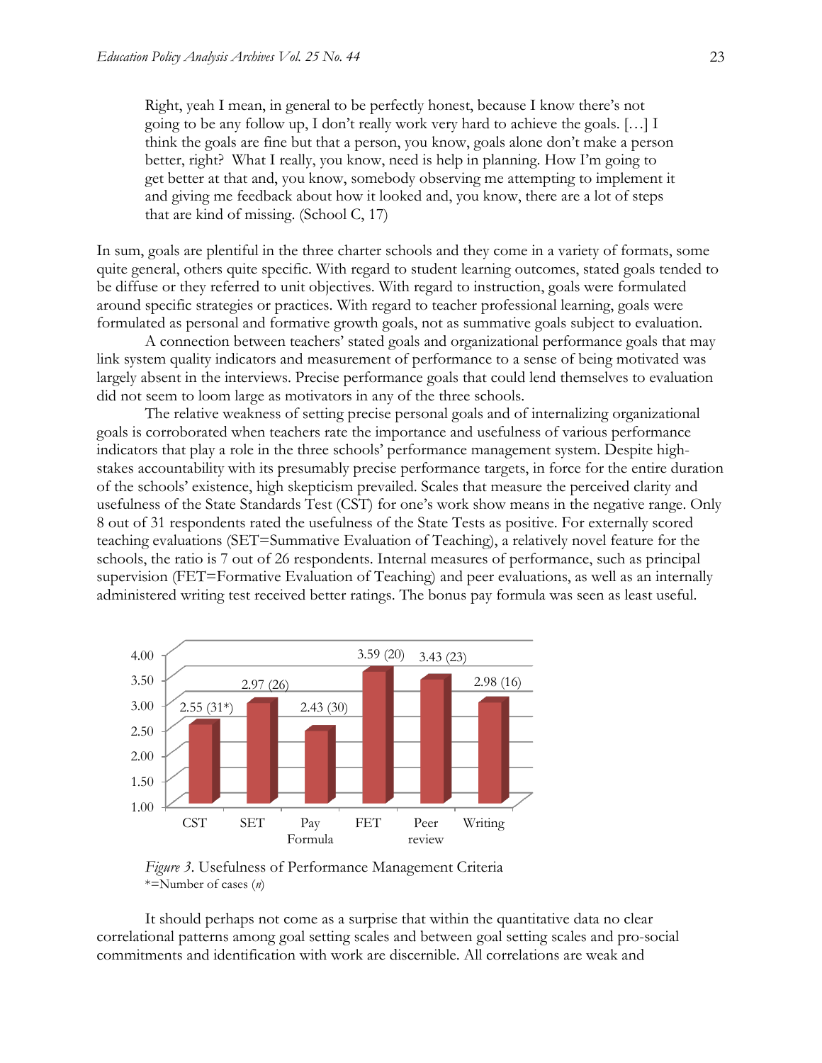> Right, yeah I mean, in general to be perfectly honest, because I know there's not going to be any follow up, I don't really work very hard to achieve the goals. […] I think the goals are fine but that a person, you know, goals alone don't make a person better, right? What I really, you know, need is help in planning. How I'm going to get better at that and, you know, somebody observing me attempting to implement it and giving me feedback about how it looked and, you know, there are a lot of steps that are kind of missing. (School C, 17)

In sum, goals are plentiful in the three charter schools and they come in a variety of formats, some quite general, others quite specific. With regard to student learning outcomes, stated goals tended to be diffuse or they referred to unit objectives. With regard to instruction, goals were formulated around specific strategies or practices. With regard to teacher professional learning, goals were formulated as personal and formative growth goals, not as summative goals subject to evaluation.

A connection between teachers' stated goals and organizational performance goals that may link system quality indicators and measurement of performance to a sense of being motivated was largely absent in the interviews. Precise performance goals that could lend themselves to evaluation did not seem to loom large as motivators in any of the three schools.

The relative weakness of setting precise personal goals and of internalizing organizational goals is corroborated when teachers rate the importance and usefulness of various performance indicators that play a role in the three schools' performance management system. Despite high-stakes accountability with its presumably precise performance targets, in force for the entire duration of the schools' existence, high skepticism prevailed. Scales that measure the perceived clarity and usefulness of the State Standards Test (CST) for one's work show means in the negative range. Only 8 out of 31 respondents rated the usefulness of the State Tests as positive. For externally scored teaching evaluations (SET=Summative Evaluation of Teaching), a relatively novel feature for the schools, the ratio is 7 out of 26 respondents. Internal measures of performance, such as principal supervision (FET=Formative Evaluation of Teaching) and peer evaluations, as well as an internally administered writing test received better ratings. The bonus pay formula was seen as least useful.

| Criterion | Mean (n) |
|---|---|
| CST | 2.55 (31*) |
| SET | 2.97 (26) |
| Pay Formula | 2.43 (30) |
| FET | 3.59 (20) |
| Peer review | 3.43 (23) |
| Writing | 2.98 (16) |

*Figure 3*. Usefulness of Performance Management Criteria
*=Number of cases (*n*)

It should perhaps not come as a surprise that within the quantitative data no clear correlational patterns among goal setting scales and between goal setting scales and pro-social commitments and identification with work are discernible. All correlations are weak and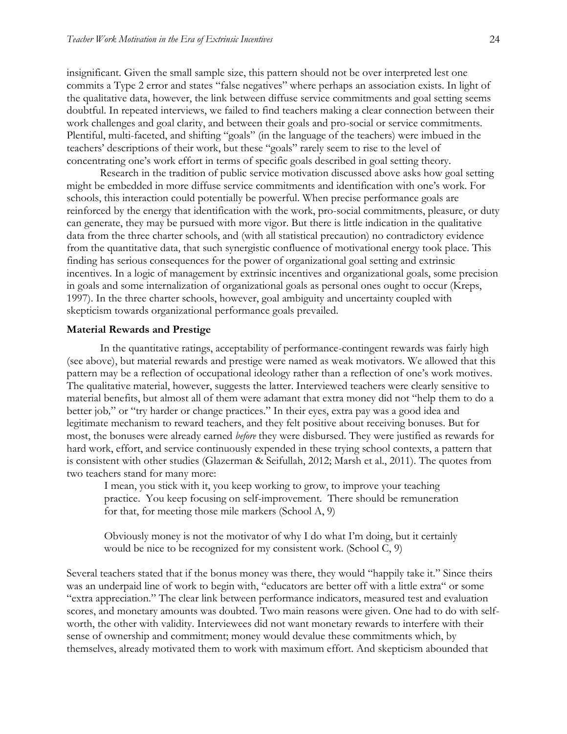insignificant. Given the small sample size, this pattern should not be over interpreted lest one commits a Type 2 error and states "false negatives" where perhaps an association exists. In light of the qualitative data, however, the link between diffuse service commitments and goal setting seems doubtful. In repeated interviews, we failed to find teachers making a clear connection between their work challenges and goal clarity, and between their goals and pro-social or service commitments. Plentiful, multi-faceted, and shifting "goals" (in the language of the teachers) were imbued in the teachers' descriptions of their work, but these "goals" rarely seem to rise to the level of concentrating one's work effort in terms of specific goals described in goal setting theory.

Research in the tradition of public service motivation discussed above asks how goal setting might be embedded in more diffuse service commitments and identification with one's work. For schools, this interaction could potentially be powerful. When precise performance goals are reinforced by the energy that identification with the work, pro-social commitments, pleasure, or duty can generate, they may be pursued with more vigor. But there is little indication in the qualitative data from the three charter schools, and (with all statistical precaution) no contradictory evidence from the quantitative data, that such synergistic confluence of motivational energy took place. This finding has serious consequences for the power of organizational goal setting and extrinsic incentives. In a logic of management by extrinsic incentives and organizational goals, some precision in goals and some internalization of organizational goals as personal ones ought to occur (Kreps, 1997). In the three charter schools, however, goal ambiguity and uncertainty coupled with skepticism towards organizational performance goals prevailed.

**Material Rewards and Prestige**

In the quantitative ratings, acceptability of performance-contingent rewards was fairly high (see above), but material rewards and prestige were named as weak motivators. We allowed that this pattern may be a reflection of occupational ideology rather than a reflection of one's work motives. The qualitative material, however, suggests the latter. Interviewed teachers were clearly sensitive to material benefits, but almost all of them were adamant that extra money did not "help them to do a better job," or "try harder or change practices." In their eyes, extra pay was a good idea and legitimate mechanism to reward teachers, and they felt positive about receiving bonuses. But for most, the bonuses were already earned *before* they were disbursed. They were justified as rewards for hard work, effort, and service continuously expended in these trying school contexts, a pattern that is consistent with other studies (Glazerman & Seifullah, 2012; Marsh et al., 2011). The quotes from two teachers stand for many more:

> I mean, you stick with it, you keep working to grow, to improve your teaching practice. You keep focusing on self-improvement. There should be remuneration for that, for meeting those mile markers (School A, 9)
>
> Obviously money is not the motivator of why I do what I'm doing, but it certainly would be nice to be recognized for my consistent work. (School C, 9)

Several teachers stated that if the bonus money was there, they would "happily take it." Since theirs was an underpaid line of work to begin with, "educators are better off with a little extra" or some "extra appreciation." The clear link between performance indicators, measured test and evaluation scores, and monetary amounts was doubted. Two main reasons were given. One had to do with self-worth, the other with validity. Interviewees did not want monetary rewards to interfere with their sense of ownership and commitment; money would devalue these commitments which, by themselves, already motivated them to work with maximum effort. And skepticism abounded that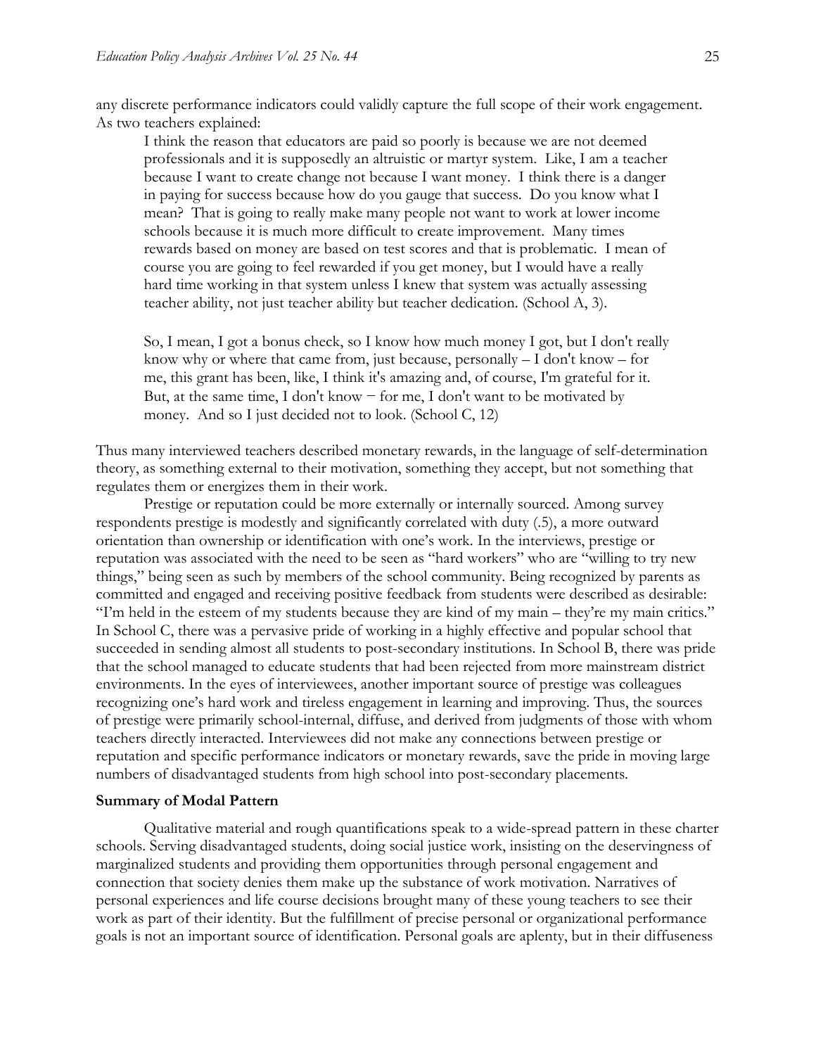any discrete performance indicators could validly capture the full scope of their work engagement. As two teachers explained:

> I think the reason that educators are paid so poorly is because we are not deemed professionals and it is supposedly an altruistic or martyr system. Like, I am a teacher because I want to create change not because I want money. I think there is a danger in paying for success because how do you gauge that success. Do you know what I mean? That is going to really make many people not want to work at lower income schools because it is much more difficult to create improvement. Many times rewards based on money are based on test scores and that is problematic. I mean of course you are going to feel rewarded if you get money, but I would have a really hard time working in that system unless I knew that system was actually assessing teacher ability, not just teacher ability but teacher dedication. (School A, 3).
>
> So, I mean, I got a bonus check, so I know how much money I got, but I don't really know why or where that came from, just because, personally – I don't know – for me, this grant has been, like, I think it's amazing and, of course, I'm grateful for it. But, at the same time, I don't know − for me, I don't want to be motivated by money. And so I just decided not to look. (School C, 12)

Thus many interviewed teachers described monetary rewards, in the language of self-determination theory, as something external to their motivation, something they accept, but not something that regulates them or energizes them in their work.

Prestige or reputation could be more externally or internally sourced. Among survey respondents prestige is modestly and significantly correlated with duty (.5), a more outward orientation than ownership or identification with one's work. In the interviews, prestige or reputation was associated with the need to be seen as "hard workers" who are "willing to try new things," being seen as such by members of the school community. Being recognized by parents as committed and engaged and receiving positive feedback from students were described as desirable: "I'm held in the esteem of my students because they are kind of my main – they're my main critics." In School C, there was a pervasive pride of working in a highly effective and popular school that succeeded in sending almost all students to post-secondary institutions. In School B, there was pride that the school managed to educate students that had been rejected from more mainstream district environments. In the eyes of interviewees, another important source of prestige was colleagues recognizing one's hard work and tireless engagement in learning and improving. Thus, the sources of prestige were primarily school-internal, diffuse, and derived from judgments of those with whom teachers directly interacted. Interviewees did not make any connections between prestige or reputation and specific performance indicators or monetary rewards, save the pride in moving large numbers of disadvantaged students from high school into post-secondary placements.

**Summary of Modal Pattern**

Qualitative material and rough quantifications speak to a wide-spread pattern in these charter schools. Serving disadvantaged students, doing social justice work, insisting on the deservingness of marginalized students and providing them opportunities through personal engagement and connection that society denies them make up the substance of work motivation. Narratives of personal experiences and life course decisions brought many of these young teachers to see their work as part of their identity. But the fulfillment of precise personal or organizational performance goals is not an important source of identification. Personal goals are aplenty, but in their diffuseness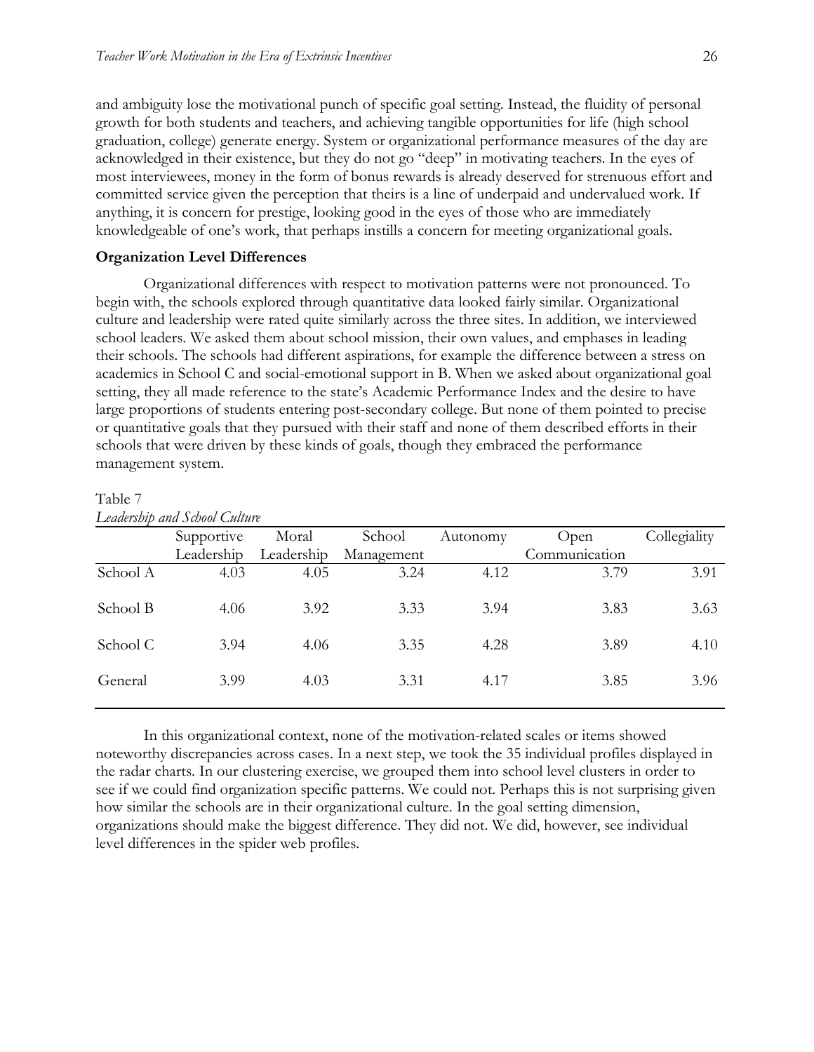and ambiguity lose the motivational punch of specific goal setting. Instead, the fluidity of personal growth for both students and teachers, and achieving tangible opportunities for life (high school graduation, college) generate energy. System or organizational performance measures of the day are acknowledged in their existence, but they do not go "deep" in motivating teachers. In the eyes of most interviewees, money in the form of bonus rewards is already deserved for strenuous effort and committed service given the perception that theirs is a line of underpaid and undervalued work. If anything, it is concern for prestige, looking good in the eyes of those who are immediately knowledgeable of one's work, that perhaps instills a concern for meeting organizational goals.

**Organization Level Differences**

Organizational differences with respect to motivation patterns were not pronounced. To begin with, the schools explored through quantitative data looked fairly similar. Organizational culture and leadership were rated quite similarly across the three sites. In addition, we interviewed school leaders. We asked them about school mission, their own values, and emphases in leading their schools. The schools had different aspirations, for example the difference between a stress on academics in School C and social-emotional support in B. When we asked about organizational goal setting, they all made reference to the state's Academic Performance Index and the desire to have large proportions of students entering post-secondary college. But none of them pointed to precise or quantitative goals that they pursued with their staff and none of them described efforts in their schools that were driven by these kinds of goals, though they embraced the performance management system.

Table 7
*Leadership and School Culture*

| | Supportive Leadership | Moral Leadership | School Management | Autonomy | Open Communication | Collegiality |
|---|---|---|---|---|---|---|
| School A | 4.03 | 4.05 | 3.24 | 4.12 | 3.79 | 3.91 |
| School B | 4.06 | 3.92 | 3.33 | 3.94 | 3.83 | 3.63 |
| School C | 3.94 | 4.06 | 3.35 | 4.28 | 3.89 | 4.10 |
| General | 3.99 | 4.03 | 3.31 | 4.17 | 3.85 | 3.96 |

In this organizational context, none of the motivation-related scales or items showed noteworthy discrepancies across cases. In a next step, we took the 35 individual profiles displayed in the radar charts. In our clustering exercise, we grouped them into school level clusters in order to see if we could find organization specific patterns. We could not. Perhaps this is not surprising given how similar the schools are in their organizational culture. In the goal setting dimension, organizations should make the biggest difference. They did not. We did, however, see individual level differences in the spider web profiles.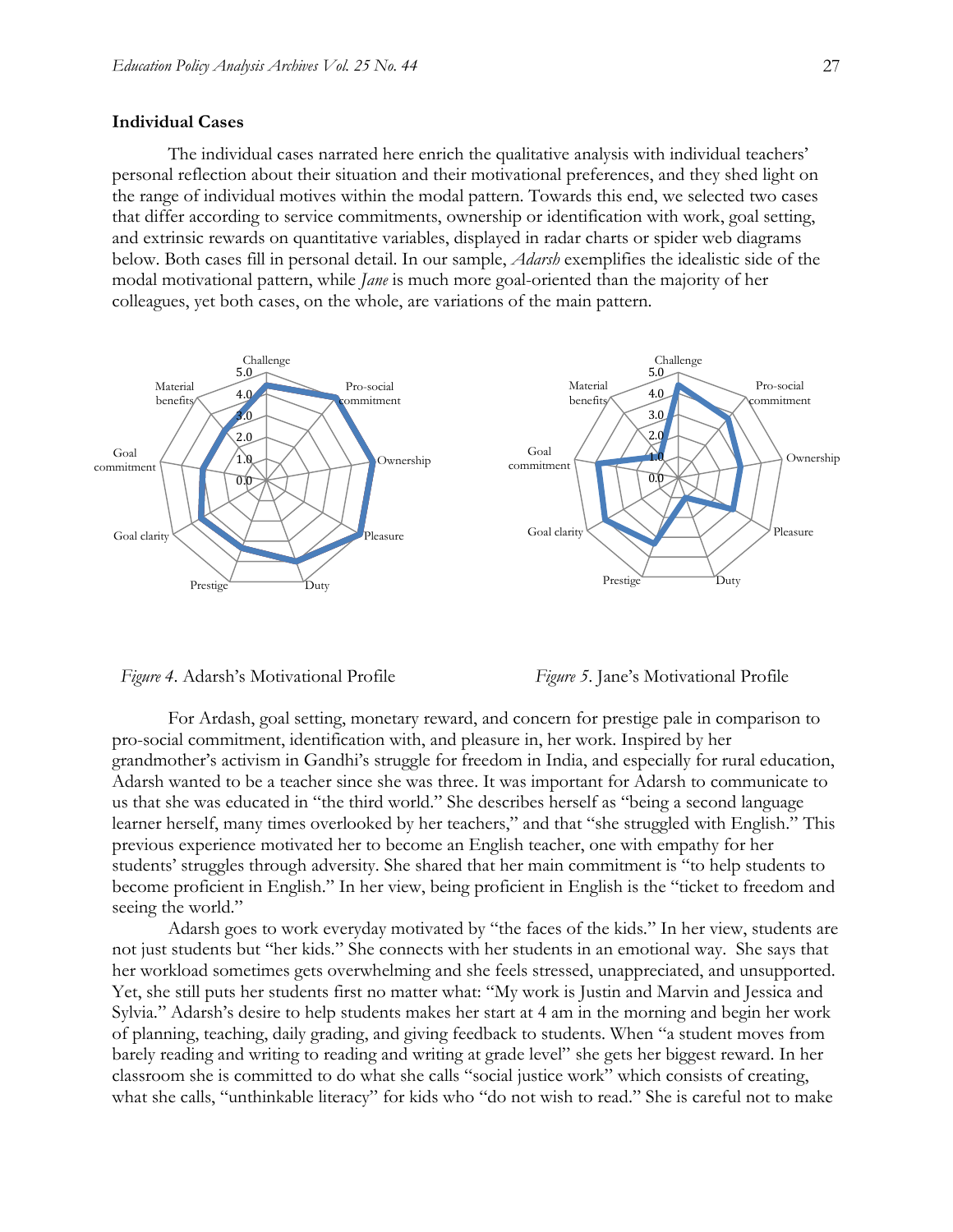### Individual Cases

The individual cases narrated here enrich the qualitative analysis with individual teachers' personal reflection about their situation and their motivational preferences, and they shed light on the range of individual motives within the modal pattern. Towards this end, we selected two cases that differ according to service commitments, ownership or identification with work, goal setting, and extrinsic rewards on quantitative variables, displayed in radar charts or spider web diagrams below. Both cases fill in personal detail. In our sample, *Adarsh* exemplifies the idealistic side of the modal motivational pattern, while *Jane* is much more goal-oriented than the majority of her colleagues, yet both cases, on the whole, are variations of the main pattern.

*Figure 4*. Adarsh's Motivational Profile

*Figure 5*. Jane's Motivational Profile

For Ardash, goal setting, monetary reward, and concern for prestige pale in comparison to pro-social commitment, identification with, and pleasure in, her work. Inspired by her grandmother's activism in Gandhi's struggle for freedom in India, and especially for rural education, Adarsh wanted to be a teacher since she was three. It was important for Adarsh to communicate to us that she was educated in "the third world." She describes herself as "being a second language learner herself, many times overlooked by her teachers," and that "she struggled with English." This previous experience motivated her to become an English teacher, one with empathy for her students' struggles through adversity. She shared that her main commitment is "to help students to become proficient in English." In her view, being proficient in English is the "ticket to freedom and seeing the world."

Adarsh goes to work everyday motivated by "the faces of the kids." In her view, students are not just students but "her kids." She connects with her students in an emotional way. She says that her workload sometimes gets overwhelming and she feels stressed, unappreciated, and unsupported. Yet, she still puts her students first no matter what: "My work is Justin and Marvin and Jessica and Sylvia." Adarsh's desire to help students makes her start at 4 am in the morning and begin her work of planning, teaching, daily grading, and giving feedback to students. When "a student moves from barely reading and writing to reading and writing at grade level" she gets her biggest reward. In her classroom she is committed to do what she calls "social justice work" which consists of creating, what she calls, "unthinkable literacy" for kids who "do not wish to read." She is careful not to make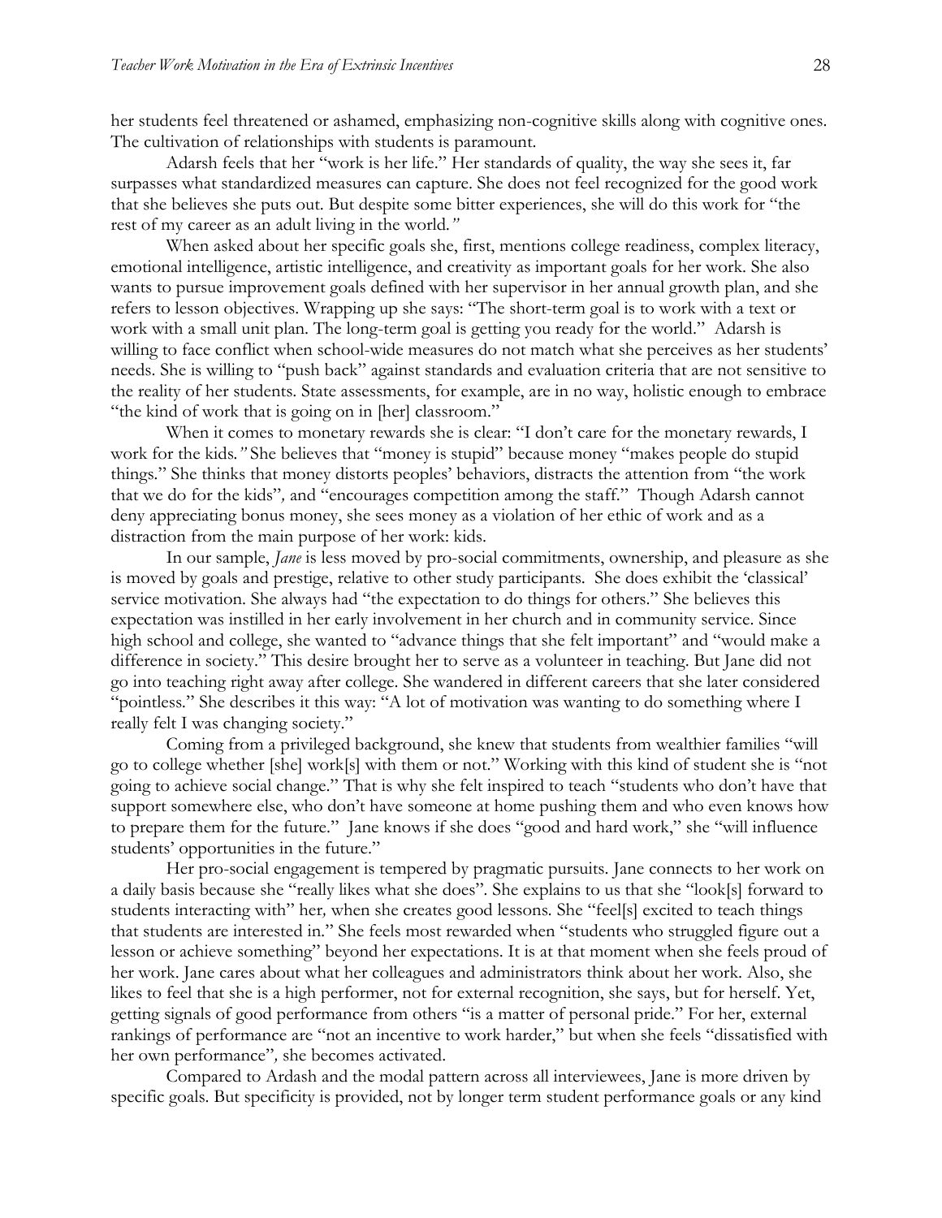her students feel threatened or ashamed, emphasizing non-cognitive skills along with cognitive ones. The cultivation of relationships with students is paramount.

Adarsh feels that her "work is her life." Her standards of quality, the way she sees it, far surpasses what standardized measures can capture. She does not feel recognized for the good work that she believes she puts out. But despite some bitter experiences, she will do this work for "the rest of my career as an adult living in the world*."*

When asked about her specific goals she, first, mentions college readiness, complex literacy, emotional intelligence, artistic intelligence, and creativity as important goals for her work. She also wants to pursue improvement goals defined with her supervisor in her annual growth plan, and she refers to lesson objectives. Wrapping up she says: "The short-term goal is to work with a text or work with a small unit plan. The long-term goal is getting you ready for the world." Adarsh is willing to face conflict when school-wide measures do not match what she perceives as her students' needs. She is willing to "push back" against standards and evaluation criteria that are not sensitive to the reality of her students. State assessments, for example, are in no way, holistic enough to embrace "the kind of work that is going on in [her] classroom."

When it comes to monetary rewards she is clear: "I don't care for the monetary rewards, I work for the kids*."* She believes that "money is stupid" because money "makes people do stupid things." She thinks that money distorts peoples' behaviors, distracts the attention from "the work that we do for the kids"*,* and "encourages competition among the staff." Though Adarsh cannot deny appreciating bonus money, she sees money as a violation of her ethic of work and as a distraction from the main purpose of her work: kids.

In our sample, *Jane* is less moved by pro-social commitments, ownership, and pleasure as she is moved by goals and prestige, relative to other study participants. She does exhibit the 'classical' service motivation. She always had "the expectation to do things for others." She believes this expectation was instilled in her early involvement in her church and in community service. Since high school and college, she wanted to "advance things that she felt important" and "would make a difference in society." This desire brought her to serve as a volunteer in teaching. But Jane did not go into teaching right away after college. She wandered in different careers that she later considered "pointless." She describes it this way: "A lot of motivation was wanting to do something where I really felt I was changing society."

Coming from a privileged background, she knew that students from wealthier families "will go to college whether [she] work[s] with them or not." Working with this kind of student she is "not going to achieve social change." That is why she felt inspired to teach "students who don't have that support somewhere else, who don't have someone at home pushing them and who even knows how to prepare them for the future." Jane knows if she does "good and hard work," she "will influence students' opportunities in the future."

Her pro-social engagement is tempered by pragmatic pursuits. Jane connects to her work on a daily basis because she "really likes what she does". She explains to us that she "look[s] forward to students interacting with" her*,* when she creates good lessons. She "feel[s] excited to teach things that students are interested in." She feels most rewarded when "students who struggled figure out a lesson or achieve something" beyond her expectations. It is at that moment when she feels proud of her work. Jane cares about what her colleagues and administrators think about her work. Also, she likes to feel that she is a high performer, not for external recognition, she says, but for herself. Yet, getting signals of good performance from others "is a matter of personal pride." For her, external rankings of performance are "not an incentive to work harder," but when she feels "dissatisfied with her own performance"*,* she becomes activated.

Compared to Ardash and the modal pattern across all interviewees, Jane is more driven by specific goals. But specificity is provided, not by longer term student performance goals or any kind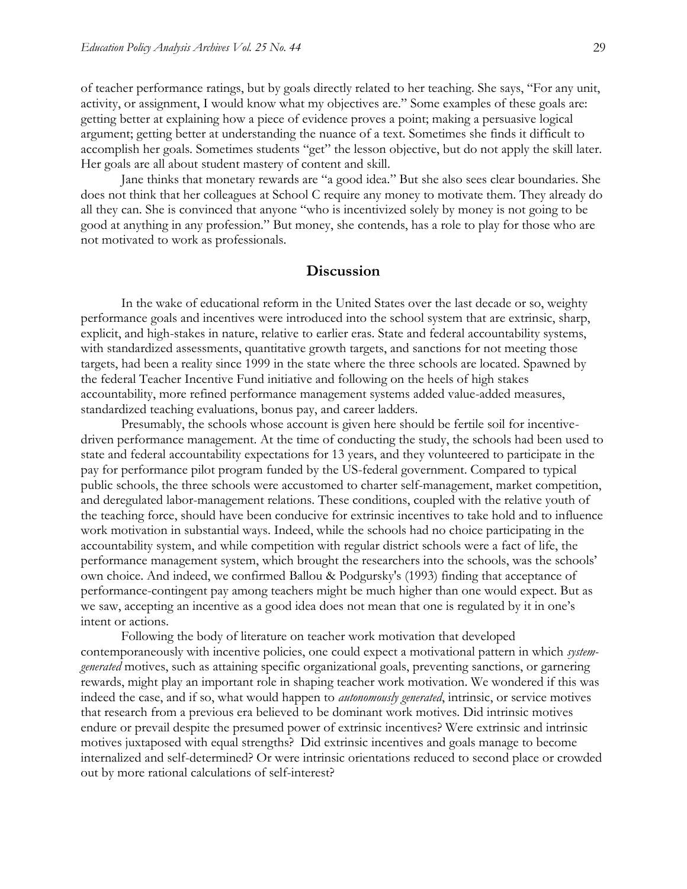of teacher performance ratings, but by goals directly related to her teaching. She says, "For any unit, activity, or assignment, I would know what my objectives are." Some examples of these goals are: getting better at explaining how a piece of evidence proves a point; making a persuasive logical argument; getting better at understanding the nuance of a text. Sometimes she finds it difficult to accomplish her goals. Sometimes students "get" the lesson objective, but do not apply the skill later. Her goals are all about student mastery of content and skill.

Jane thinks that monetary rewards are "a good idea." But she also sees clear boundaries. She does not think that her colleagues at School C require any money to motivate them. They already do all they can. She is convinced that anyone "who is incentivized solely by money is not going to be good at anything in any profession." But money, she contends, has a role to play for those who are not motivated to work as professionals.

## Discussion

In the wake of educational reform in the United States over the last decade or so, weighty performance goals and incentives were introduced into the school system that are extrinsic, sharp, explicit, and high-stakes in nature, relative to earlier eras. State and federal accountability systems, with standardized assessments, quantitative growth targets, and sanctions for not meeting those targets, had been a reality since 1999 in the state where the three schools are located. Spawned by the federal Teacher Incentive Fund initiative and following on the heels of high stakes accountability, more refined performance management systems added value-added measures, standardized teaching evaluations, bonus pay, and career ladders.

Presumably, the schools whose account is given here should be fertile soil for incentive-driven performance management. At the time of conducting the study, the schools had been used to state and federal accountability expectations for 13 years, and they volunteered to participate in the pay for performance pilot program funded by the US-federal government. Compared to typical public schools, the three schools were accustomed to charter self-management, market competition, and deregulated labor-management relations. These conditions, coupled with the relative youth of the teaching force, should have been conducive for extrinsic incentives to take hold and to influence work motivation in substantial ways. Indeed, while the schools had no choice participating in the accountability system, and while competition with regular district schools were a fact of life, the performance management system, which brought the researchers into the schools, was the schools' own choice. And indeed, we confirmed Ballou & Podgursky's (1993) finding that acceptance of performance-contingent pay among teachers might be much higher than one would expect. But as we saw, accepting an incentive as a good idea does not mean that one is regulated by it in one's intent or actions.

Following the body of literature on teacher work motivation that developed contemporaneously with incentive policies, one could expect a motivational pattern in which *system-generated* motives, such as attaining specific organizational goals, preventing sanctions, or garnering rewards, might play an important role in shaping teacher work motivation. We wondered if this was indeed the case, and if so, what would happen to *autonomously generated*, intrinsic, or service motives that research from a previous era believed to be dominant work motives. Did intrinsic motives endure or prevail despite the presumed power of extrinsic incentives? Were extrinsic and intrinsic motives juxtaposed with equal strengths? Did extrinsic incentives and goals manage to become internalized and self-determined? Or were intrinsic orientations reduced to second place or crowded out by more rational calculations of self-interest?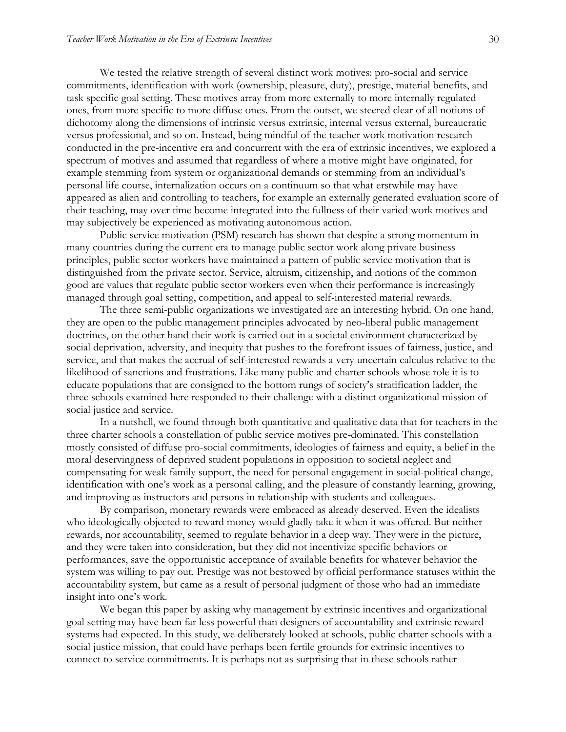We tested the relative strength of several distinct work motives: pro-social and service commitments, identification with work (ownership, pleasure, duty), prestige, material benefits, and task specific goal setting. These motives array from more externally to more internally regulated ones, from more specific to more diffuse ones. From the outset, we steered clear of all notions of dichotomy along the dimensions of intrinsic versus extrinsic, internal versus external, bureaucratic versus professional, and so on. Instead, being mindful of the teacher work motivation research conducted in the pre-incentive era and concurrent with the era of extrinsic incentives, we explored a spectrum of motives and assumed that regardless of where a motive might have originated, for example stemming from system or organizational demands or stemming from an individual's personal life course, internalization occurs on a continuum so that what erstwhile may have appeared as alien and controlling to teachers, for example an externally generated evaluation score of their teaching, may over time become integrated into the fullness of their varied work motives and may subjectively be experienced as motivating autonomous action.

Public service motivation (PSM) research has shown that despite a strong momentum in many countries during the current era to manage public sector work along private business principles, public sector workers have maintained a pattern of public service motivation that is distinguished from the private sector. Service, altruism, citizenship, and notions of the common good are values that regulate public sector workers even when their performance is increasingly managed through goal setting, competition, and appeal to self-interested material rewards.

The three semi-public organizations we investigated are an interesting hybrid. On one hand, they are open to the public management principles advocated by neo-liberal public management doctrines, on the other hand their work is carried out in a societal environment characterized by social deprivation, adversity, and inequity that pushes to the forefront issues of fairness, justice, and service, and that makes the accrual of self-interested rewards a very uncertain calculus relative to the likelihood of sanctions and frustrations. Like many public and charter schools whose role it is to educate populations that are consigned to the bottom rungs of society's stratification ladder, the three schools examined here responded to their challenge with a distinct organizational mission of social justice and service.

In a nutshell, we found through both quantitative and qualitative data that for teachers in the three charter schools a constellation of public service motives pre-dominated. This constellation mostly consisted of diffuse pro-social commitments, ideologies of fairness and equity, a belief in the moral deservingness of deprived student populations in opposition to societal neglect and compensating for weak family support, the need for personal engagement in social-political change, identification with one's work as a personal calling, and the pleasure of constantly learning, growing, and improving as instructors and persons in relationship with students and colleagues.

By comparison, monetary rewards were embraced as already deserved. Even the idealists who ideologically objected to reward money would gladly take it when it was offered. But neither rewards, nor accountability, seemed to regulate behavior in a deep way. They were in the picture, and they were taken into consideration, but they did not incentivize specific behaviors or performances, save the opportunistic acceptance of available benefits for whatever behavior the system was willing to pay out. Prestige was not bestowed by official performance statuses within the accountability system, but came as a result of personal judgment of those who had an immediate insight into one's work.

We began this paper by asking why management by extrinsic incentives and organizational goal setting may have been far less powerful than designers of accountability and extrinsic reward systems had expected. In this study, we deliberately looked at schools, public charter schools with a social justice mission, that could have perhaps been fertile grounds for extrinsic incentives to connect to service commitments. It is perhaps not as surprising that in these schools rather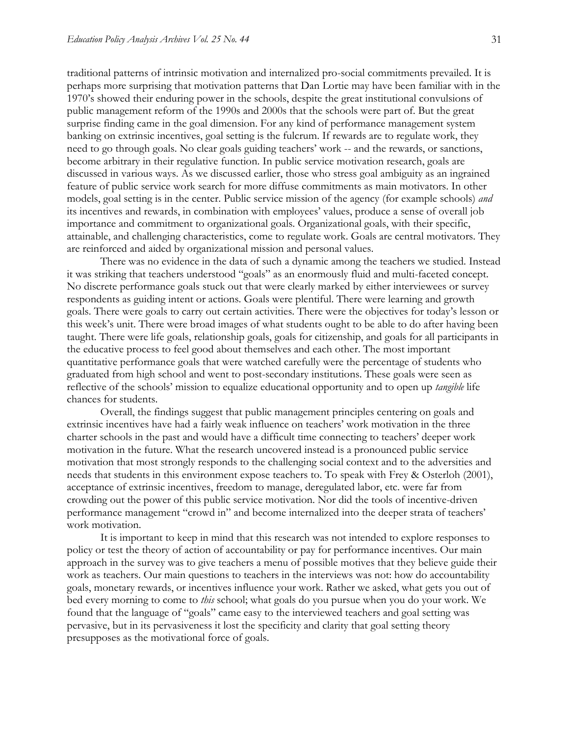traditional patterns of intrinsic motivation and internalized pro-social commitments prevailed. It is perhaps more surprising that motivation patterns that Dan Lortie may have been familiar with in the 1970's showed their enduring power in the schools, despite the great institutional convulsions of public management reform of the 1990s and 2000s that the schools were part of. But the great surprise finding came in the goal dimension. For any kind of performance management system banking on extrinsic incentives, goal setting is the fulcrum. If rewards are to regulate work, they need to go through goals. No clear goals guiding teachers' work -- and the rewards, or sanctions, become arbitrary in their regulative function. In public service motivation research, goals are discussed in various ways. As we discussed earlier, those who stress goal ambiguity as an ingrained feature of public service work search for more diffuse commitments as main motivators. In other models, goal setting is in the center. Public service mission of the agency (for example schools) *and* its incentives and rewards, in combination with employees' values, produce a sense of overall job importance and commitment to organizational goals. Organizational goals, with their specific, attainable, and challenging characteristics, come to regulate work. Goals are central motivators. They are reinforced and aided by organizational mission and personal values.

There was no evidence in the data of such a dynamic among the teachers we studied. Instead it was striking that teachers understood "goals" as an enormously fluid and multi-faceted concept. No discrete performance goals stuck out that were clearly marked by either interviewees or survey respondents as guiding intent or actions. Goals were plentiful. There were learning and growth goals. There were goals to carry out certain activities. There were the objectives for today's lesson or this week's unit. There were broad images of what students ought to be able to do after having been taught. There were life goals, relationship goals, goals for citizenship, and goals for all participants in the educative process to feel good about themselves and each other. The most important quantitative performance goals that were watched carefully were the percentage of students who graduated from high school and went to post-secondary institutions. These goals were seen as reflective of the schools' mission to equalize educational opportunity and to open up *tangible* life chances for students.

Overall, the findings suggest that public management principles centering on goals and extrinsic incentives have had a fairly weak influence on teachers' work motivation in the three charter schools in the past and would have a difficult time connecting to teachers' deeper work motivation in the future. What the research uncovered instead is a pronounced public service motivation that most strongly responds to the challenging social context and to the adversities and needs that students in this environment expose teachers to. To speak with Frey & Osterloh (2001), acceptance of extrinsic incentives, freedom to manage, deregulated labor, etc. were far from crowding out the power of this public service motivation. Nor did the tools of incentive-driven performance management "crowd in" and become internalized into the deeper strata of teachers' work motivation.

It is important to keep in mind that this research was not intended to explore responses to policy or test the theory of action of accountability or pay for performance incentives. Our main approach in the survey was to give teachers a menu of possible motives that they believe guide their work as teachers. Our main questions to teachers in the interviews was not: how do accountability goals, monetary rewards, or incentives influence your work. Rather we asked, what gets you out of bed every morning to come to *this* school; what goals do you pursue when you do your work. We found that the language of "goals" came easy to the interviewed teachers and goal setting was pervasive, but in its pervasiveness it lost the specificity and clarity that goal setting theory presupposes as the motivational force of goals.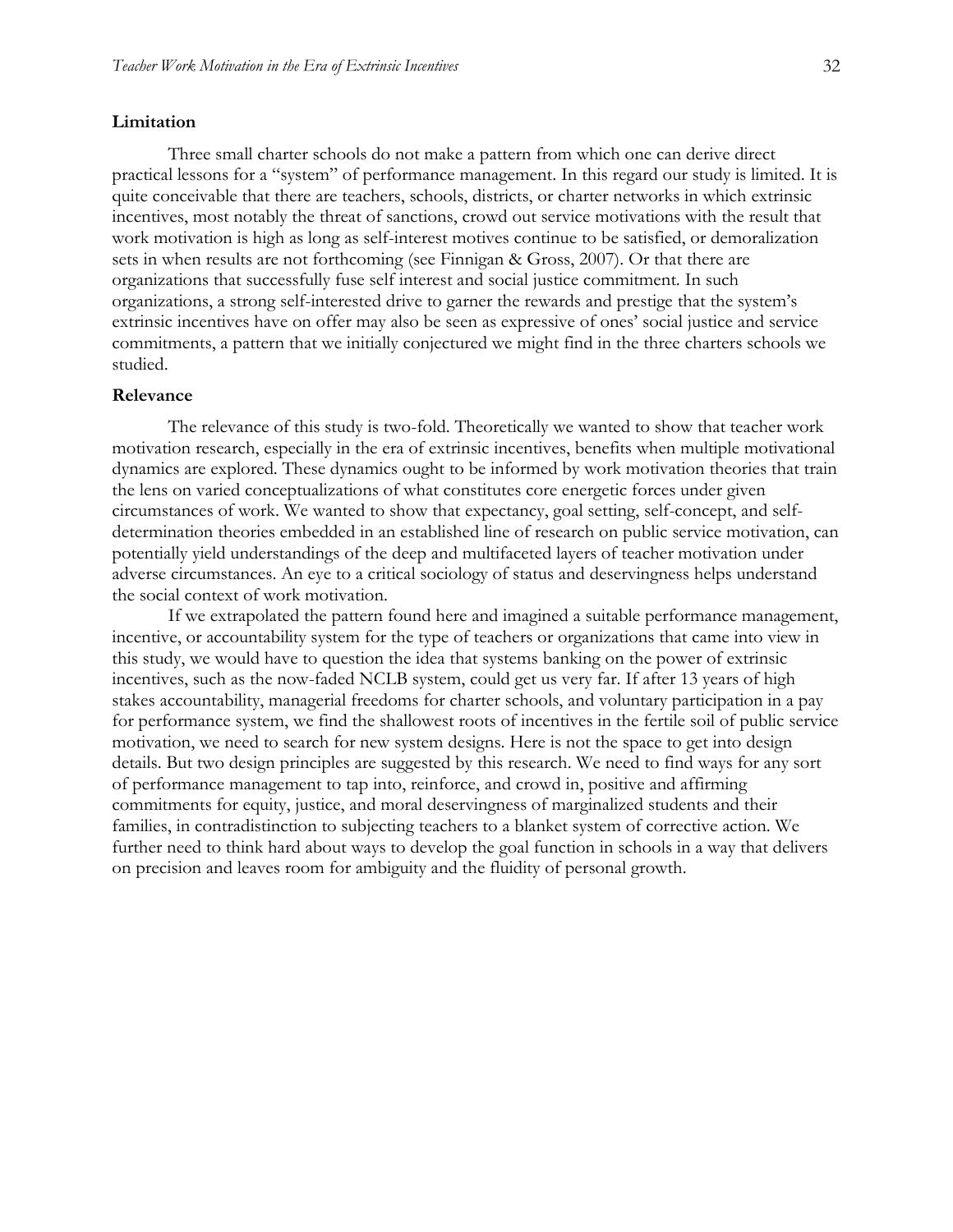### Limitation

Three small charter schools do not make a pattern from which one can derive direct practical lessons for a "system" of performance management. In this regard our study is limited. It is quite conceivable that there are teachers, schools, districts, or charter networks in which extrinsic incentives, most notably the threat of sanctions, crowd out service motivations with the result that work motivation is high as long as self-interest motives continue to be satisfied, or demoralization sets in when results are not forthcoming (see Finnigan & Gross, 2007). Or that there are organizations that successfully fuse self interest and social justice commitment. In such organizations, a strong self-interested drive to garner the rewards and prestige that the system's extrinsic incentives have on offer may also be seen as expressive of ones' social justice and service commitments, a pattern that we initially conjectured we might find in the three charters schools we studied.

### Relevance

The relevance of this study is two-fold. Theoretically we wanted to show that teacher work motivation research, especially in the era of extrinsic incentives, benefits when multiple motivational dynamics are explored. These dynamics ought to be informed by work motivation theories that train the lens on varied conceptualizations of what constitutes core energetic forces under given circumstances of work. We wanted to show that expectancy, goal setting, self-concept, and self-determination theories embedded in an established line of research on public service motivation, can potentially yield understandings of the deep and multifaceted layers of teacher motivation under adverse circumstances. An eye to a critical sociology of status and deservingness helps understand the social context of work motivation.

If we extrapolated the pattern found here and imagined a suitable performance management, incentive, or accountability system for the type of teachers or organizations that came into view in this study, we would have to question the idea that systems banking on the power of extrinsic incentives, such as the now-faded NCLB system, could get us very far. If after 13 years of high stakes accountability, managerial freedoms for charter schools, and voluntary participation in a pay for performance system, we find the shallowest roots of incentives in the fertile soil of public service motivation, we need to search for new system designs. Here is not the space to get into design details. But two design principles are suggested by this research. We need to find ways for any sort of performance management to tap into, reinforce, and crowd in, positive and affirming commitments for equity, justice, and moral deservingness of marginalized students and their families, in contradistinction to subjecting teachers to a blanket system of corrective action. We further need to think hard about ways to develop the goal function in schools in a way that delivers on precision and leaves room for ambiguity and the fluidity of personal growth.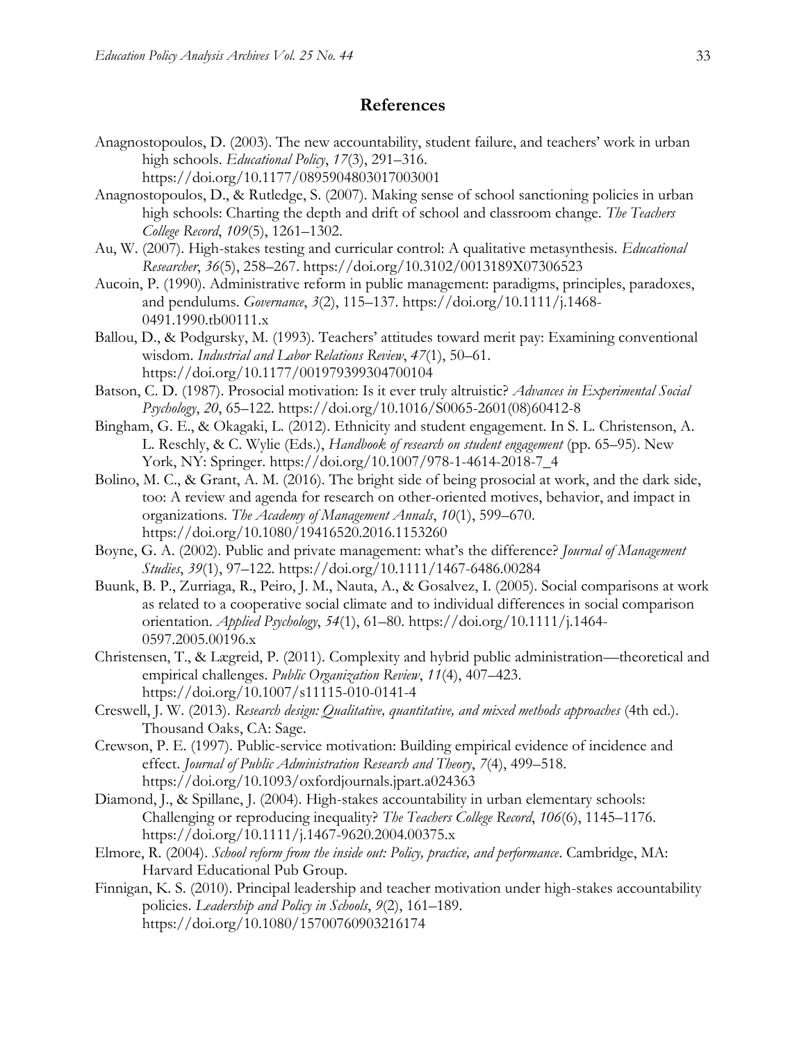## References

Anagnostopoulos, D. (2003). The new accountability, student failure, and teachers' work in urban high schools. *Educational Policy*, *17*(3), 291–316. https://doi.org/10.1177/0895904803017003001

Anagnostopoulos, D., & Rutledge, S. (2007). Making sense of school sanctioning policies in urban high schools: Charting the depth and drift of school and classroom change. *The Teachers College Record*, *109*(5), 1261–1302.

Au, W. (2007). High-stakes testing and curricular control: A qualitative metasynthesis. *Educational Researcher*, *36*(5), 258–267. https://doi.org/10.3102/0013189X07306523

Aucoin, P. (1990). Administrative reform in public management: paradigms, principles, paradoxes, and pendulums. *Governance*, *3*(2), 115–137. https://doi.org/10.1111/j.1468-0491.1990.tb00111.x

Ballou, D., & Podgursky, M. (1993). Teachers' attitudes toward merit pay: Examining conventional wisdom. *Industrial and Labor Relations Review*, *47*(1), 50–61. https://doi.org/10.1177/001979399304700104

Batson, C. D. (1987). Prosocial motivation: Is it ever truly altruistic? *Advances in Experimental Social Psychology*, *20*, 65–122. https://doi.org/10.1016/S0065-2601(08)60412-8

Bingham, G. E., & Okagaki, L. (2012). Ethnicity and student engagement. In S. L. Christenson, A. L. Reschly, & C. Wylie (Eds.), *Handbook of research on student engagement* (pp. 65–95). New York, NY: Springer. https://doi.org/10.1007/978-1-4614-2018-7_4

Bolino, M. C., & Grant, A. M. (2016). The bright side of being prosocial at work, and the dark side, too: A review and agenda for research on other-oriented motives, behavior, and impact in organizations. *The Academy of Management Annals*, *10*(1), 599–670. https://doi.org/10.1080/19416520.2016.1153260

Boyne, G. A. (2002). Public and private management: what's the difference? *Journal of Management Studies*, *39*(1), 97–122. https://doi.org/10.1111/1467-6486.00284

Buunk, B. P., Zurriaga, R., Peiro, J. M., Nauta, A., & Gosalvez, I. (2005). Social comparisons at work as related to a cooperative social climate and to individual differences in social comparison orientation. *Applied Psychology*, *54*(1), 61–80. https://doi.org/10.1111/j.1464-0597.2005.00196.x

Christensen, T., & Lægreid, P. (2011). Complexity and hybrid public administration—theoretical and empirical challenges. *Public Organization Review*, *11*(4), 407–423. https://doi.org/10.1007/s11115-010-0141-4

Creswell, J. W. (2013). *Research design: Qualitative, quantitative, and mixed methods approaches* (4th ed.). Thousand Oaks, CA: Sage.

Crewson, P. E. (1997). Public-service motivation: Building empirical evidence of incidence and effect. *Journal of Public Administration Research and Theory*, *7*(4), 499–518. https://doi.org/10.1093/oxfordjournals.jpart.a024363

Diamond, J., & Spillane, J. (2004). High-stakes accountability in urban elementary schools: Challenging or reproducing inequality? *The Teachers College Record*, *106*(6), 1145–1176. https://doi.org/10.1111/j.1467-9620.2004.00375.x

Elmore, R. (2004). *School reform from the inside out: Policy, practice, and performance*. Cambridge, MA: Harvard Educational Pub Group.

Finnigan, K. S. (2010). Principal leadership and teacher motivation under high-stakes accountability policies. *Leadership and Policy in Schools*, *9*(2), 161–189. https://doi.org/10.1080/15700760903216174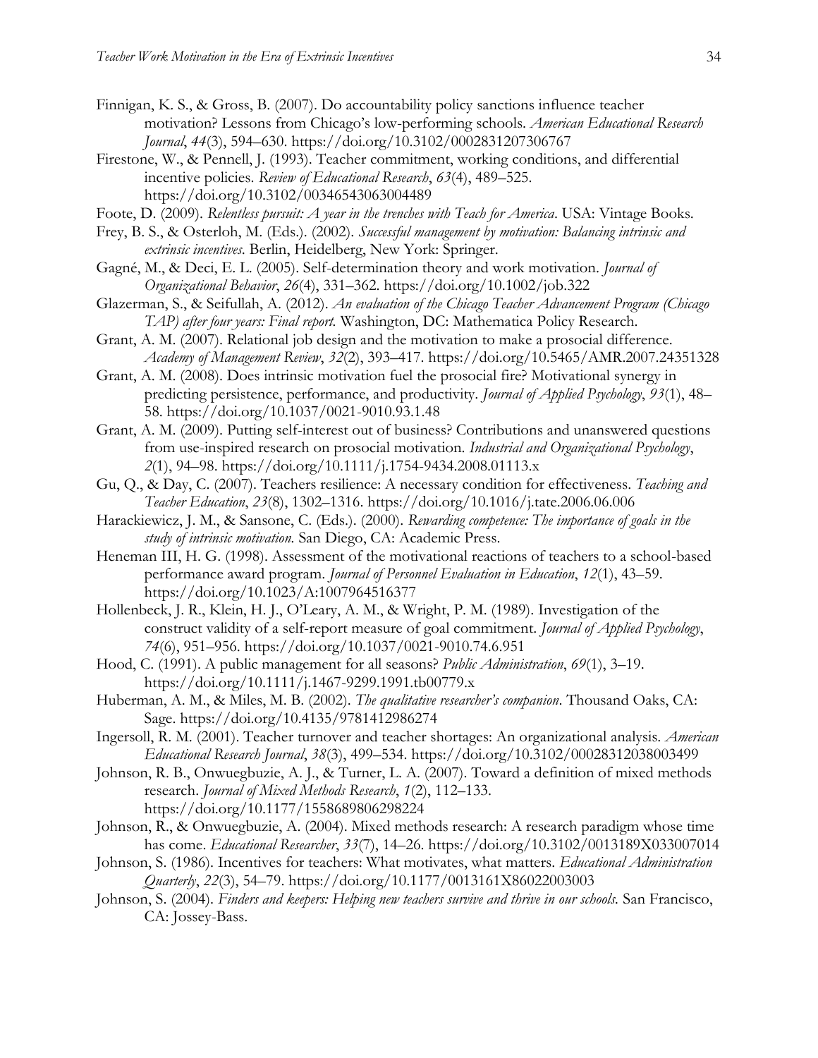Finnigan, K. S., & Gross, B. (2007). Do accountability policy sanctions influence teacher motivation? Lessons from Chicago's low-performing schools. *American Educational Research Journal*, *44*(3), 594–630. https://doi.org/10.3102/0002831207306767

Firestone, W., & Pennell, J. (1993). Teacher commitment, working conditions, and differential incentive policies. *Review of Educational Research*, *63*(4), 489–525. https://doi.org/10.3102/00346543063004489

Foote, D. (2009). *Relentless pursuit: A year in the trenches with Teach for America*. USA: Vintage Books.

Frey, B. S., & Osterloh, M. (Eds.). (2002). *Successful management by motivation: Balancing intrinsic and extrinsic incentives*. Berlin, Heidelberg, New York: Springer.

Gagné, M., & Deci, E. L. (2005). Self-determination theory and work motivation. *Journal of Organizational Behavior*, *26*(4), 331–362. https://doi.org/10.1002/job.322

Glazerman, S., & Seifullah, A. (2012). *An evaluation of the Chicago Teacher Advancement Program (Chicago TAP) after four years: Final report.* Washington, DC: Mathematica Policy Research.

Grant, A. M. (2007). Relational job design and the motivation to make a prosocial difference. *Academy of Management Review*, *32*(2), 393–417. https://doi.org/10.5465/AMR.2007.24351328

Grant, A. M. (2008). Does intrinsic motivation fuel the prosocial fire? Motivational synergy in predicting persistence, performance, and productivity. *Journal of Applied Psychology*, *93*(1), 48–58. https://doi.org/10.1037/0021-9010.93.1.48

Grant, A. M. (2009). Putting self-interest out of business? Contributions and unanswered questions from use-inspired research on prosocial motivation. *Industrial and Organizational Psychology*, *2*(1), 94–98. https://doi.org/10.1111/j.1754-9434.2008.01113.x

Gu, Q., & Day, C. (2007). Teachers resilience: A necessary condition for effectiveness. *Teaching and Teacher Education*, *23*(8), 1302–1316. https://doi.org/10.1016/j.tate.2006.06.006

Harackiewicz, J. M., & Sansone, C. (Eds.). (2000). *Rewarding competence: The importance of goals in the study of intrinsic motivation*. San Diego, CA: Academic Press.

Heneman III, H. G. (1998). Assessment of the motivational reactions of teachers to a school-based performance award program. *Journal of Personnel Evaluation in Education*, *12*(1), 43–59. https://doi.org/10.1023/A:1007964516377

Hollenbeck, J. R., Klein, H. J., O'Leary, A. M., & Wright, P. M. (1989). Investigation of the construct validity of a self-report measure of goal commitment. *Journal of Applied Psychology*, *74*(6), 951–956. https://doi.org/10.1037/0021-9010.74.6.951

Hood, C. (1991). A public management for all seasons? *Public Administration*, *69*(1), 3–19. https://doi.org/10.1111/j.1467-9299.1991.tb00779.x

Huberman, A. M., & Miles, M. B. (2002). *The qualitative researcher's companion*. Thousand Oaks, CA: Sage. https://doi.org/10.4135/9781412986274

Ingersoll, R. M. (2001). Teacher turnover and teacher shortages: An organizational analysis. *American Educational Research Journal*, *38*(3), 499–534. https://doi.org/10.3102/00028312038003499

Johnson, R. B., Onwuegbuzie, A. J., & Turner, L. A. (2007). Toward a definition of mixed methods research. *Journal of Mixed Methods Research*, *1*(2), 112–133. https://doi.org/10.1177/1558689806298224

Johnson, R., & Onwuegbuzie, A. (2004). Mixed methods research: A research paradigm whose time has come. *Educational Researcher*, *33*(7), 14–26. https://doi.org/10.3102/0013189X033007014

Johnson, S. (1986). Incentives for teachers: What motivates, what matters. *Educational Administration Quarterly*, *22*(3), 54–79. https://doi.org/10.1177/0013161X86022003003

Johnson, S. (2004). *Finders and keepers: Helping new teachers survive and thrive in our schools.* San Francisco, CA: Jossey-Bass.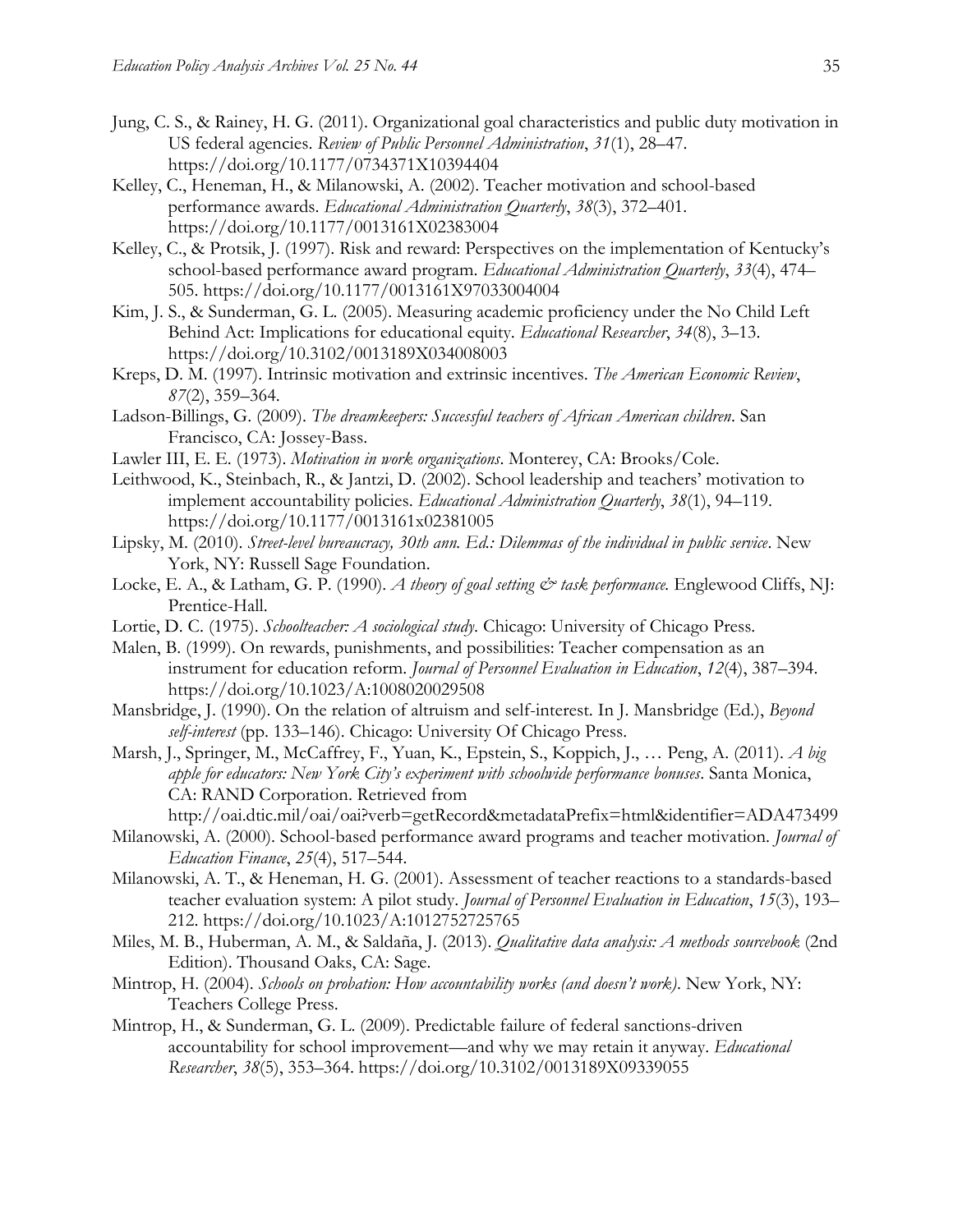Jung, C. S., & Rainey, H. G. (2011). Organizational goal characteristics and public duty motivation in US federal agencies. *Review of Public Personnel Administration*, *31*(1), 28–47. https://doi.org/10.1177/0734371X10394404

Kelley, C., Heneman, H., & Milanowski, A. (2002). Teacher motivation and school-based performance awards. *Educational Administration Quarterly*, *38*(3), 372–401. https://doi.org/10.1177/0013161X02383004

Kelley, C., & Protsik, J. (1997). Risk and reward: Perspectives on the implementation of Kentucky's school-based performance award program. *Educational Administration Quarterly*, *33*(4), 474–505. https://doi.org/10.1177/0013161X97033004004

Kim, J. S., & Sunderman, G. L. (2005). Measuring academic proficiency under the No Child Left Behind Act: Implications for educational equity. *Educational Researcher*, *34*(8), 3–13. https://doi.org/10.3102/0013189X034008003

Kreps, D. M. (1997). Intrinsic motivation and extrinsic incentives. *The American Economic Review*, *87*(2), 359–364.

Ladson-Billings, G. (2009). *The dreamkeepers: Successful teachers of African American children*. San Francisco, CA: Jossey-Bass.

Lawler III, E. E. (1973). *Motivation in work organizations*. Monterey, CA: Brooks/Cole.

Leithwood, K., Steinbach, R., & Jantzi, D. (2002). School leadership and teachers' motivation to implement accountability policies. *Educational Administration Quarterly*, *38*(1), 94–119. https://doi.org/10.1177/0013161x02381005

Lipsky, M. (2010). *Street-level bureaucracy, 30th ann. Ed.: Dilemmas of the individual in public service*. New York, NY: Russell Sage Foundation.

Locke, E. A., & Latham, G. P. (1990). *A theory of goal setting & task performance.* Englewood Cliffs, NJ: Prentice-Hall.

Lortie, D. C. (1975). *Schoolteacher: A sociological study.* Chicago: University of Chicago Press.

Malen, B. (1999). On rewards, punishments, and possibilities: Teacher compensation as an instrument for education reform. *Journal of Personnel Evaluation in Education*, *12*(4), 387–394. https://doi.org/10.1023/A:1008020029508

Mansbridge, J. (1990). On the relation of altruism and self-interest. In J. Mansbridge (Ed.), *Beyond self-interest* (pp. 133–146). Chicago: University Of Chicago Press.

Marsh, J., Springer, M., McCaffrey, F., Yuan, K., Epstein, S., Koppich, J., … Peng, A. (2011). *A big apple for educators: New York City's experiment with schoolwide performance bonuses*. Santa Monica, CA: RAND Corporation. Retrieved from http://oai.dtic.mil/oai/oai?verb=getRecord&metadataPrefix=html&identifier=ADA473499

Milanowski, A. (2000). School-based performance award programs and teacher motivation. *Journal of Education Finance*, *25*(4), 517–544.

Milanowski, A. T., & Heneman, H. G. (2001). Assessment of teacher reactions to a standards-based teacher evaluation system: A pilot study. *Journal of Personnel Evaluation in Education*, *15*(3), 193–212. https://doi.org/10.1023/A:1012752725765

Miles, M. B., Huberman, A. M., & Saldaña, J. (2013). *Qualitative data analysis: A methods sourcebook* (2nd Edition). Thousand Oaks, CA: Sage.

Mintrop, H. (2004). *Schools on probation: How accountability works (and doesn't work)*. New York, NY: Teachers College Press.

Mintrop, H., & Sunderman, G. L. (2009). Predictable failure of federal sanctions-driven accountability for school improvement—and why we may retain it anyway. *Educational Researcher*, *38*(5), 353–364. https://doi.org/10.3102/0013189X09339055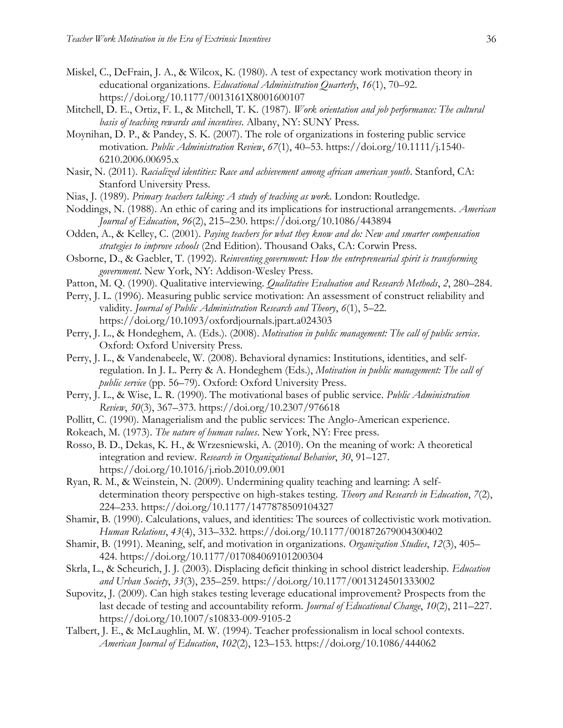Miskel, C., DeFrain, J. A., & Wilcox, K. (1980). A test of expectancy work motivation theory in educational organizations. *Educational Administration Quarterly*, *16*(1), 70–92. https://doi.org/10.1177/0013161X8001600107

Mitchell, D. E., Ortiz, F. I., & Mitchell, T. K. (1987). *Work orientation and job performance: The cultural basis of teaching rewards and incentives*. Albany, NY: SUNY Press.

Moynihan, D. P., & Pandey, S. K. (2007). The role of organizations in fostering public service motivation. *Public Administration Review*, *67*(1), 40–53. https://doi.org/10.1111/j.1540-6210.2006.00695.x

Nasir, N. (2011). *Racialized identities: Race and achievement among african american youth*. Stanford, CA: Stanford University Press.

Nias, J. (1989). *Primary teachers talking: A study of teaching as work*. London: Routledge.

Noddings, N. (1988). An ethic of caring and its implications for instructional arrangements. *American Journal of Education*, *96*(2), 215–230. https://doi.org/10.1086/443894

Odden, A., & Kelley, C. (2001). *Paying teachers for what they know and do: New and smarter compensation strategies to improve schools* (2nd Edition). Thousand Oaks, CA: Corwin Press.

Osborne, D., & Gaebler, T. (1992). *Reinventing government: How the entrepreneurial spirit is transforming government*. New York, NY: Addison-Wesley Press.

Patton, M. Q. (1990). Qualitative interviewing. *Qualitative Evaluation and Research Methods*, *2*, 280–284.

Perry, J. L. (1996). Measuring public service motivation: An assessment of construct reliability and validity. *Journal of Public Administration Research and Theory*, *6*(1), 5–22. https://doi.org/10.1093/oxfordjournals.jpart.a024303

Perry, J. L., & Hondeghem, A. (Eds.). (2008). *Motivation in public management: The call of public service*. Oxford: Oxford University Press.

Perry, J. L., & Vandenabeele, W. (2008). Behavioral dynamics: Institutions, identities, and self-regulation. In J. L. Perry & A. Hondeghem (Eds.), *Motivation in public management: The call of public service* (pp. 56–79). Oxford: Oxford University Press.

Perry, J. L., & Wise, L. R. (1990). The motivational bases of public service. *Public Administration Review*, *50*(3), 367–373. https://doi.org/10.2307/976618

Pollitt, C. (1990). Managerialism and the public services: The Anglo-American experience.

Rokeach, M. (1973). *The nature of human values*. New York, NY: Free press.

Rosso, B. D., Dekas, K. H., & Wrzesniewski, A. (2010). On the meaning of work: A theoretical integration and review. *Research in Organizational Behavior*, *30*, 91–127. https://doi.org/10.1016/j.riob.2010.09.001

Ryan, R. M., & Weinstein, N. (2009). Undermining quality teaching and learning: A self-determination theory perspective on high-stakes testing. *Theory and Research in Education*, *7*(2), 224–233. https://doi.org/10.1177/1477878509104327

Shamir, B. (1990). Calculations, values, and identities: The sources of collectivistic work motivation. *Human Relations*, *43*(4), 313–332. https://doi.org/10.1177/001872679004300402

Shamir, B. (1991). Meaning, self, and motivation in organizations. *Organization Studies*, *12*(3), 405–424. https://doi.org/10.1177/017084069101200304

Skrla, L., & Scheurich, J. J. (2003). Displacing deficit thinking in school district leadership. *Education and Urban Society*, *33*(3), 235–259. https://doi.org/10.1177/0013124501333002

Supovitz, J. (2009). Can high stakes testing leverage educational improvement? Prospects from the last decade of testing and accountability reform. *Journal of Educational Change*, *10*(2), 211–227. https://doi.org/10.1007/s10833-009-9105-2

Talbert, J. E., & McLaughlin, M. W. (1994). Teacher professionalism in local school contexts. *American Journal of Education*, *102*(2), 123–153. https://doi.org/10.1086/444062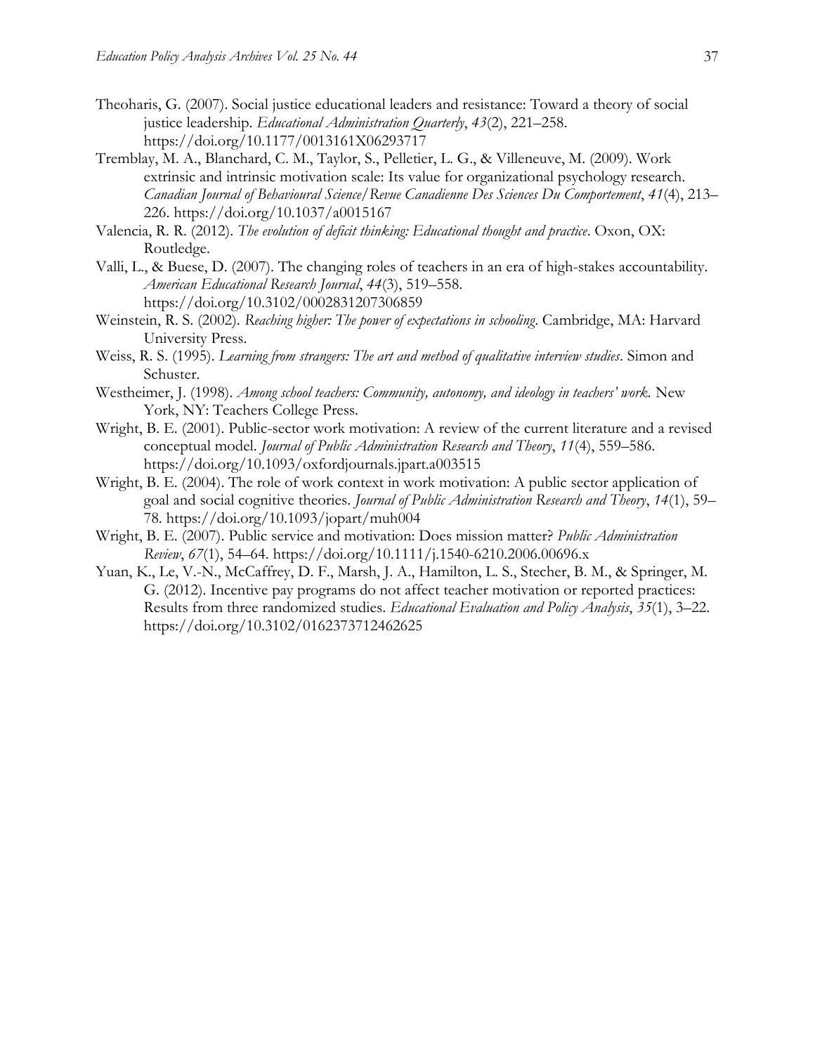Theoharis, G. (2007). Social justice educational leaders and resistance: Toward a theory of social justice leadership. *Educational Administration Quarterly*, *43*(2), 221–258. https://doi.org/10.1177/0013161X06293717

Tremblay, M. A., Blanchard, C. M., Taylor, S., Pelletier, L. G., & Villeneuve, M. (2009). Work extrinsic and intrinsic motivation scale: Its value for organizational psychology research. *Canadian Journal of Behavioural Science/Revue Canadienne Des Sciences Du Comportement*, *41*(4), 213–226. https://doi.org/10.1037/a0015167

Valencia, R. R. (2012). *The evolution of deficit thinking: Educational thought and practice*. Oxon, OX: Routledge.

Valli, L., & Buese, D. (2007). The changing roles of teachers in an era of high-stakes accountability. *American Educational Research Journal*, *44*(3), 519–558. https://doi.org/10.3102/0002831207306859

Weinstein, R. S. (2002). *Reaching higher: The power of expectations in schooling*. Cambridge, MA: Harvard University Press.

Weiss, R. S. (1995). *Learning from strangers: The art and method of qualitative interview studies*. Simon and Schuster.

Westheimer, J. (1998). *Among school teachers: Community, autonomy, and ideology in teachers' work.* New York, NY: Teachers College Press.

Wright, B. E. (2001). Public-sector work motivation: A review of the current literature and a revised conceptual model. *Journal of Public Administration Research and Theory*, *11*(4), 559–586. https://doi.org/10.1093/oxfordjournals.jpart.a003515

Wright, B. E. (2004). The role of work context in work motivation: A public sector application of goal and social cognitive theories. *Journal of Public Administration Research and Theory*, *14*(1), 59–78. https://doi.org/10.1093/jopart/muh004

Wright, B. E. (2007). Public service and motivation: Does mission matter? *Public Administration Review*, *67*(1), 54–64. https://doi.org/10.1111/j.1540-6210.2006.00696.x

Yuan, K., Le, V.-N., McCaffrey, D. F., Marsh, J. A., Hamilton, L. S., Stecher, B. M., & Springer, M. G. (2012). Incentive pay programs do not affect teacher motivation or reported practices: Results from three randomized studies. *Educational Evaluation and Policy Analysis*, *35*(1), 3–22. https://doi.org/10.3102/0162373712462625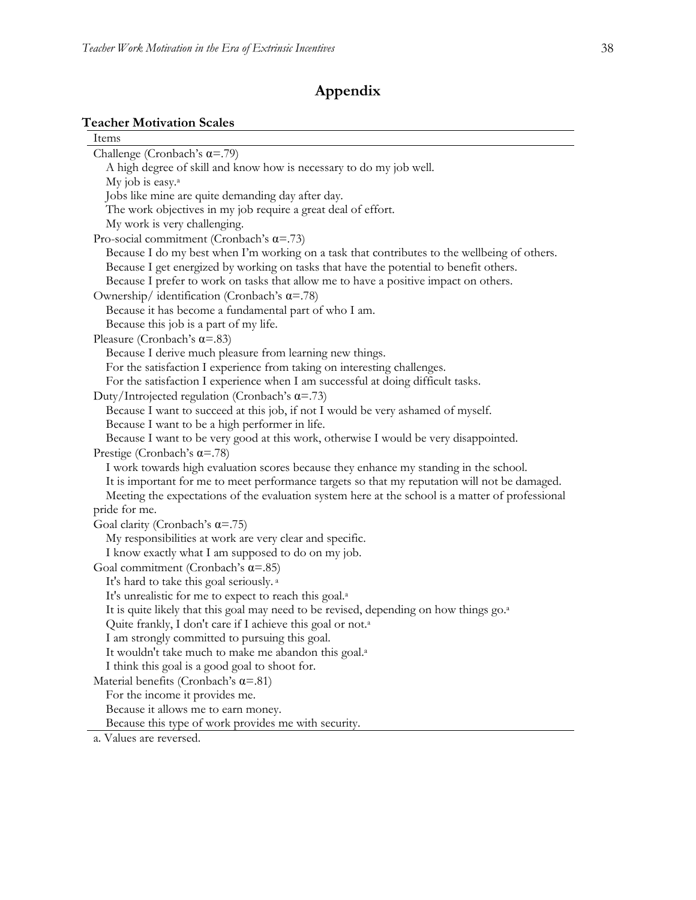# Appendix

**Teacher Motivation Scales**

| Items |
|---|
| Challenge (Cronbach's α=.79) |
| A high degree of skill and know how is necessary to do my job well. |
| My job is easy.[a] |
| Jobs like mine are quite demanding day after day. |
| The work objectives in my job require a great deal of effort. |
| My work is very challenging. |
| Pro-social commitment (Cronbach's α=.73) |
| Because I do my best when I'm working on a task that contributes to the wellbeing of others. |
| Because I get energized by working on tasks that have the potential to benefit others. |
| Because I prefer to work on tasks that allow me to have a positive impact on others. |
| Ownership/ identification (Cronbach's α=.78) |
| Because it has become a fundamental part of who I am. |
| Because this job is a part of my life. |
| Pleasure (Cronbach's α=.83) |
| Because I derive much pleasure from learning new things. |
| For the satisfaction I experience from taking on interesting challenges. |
| For the satisfaction I experience when I am successful at doing difficult tasks. |
| Duty/Introjected regulation (Cronbach's α=.73) |
| Because I want to succeed at this job, if not I would be very ashamed of myself. |
| Because I want to be a high performer in life. |
| Because I want to be very good at this work, otherwise I would be very disappointed. |
| Prestige (Cronbach's α=.78) |
| I work towards high evaluation scores because they enhance my standing in the school. |
| It is important for me to meet performance targets so that my reputation will not be damaged. |
| Meeting the expectations of the evaluation system here at the school is a matter of professional pride for me. |
| Goal clarity (Cronbach's α=.75) |
| My responsibilities at work are very clear and specific. |
| I know exactly what I am supposed to do on my job. |
| Goal commitment (Cronbach's α=.85) |
| It's hard to take this goal seriously.[a] |
| It's unrealistic for me to expect to reach this goal.[a] |
| It is quite likely that this goal may need to be revised, depending on how things go.[a] |
| Quite frankly, I don't care if I achieve this goal or not.[a] |
| I am strongly committed to pursuing this goal. |
| It wouldn't take much to make me abandon this goal.[a] |
| I think this goal is a good goal to shoot for. |
| Material benefits (Cronbach's α=.81) |
| For the income it provides me. |
| Because it allows me to earn money. |
| Because this type of work provides me with security. |

a. Values are reversed.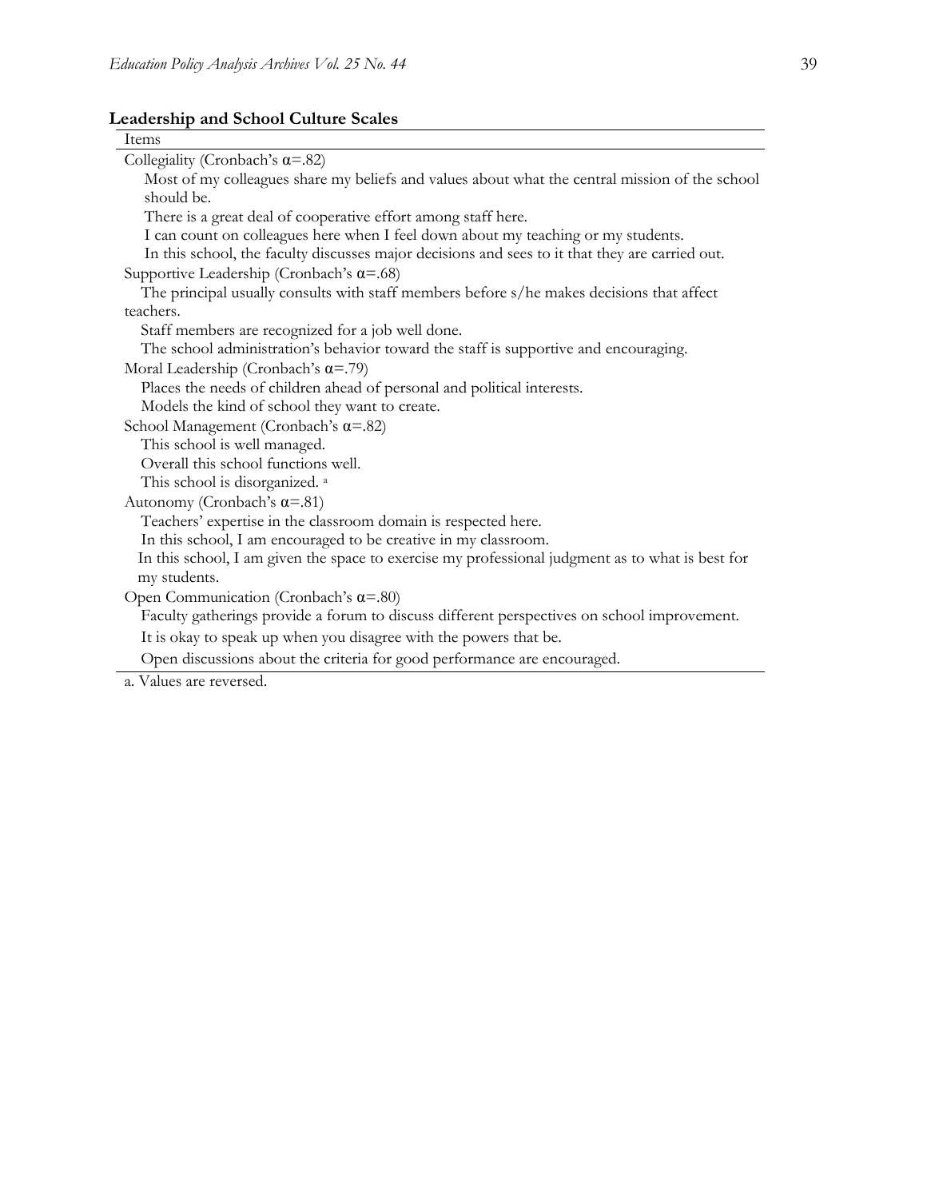**Leadership and School Culture Scales**

| Items |
|---|
| Collegiality (Cronbach's α=.82) |
| Most of my colleagues share my beliefs and values about what the central mission of the school should be. |
| There is a great deal of cooperative effort among staff here. |
| I can count on colleagues here when I feel down about my teaching or my students. |
| In this school, the faculty discusses major decisions and sees to it that they are carried out. |
| Supportive Leadership (Cronbach's α=.68) |
| The principal usually consults with staff members before s/he makes decisions that affect teachers. |
| Staff members are recognized for a job well done. |
| The school administration's behavior toward the staff is supportive and encouraging. |
| Moral Leadership (Cronbach's α=.79) |
| Places the needs of children ahead of personal and political interests. |
| Models the kind of school they want to create. |
| School Management (Cronbach's α=.82) |
| This school is well managed. |
| Overall this school functions well. |
| This school is disorganized. [a] |
| Autonomy (Cronbach's α=.81) |
| Teachers' expertise in the classroom domain is respected here. |
| In this school, I am encouraged to be creative in my classroom. |
| In this school, I am given the space to exercise my professional judgment as to what is best for my students. |
| Open Communication (Cronbach's α=.80) |
| Faculty gatherings provide a forum to discuss different perspectives on school improvement. |
| It is okay to speak up when you disagree with the powers that be. |
| Open discussions about the criteria for good performance are encouraged. |

a. Values are reversed.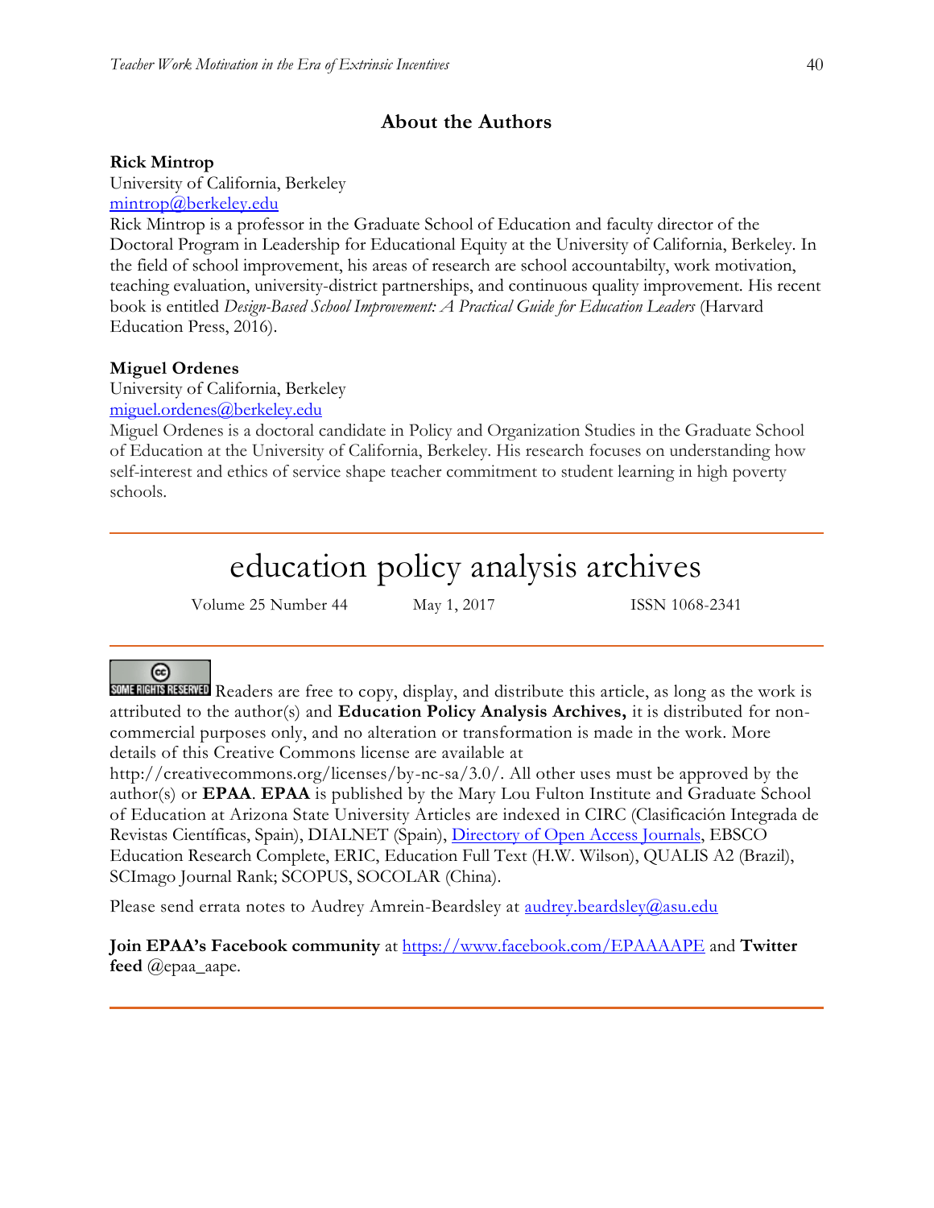## About the Authors

**Rick Mintrop**
University of California, Berkeley
mintrop@berkeley.edu
Rick Mintrop is a professor in the Graduate School of Education and faculty director of the Doctoral Program in Leadership for Educational Equity at the University of California, Berkeley. In the field of school improvement, his areas of research are school accountabilty, work motivation, teaching evaluation, university-district partnerships, and continuous quality improvement. His recent book is entitled *Design-Based School Improvement: A Practical Guide for Education Leaders* (Harvard Education Press, 2016).

**Miguel Ordenes**
University of California, Berkeley
miguel.ordenes@berkeley.edu
Miguel Ordenes is a doctoral candidate in Policy and Organization Studies in the Graduate School of Education at the University of California, Berkeley. His research focuses on understanding how self-interest and ethics of service shape teacher commitment to student learning in high poverty schools.

---

# education policy analysis archives

Volume 25 Number 44 May 1, 2017 ISSN 1068-2341

---

Readers are free to copy, display, and distribute this article, as long as the work is attributed to the author(s) and **Education Policy Analysis Archives,** it is distributed for non-commercial purposes only, and no alteration or transformation is made in the work. More details of this Creative Commons license are available at http://creativecommons.org/licenses/by-nc-sa/3.0/. All other uses must be approved by the author(s) or **EPAA**. **EPAA** is published by the Mary Lou Fulton Institute and Graduate School of Education at Arizona State University Articles are indexed in CIRC (Clasificación Integrada de Revistas Científicas, Spain), DIALNET (Spain), Directory of Open Access Journals, EBSCO Education Research Complete, ERIC, Education Full Text (H.W. Wilson), QUALIS A2 (Brazil), SCImago Journal Rank; SCOPUS, SOCOLAR (China).

Please send errata notes to Audrey Amrein-Beardsley at audrey.beardsley@asu.edu

**Join EPAA's Facebook community** at https://www.facebook.com/EPAAAAPE and **Twitter feed** @epaa_aape.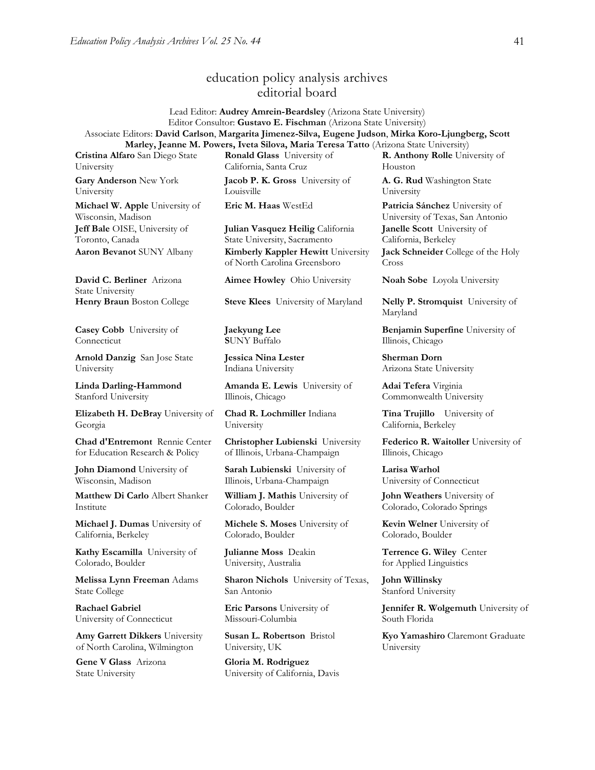# education policy analysis archives
## editorial board

Lead Editor: **Audrey Amrein-Beardsley** (Arizona State University)
Editor Consultor: **Gustavo E. Fischman** (Arizona State University)
Associate Editors: **David Carlson**, **Margarita Jimenez-Silva, Eugene Judson**, **Mirka Koro-Ljungberg, Scott Marley, Jeanne M. Powers, Iveta Silova, Maria Teresa Tatto** (Arizona State University)

**Cristina Alfaro** San Diego State University

**Gary Anderson** New York University

**Michael W. Apple** University of Wisconsin, Madison

**Jeff Bale** OISE, University of Toronto, Canada

**Aaron Bevanot** SUNY Albany

**David C. Berliner** Arizona State University

**Henry Braun** Boston College

**Casey Cobb** University of Connecticut

**Arnold Danzig** San Jose State University

**Linda Darling-Hammond** Stanford University

**Elizabeth H. DeBray** University of Georgia

**Chad d'Entremont** Rennie Center for Education Research & Policy

**John Diamond** University of Wisconsin, Madison

**Matthew Di Carlo** Albert Shanker Institute

**Michael J. Dumas** University of California, Berkeley

**Kathy Escamilla** University of Colorado, Boulder

**Melissa Lynn Freeman** Adams State College

**Rachael Gabriel** University of Connecticut

**Amy Garrett Dikkers** University of North Carolina, Wilmington

**Gene V Glass** Arizona State University

**Ronald Glass** University of California, Santa Cruz

**Jacob P. K. Gross** University of Louisville

**Eric M. Haas** WestEd

**Julian Vasquez Heilig** California State University, Sacramento

**Kimberly Kappler Hewitt** University of North Carolina Greensboro

**Aimee Howley** Ohio University

**Steve Klees** University of Maryland

**Jaekyung Lee** SUNY Buffalo

**Jessica Nina Lester** Indiana University

**Amanda E. Lewis** University of Illinois, Chicago

**Chad R. Lochmiller** Indiana University

**Christopher Lubienski** University of Illinois, Urbana-Champaign

**Sarah Lubienski** University of Illinois, Urbana-Champaign

**William J. Mathis** University of Colorado, Boulder

**Michele S. Moses** University of Colorado, Boulder

**Julianne Moss** Deakin University, Australia

**Sharon Nichols** University of Texas, San Antonio

**Eric Parsons** University of Missouri-Columbia

**Susan L. Robertson** Bristol University, UK

**Gloria M. Rodriguez** University of California, Davis

**R. Anthony Rolle** University of Houston

**A. G. Rud** Washington State University

**Patricia Sánchez** University of University of Texas, San Antonio

**Janelle Scott** University of California, Berkeley

**Jack Schneider** College of the Holy Cross

**Noah Sobe** Loyola University

**Nelly P. Stromquist** University of Maryland

**Benjamin Superfine** University of Illinois, Chicago

**Sherman Dorn** Arizona State University

**Adai Tefera** Virginia Commonwealth University

**Tina Trujillo** University of California, Berkeley

**Federico R. Waitoller** University of Illinois, Chicago

**Larisa Warhol** University of Connecticut

**John Weathers** University of Colorado, Colorado Springs

**Kevin Welner** University of Colorado, Boulder

**Terrence G. Wiley** Center for Applied Linguistics

**John Willinsky** Stanford University

**Jennifer R. Wolgemuth** University of South Florida

**Kyo Yamashiro** Claremont Graduate University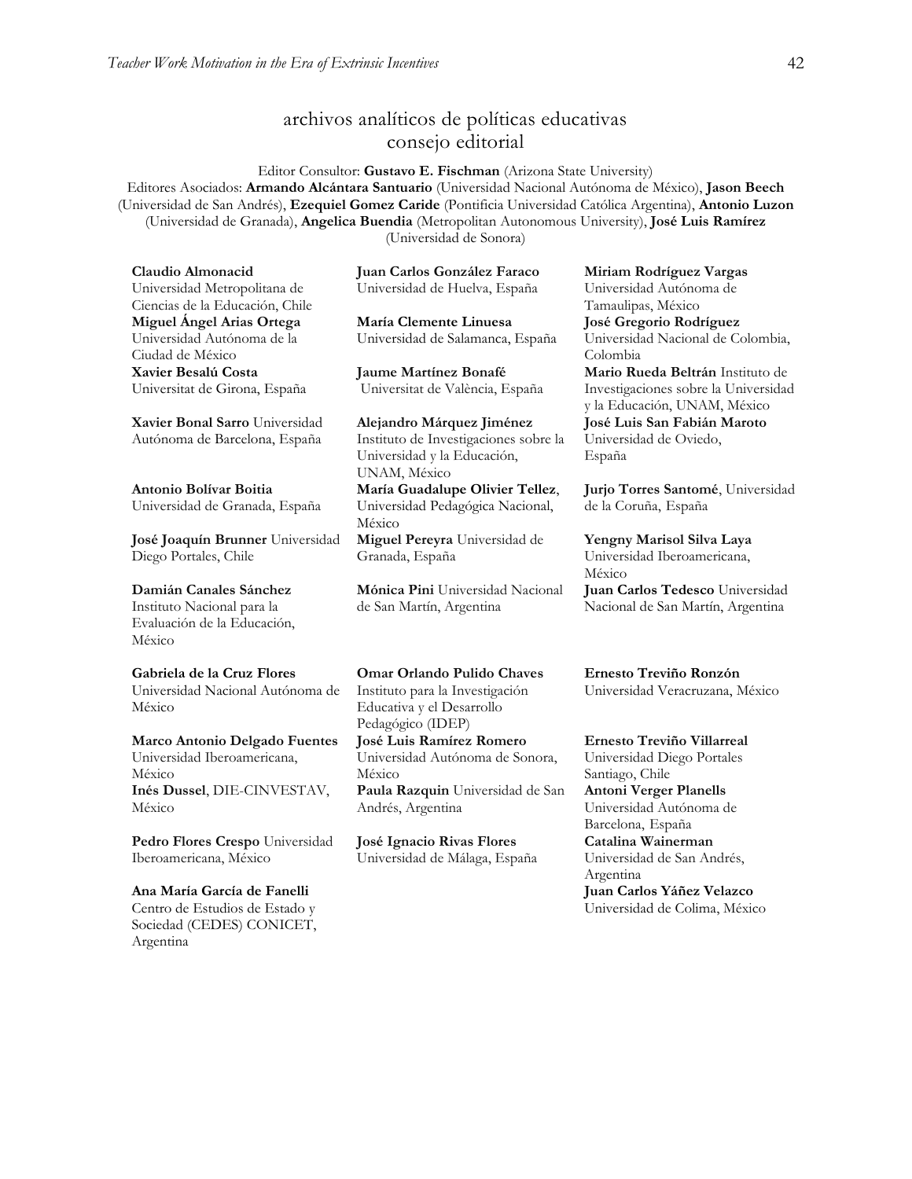## archivos analíticos de políticas educativas
## consejo editorial

Editor Consultor: **Gustavo E. Fischman** (Arizona State University)
Editores Asociados: **Armando Alcántara Santuario** (Universidad Nacional Autónoma de México), **Jason Beech** (Universidad de San Andrés), **Ezequiel Gomez Caride** (Pontificia Universidad Católica Argentina), **Antonio Luzon** (Universidad de Granada), **Angelica Buendia** (Metropolitan Autonomous University), **José Luis Ramírez** (Universidad de Sonora)

**Claudio Almonacid** Universidad Metropolitana de Ciencias de la Educación, Chile

**Miguel Ángel Arias Ortega** Universidad Autónoma de la Ciudad de México

**Xavier Besalú Costa** Universitat de Girona, España

**Xavier Bonal Sarro** Universidad Autónoma de Barcelona, España

**Antonio Bolívar Boitia** Universidad de Granada, España

**José Joaquín Brunner** Universidad Diego Portales, Chile

**Damián Canales Sánchez** Instituto Nacional para la Evaluación de la Educación, México

**Gabriela de la Cruz Flores** Universidad Nacional Autónoma de México

**Marco Antonio Delgado Fuentes** Universidad Iberoamericana, México

**Inés Dussel**, DIE-CINVESTAV, México

**Pedro Flores Crespo** Universidad Iberoamericana, México

**Ana María García de Fanelli** Centro de Estudios de Estado y Sociedad (CEDES) CONICET, Argentina

**Juan Carlos González Faraco** Universidad de Huelva, España

**María Clemente Linuesa** Universidad de Salamanca, España

**Jaume Martínez Bonafé** Universitat de València, España

**Alejandro Márquez Jiménez** Instituto de Investigaciones sobre la Universidad y la Educación, UNAM, México

**María Guadalupe Olivier Tellez**, Universidad Pedagógica Nacional, México

**Miguel Pereyra** Universidad de Granada, España

**Mónica Pini** Universidad Nacional de San Martín, Argentina

**Omar Orlando Pulido Chaves** Instituto para la Investigación Educativa y el Desarrollo Pedagógico (IDEP)

**José Luis Ramírez Romero** Universidad Autónoma de Sonora, México

**Paula Razquin** Universidad de San Andrés, Argentina

**José Ignacio Rivas Flores** Universidad de Málaga, España

**Miriam Rodríguez Vargas** Universidad Autónoma de Tamaulipas, México

**José Gregorio Rodríguez** Universidad Nacional de Colombia, Colombia

**Mario Rueda Beltrán** Instituto de Investigaciones sobre la Universidad y la Educación, UNAM, México

**José Luis San Fabián Maroto** Universidad de Oviedo, España

**Jurjo Torres Santomé**, Universidad de la Coruña, España

**Yengny Marisol Silva Laya** Universidad Iberoamericana, México

**Juan Carlos Tedesco** Universidad Nacional de San Martín, Argentina

**Ernesto Treviño Ronzón** Universidad Veracruzana, México

**Ernesto Treviño Villarreal** Universidad Diego Portales Santiago, Chile

**Antoni Verger Planells** Universidad Autónoma de Barcelona, España

**Catalina Wainerman** Universidad de San Andrés, Argentina

**Juan Carlos Yáñez Velazco** Universidad de Colima, México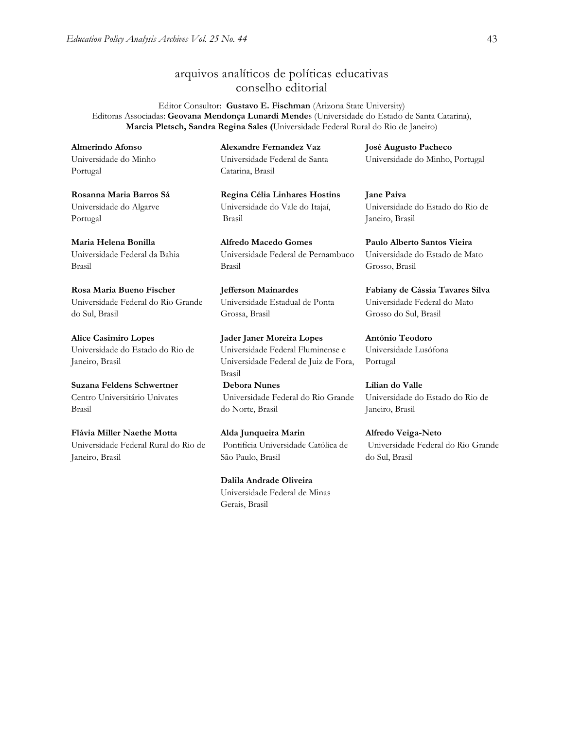## arquivos analíticos de políticas educativas
## conselho editorial

Editor Consultor: **Gustavo E. Fischman** (Arizona State University)
Editoras Associadas: **Geovana Mendonça Lunardi Mende**s (Universidade do Estado de Santa Catarina), **Marcia Pletsch, Sandra Regina Sales (**Universidade Federal Rural do Rio de Janeiro)

**Almerindo Afonso**
Universidade do Minho
Portugal

**Rosanna Maria Barros Sá**
Universidade do Algarve
Portugal

**Maria Helena Bonilla**
Universidade Federal da Bahia
Brasil

**Rosa Maria Bueno Fischer**
Universidade Federal do Rio Grande do Sul, Brasil

**Alice Casimiro Lopes**
Universidade do Estado do Rio de Janeiro, Brasil

**Suzana Feldens Schwertner**
Centro Universitário Univates
Brasil

**Flávia Miller Naethe Motta**
Universidade Federal Rural do Rio de Janeiro, Brasil

**Alexandre Fernandez Vaz**
Universidade Federal de Santa Catarina, Brasil

**Regina Célia Linhares Hostins**
Universidade do Vale do Itajaí, Brasil

**Alfredo Macedo Gomes**
Universidade Federal de Pernambuco
Brasil

**Jefferson Mainardes**
Universidade Estadual de Ponta Grossa, Brasil

**Jader Janer Moreira Lopes**
Universidade Federal Fluminense e Universidade Federal de Juiz de Fora, Brasil

**Debora Nunes**
Universidade Federal do Rio Grande do Norte, Brasil

**Alda Junqueira Marin**
Pontifícia Universidade Católica de São Paulo, Brasil

**Dalila Andrade Oliveira**
Universidade Federal de Minas Gerais, Brasil

**José Augusto Pacheco**
Universidade do Minho, Portugal

**Jane Paiva**
Universidade do Estado do Rio de Janeiro, Brasil

**Paulo Alberto Santos Vieira**
Universidade do Estado de Mato Grosso, Brasil

**Fabiany de Cássia Tavares Silva**
Universidade Federal do Mato Grosso do Sul, Brasil

**António Teodoro**
Universidade Lusófona
Portugal

**Lílian do Valle**
Universidade do Estado do Rio de Janeiro, Brasil

**Alfredo Veiga-Neto**
Universidade Federal do Rio Grande do Sul, Brasil